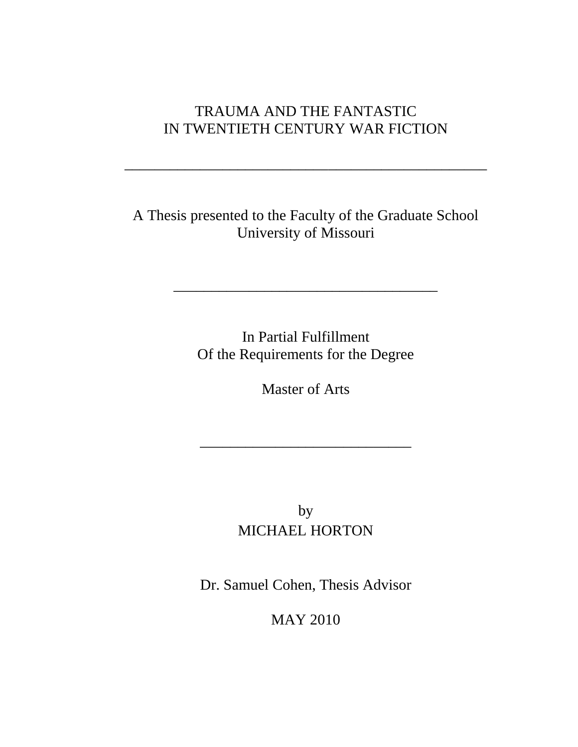# TRAUMA AND THE FANTASTIC
# IN TWENTIETH CENTURY WAR FICTION

---

A Thesis presented to the Faculty of the Graduate School
University of Missouri

---

In Partial Fulfillment
Of the Requirements for the Degree

Master of Arts

---

by
MICHAEL HORTON

Dr. Samuel Cohen, Thesis Advisor

MAY 2010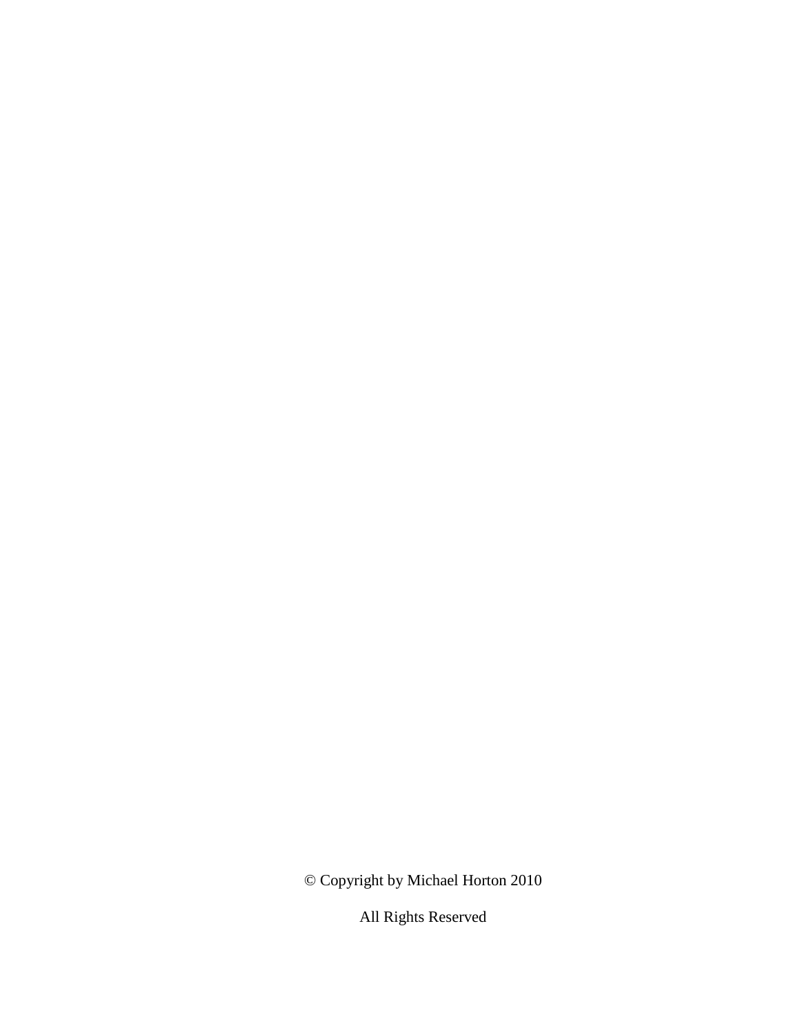© Copyright by Michael Horton 2010

All Rights Reserved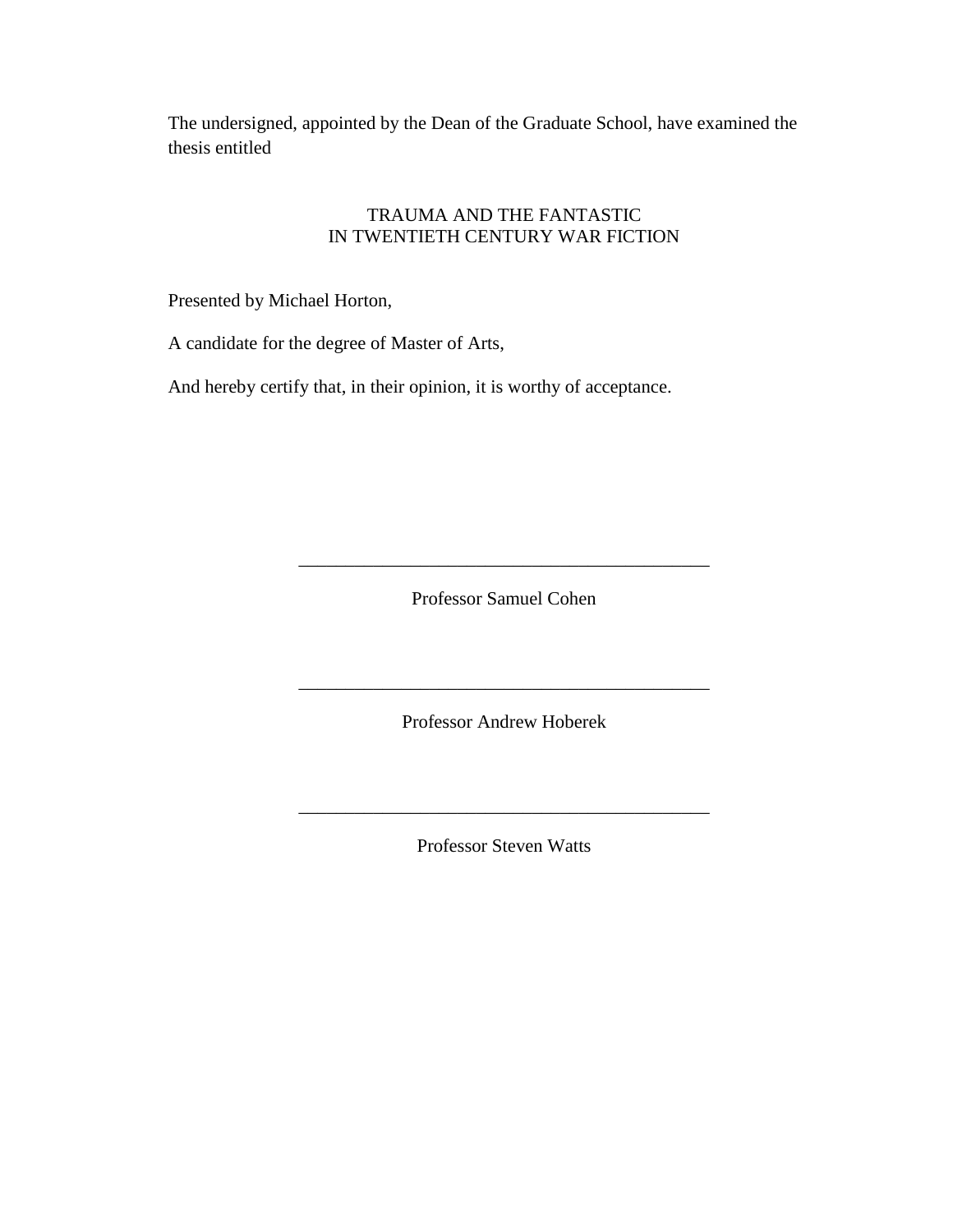The undersigned, appointed by the Dean of the Graduate School, have examined the thesis entitled

TRAUMA AND THE FANTASTIC
IN TWENTIETH CENTURY WAR FICTION

Presented by Michael Horton,

A candidate for the degree of Master of Arts,

And hereby certify that, in their opinion, it is worthy of acceptance.

\_\_\_\_\_\_\_\_\_\_\_\_\_\_\_\_\_\_\_\_\_\_\_\_\_\_\_\_\_\_\_\_\_\_\_\_\_\_\_\_\_\_\_\_

Professor Samuel Cohen

\_\_\_\_\_\_\_\_\_\_\_\_\_\_\_\_\_\_\_\_\_\_\_\_\_\_\_\_\_\_\_\_\_\_\_\_\_\_\_\_\_\_\_\_

Professor Andrew Hoberek

\_\_\_\_\_\_\_\_\_\_\_\_\_\_\_\_\_\_\_\_\_\_\_\_\_\_\_\_\_\_\_\_\_\_\_\_\_\_\_\_\_\_\_\_

Professor Steven Watts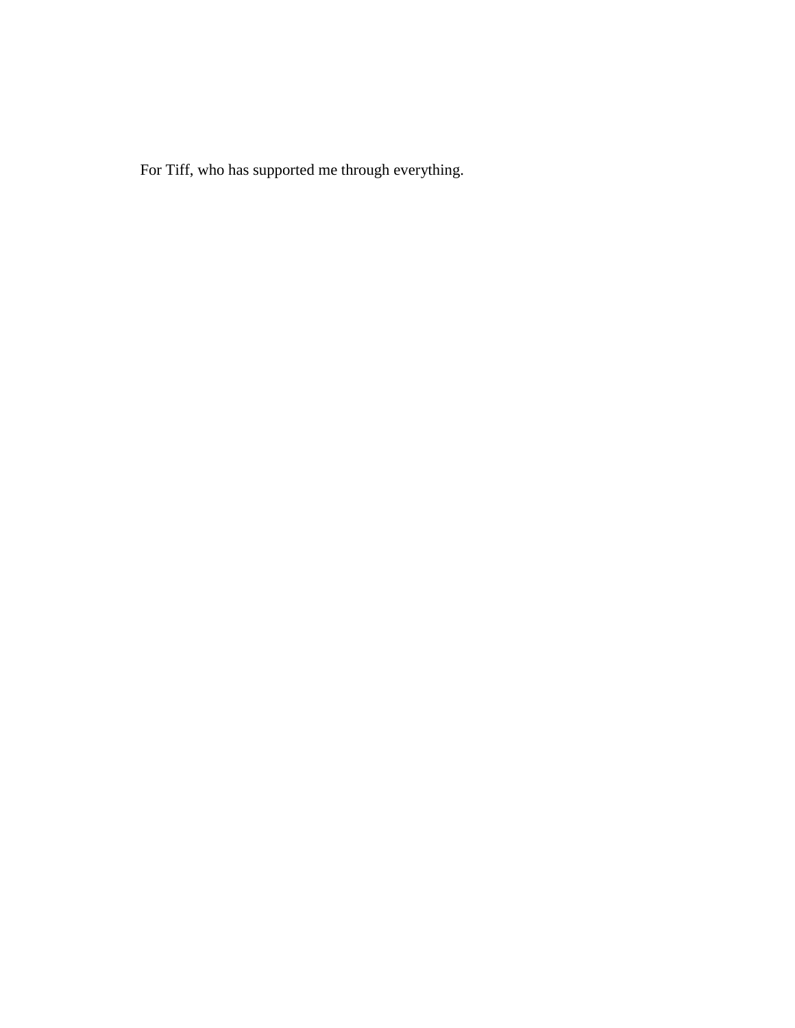For Tiff, who has supported me through everything.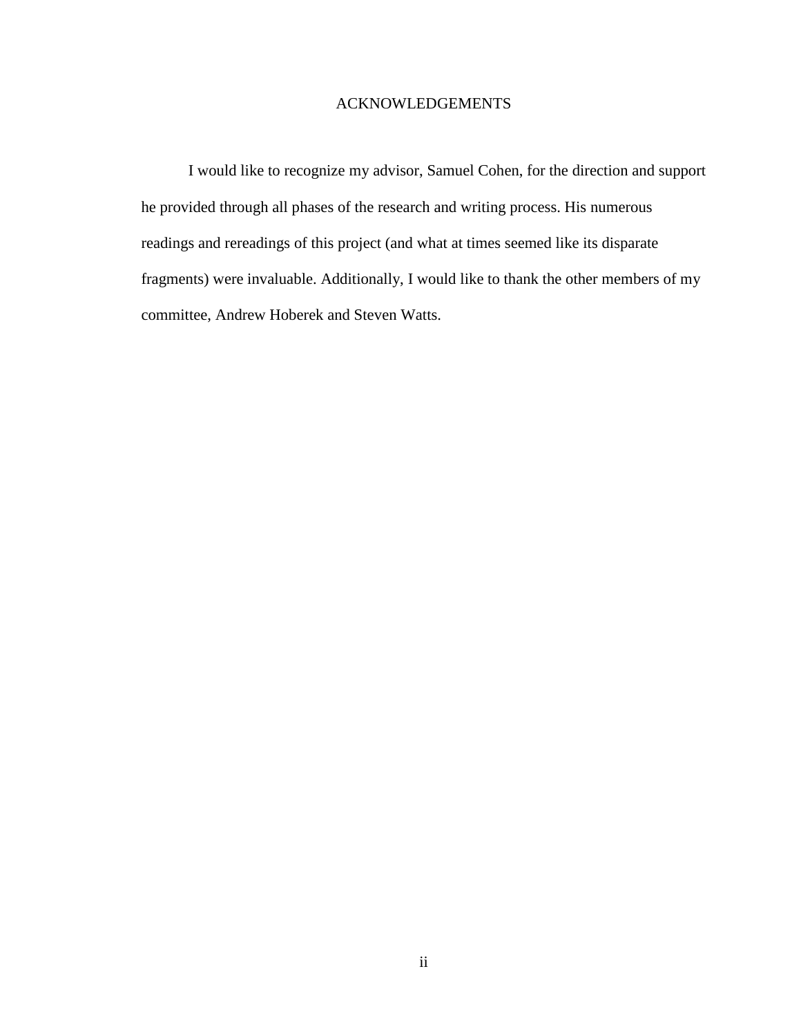# ACKNOWLEDGEMENTS

I would like to recognize my advisor, Samuel Cohen, for the direction and support he provided through all phases of the research and writing process. His numerous readings and rereadings of this project (and what at times seemed like its disparate fragments) were invaluable. Additionally, I would like to thank the other members of my committee, Andrew Hoberek and Steven Watts.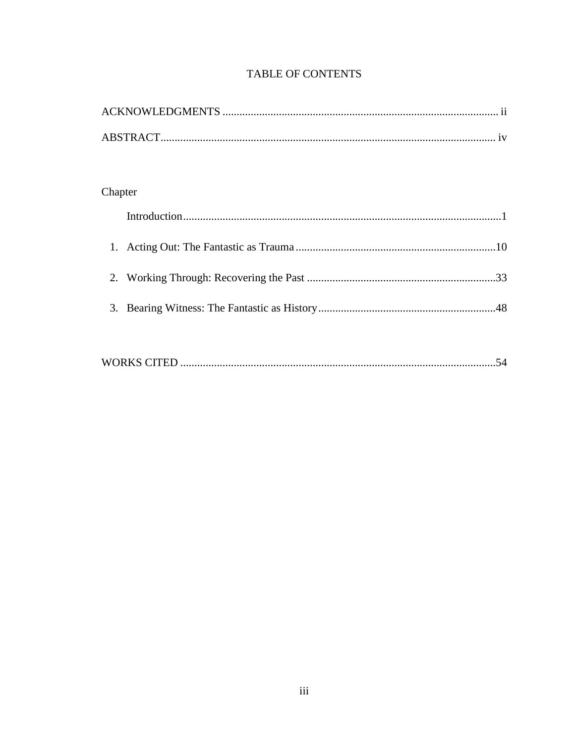# TABLE OF CONTENTS

ACKNOWLEDGMENTS ........................................................................................ ii

ABSTRACT.................................................................................................................. iv

Chapter

Introduction..................................................................................................1

1. Acting Out: The Fantastic as Trauma .........................................................10

2. Working Through: Recovering the Past .....................................................33

3. Bearing Witness: The Fantastic as History.................................................48

WORKS CITED ..................................................................................................54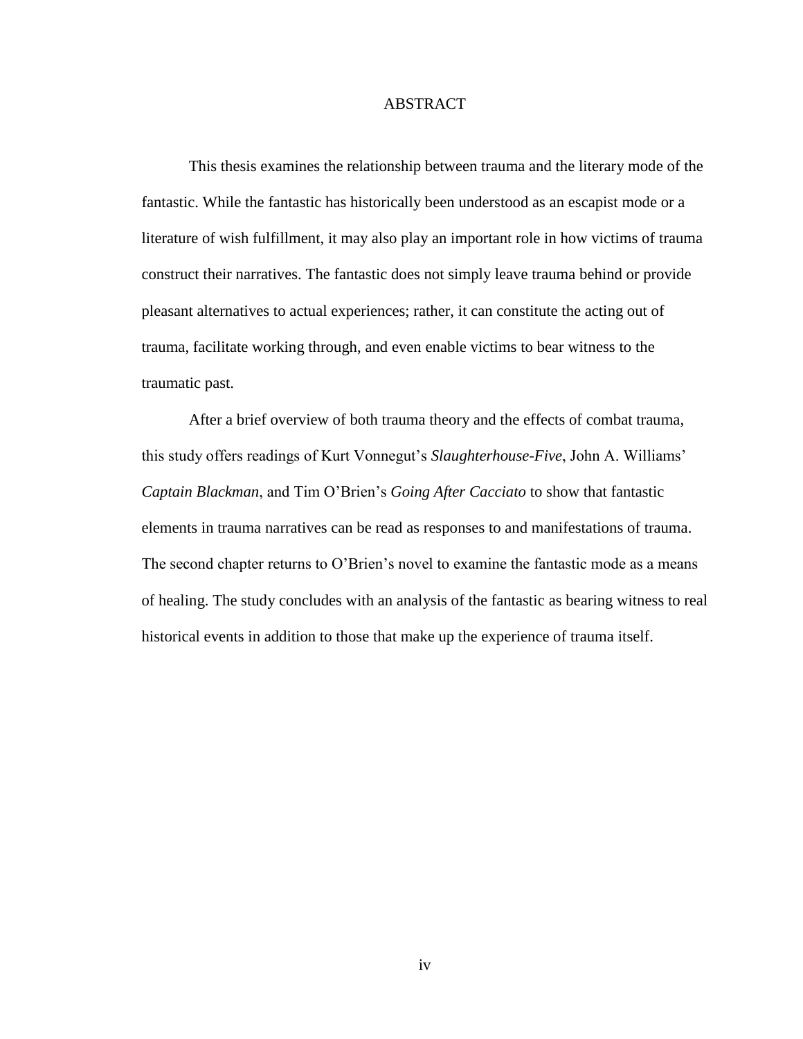# ABSTRACT

This thesis examines the relationship between trauma and the literary mode of the fantastic. While the fantastic has historically been understood as an escapist mode or a literature of wish fulfillment, it may also play an important role in how victims of trauma construct their narratives. The fantastic does not simply leave trauma behind or provide pleasant alternatives to actual experiences; rather, it can constitute the acting out of trauma, facilitate working through, and even enable victims to bear witness to the traumatic past.

After a brief overview of both trauma theory and the effects of combat trauma, this study offers readings of Kurt Vonnegut's *Slaughterhouse-Five*, John A. Williams' *Captain Blackman*, and Tim O'Brien's *Going After Cacciato* to show that fantastic elements in trauma narratives can be read as responses to and manifestations of trauma. The second chapter returns to O'Brien's novel to examine the fantastic mode as a means of healing. The study concludes with an analysis of the fantastic as bearing witness to real historical events in addition to those that make up the experience of trauma itself.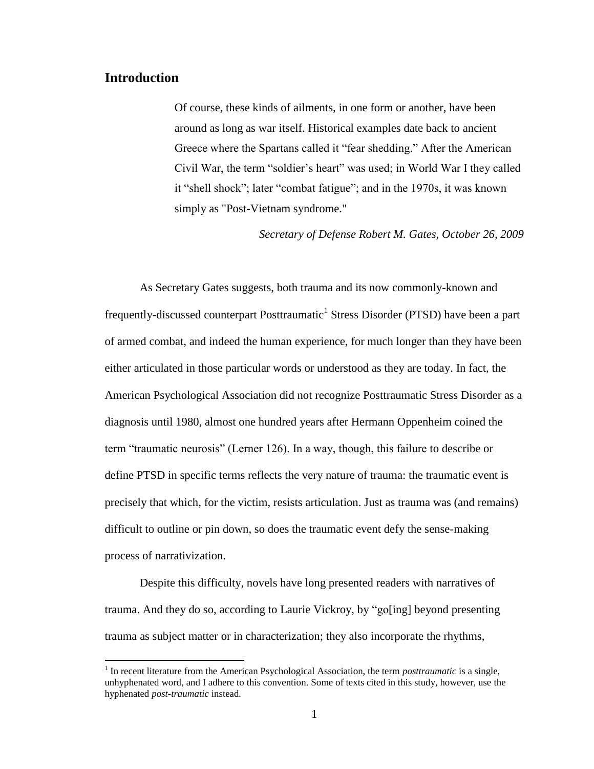## Introduction

> Of course, these kinds of ailments, in one form or another, have been around as long as war itself. Historical examples date back to ancient Greece where the Spartans called it "fear shedding." After the American Civil War, the term "soldier's heart" was used; in World War I they called it "shell shock"; later "combat fatigue"; and in the 1970s, it was known simply as "Post-Vietnam syndrome."
>
> *Secretary of Defense Robert M. Gates, October 26, 2009*

As Secretary Gates suggests, both trauma and its now commonly-known and frequently-discussed counterpart Posttraumatic[1] Stress Disorder (PTSD) have been a part of armed combat, and indeed the human experience, for much longer than they have been either articulated in those particular words or understood as they are today. In fact, the American Psychological Association did not recognize Posttraumatic Stress Disorder as a diagnosis until 1980, almost one hundred years after Hermann Oppenheim coined the term "traumatic neurosis" (Lerner 126). In a way, though, this failure to describe or define PTSD in specific terms reflects the very nature of trauma: the traumatic event is precisely that which, for the victim, resists articulation. Just as trauma was (and remains) difficult to outline or pin down, so does the traumatic event defy the sense-making process of narrativization.

Despite this difficulty, novels have long presented readers with narratives of trauma. And they do so, according to Laurie Vickroy, by "go[ing] beyond presenting trauma as subject matter or in characterization; they also incorporate the rhythms,

[1] In recent literature from the American Psychological Association, the term *posttraumatic* is a single, unhyphenated word, and I adhere to this convention. Some of texts cited in this study, however, use the hyphenated *post-traumatic* instead.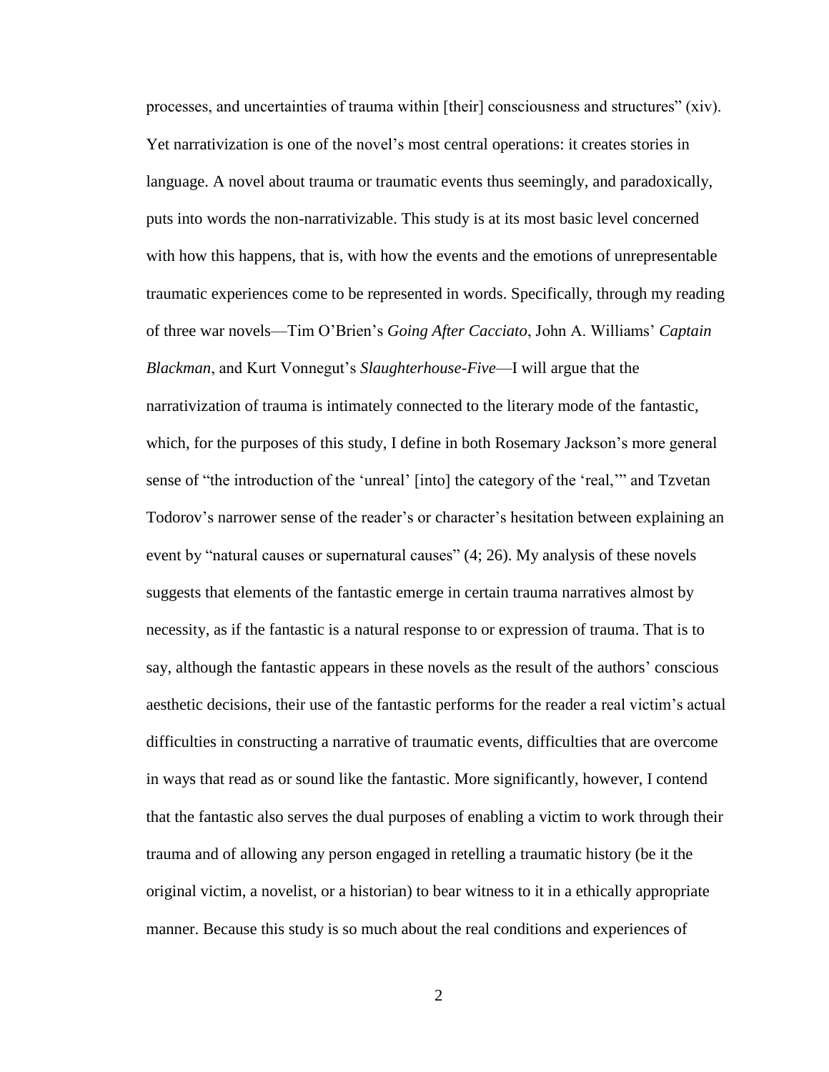processes, and uncertainties of trauma within [their] consciousness and structures" (xiv). Yet narrativization is one of the novel's most central operations: it creates stories in language. A novel about trauma or traumatic events thus seemingly, and paradoxically, puts into words the non-narrativizable. This study is at its most basic level concerned with how this happens, that is, with how the events and the emotions of unrepresentable traumatic experiences come to be represented in words. Specifically, through my reading of three war novels—Tim O'Brien's *Going After Cacciato*, John A. Williams' *Captain Blackman*, and Kurt Vonnegut's *Slaughterhouse-Five*—I will argue that the narrativization of trauma is intimately connected to the literary mode of the fantastic, which, for the purposes of this study, I define in both Rosemary Jackson's more general sense of "the introduction of the 'unreal' [into] the category of the 'real,'" and Tzvetan Todorov's narrower sense of the reader's or character's hesitation between explaining an event by "natural causes or supernatural causes" (4; 26). My analysis of these novels suggests that elements of the fantastic emerge in certain trauma narratives almost by necessity, as if the fantastic is a natural response to or expression of trauma. That is to say, although the fantastic appears in these novels as the result of the authors' conscious aesthetic decisions, their use of the fantastic performs for the reader a real victim's actual difficulties in constructing a narrative of traumatic events, difficulties that are overcome in ways that read as or sound like the fantastic. More significantly, however, I contend that the fantastic also serves the dual purposes of enabling a victim to work through their trauma and of allowing any person engaged in retelling a traumatic history (be it the original victim, a novelist, or a historian) to bear witness to it in a ethically appropriate manner. Because this study is so much about the real conditions and experiences of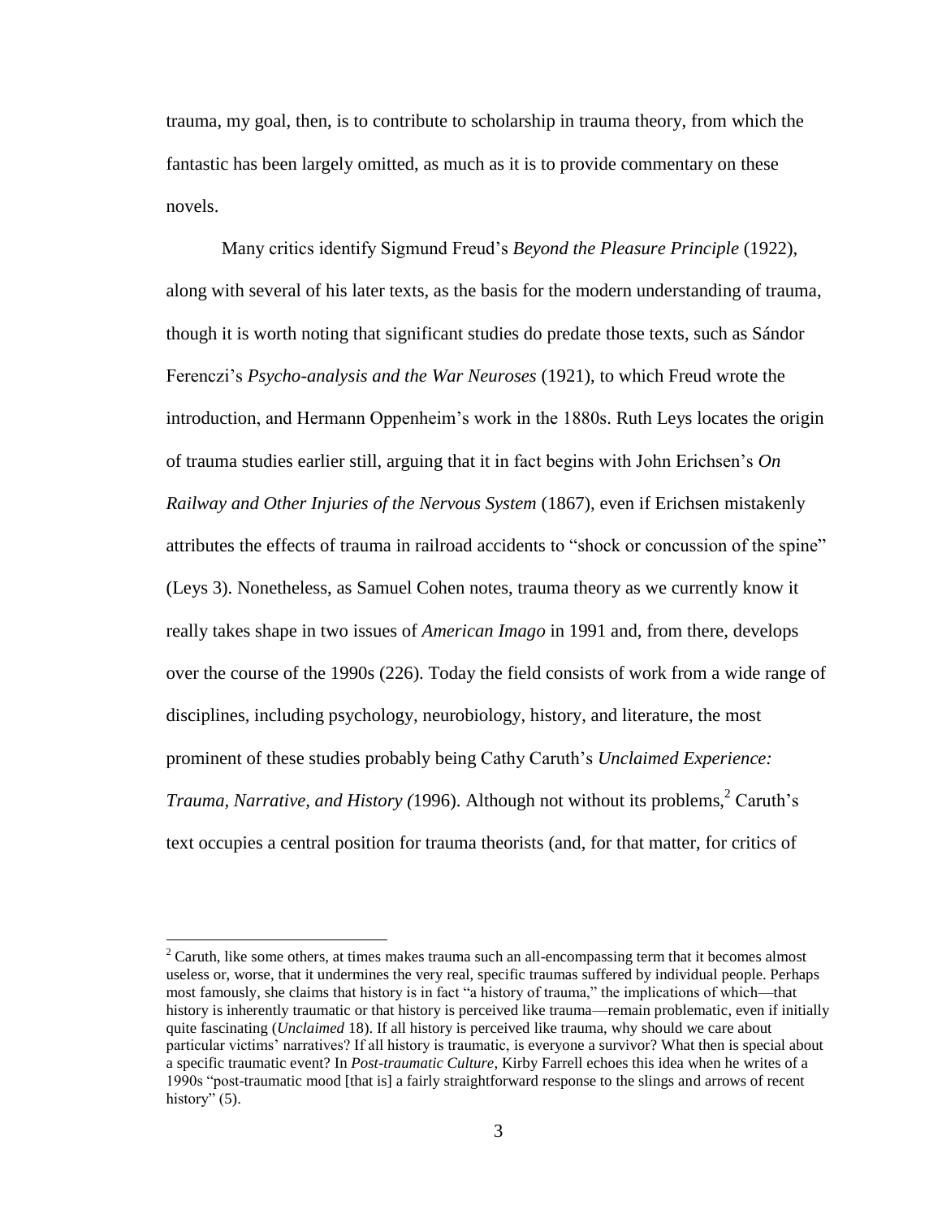trauma, my goal, then, is to contribute to scholarship in trauma theory, from which the fantastic has been largely omitted, as much as it is to provide commentary on these novels.

Many critics identify Sigmund Freud's *Beyond the Pleasure Principle* (1922), along with several of his later texts, as the basis for the modern understanding of trauma, though it is worth noting that significant studies do predate those texts, such as Sándor Ferenczi's *Psycho-analysis and the War Neuroses* (1921), to which Freud wrote the introduction, and Hermann Oppenheim's work in the 1880s. Ruth Leys locates the origin of trauma studies earlier still, arguing that it in fact begins with John Erichsen's *On Railway and Other Injuries of the Nervous System* (1867), even if Erichsen mistakenly attributes the effects of trauma in railroad accidents to "shock or concussion of the spine" (Leys 3). Nonetheless, as Samuel Cohen notes, trauma theory as we currently know it really takes shape in two issues of *American Imago* in 1991 and, from there, develops over the course of the 1990s (226). Today the field consists of work from a wide range of disciplines, including psychology, neurobiology, history, and literature, the most prominent of these studies probably being Cathy Caruth's *Unclaimed Experience: Trauma, Narrative, and History (*1996). Although not without its problems,[2] Caruth's text occupies a central position for trauma theorists (and, for that matter, for critics of

---

[2] Caruth, like some others, at times makes trauma such an all-encompassing term that it becomes almost useless or, worse, that it undermines the very real, specific traumas suffered by individual people. Perhaps most famously, she claims that history is in fact "a history of trauma," the implications of which—that history is inherently traumatic or that history is perceived like trauma—remain problematic, even if initially quite fascinating (*Unclaimed* 18). If all history is perceived like trauma, why should we care about particular victims' narratives? If all history is traumatic, is everyone a survivor? What then is special about a specific traumatic event? In *Post-traumatic Culture,* Kirby Farrell echoes this idea when he writes of a 1990s "post-traumatic mood [that is] a fairly straightforward response to the slings and arrows of recent history" (5).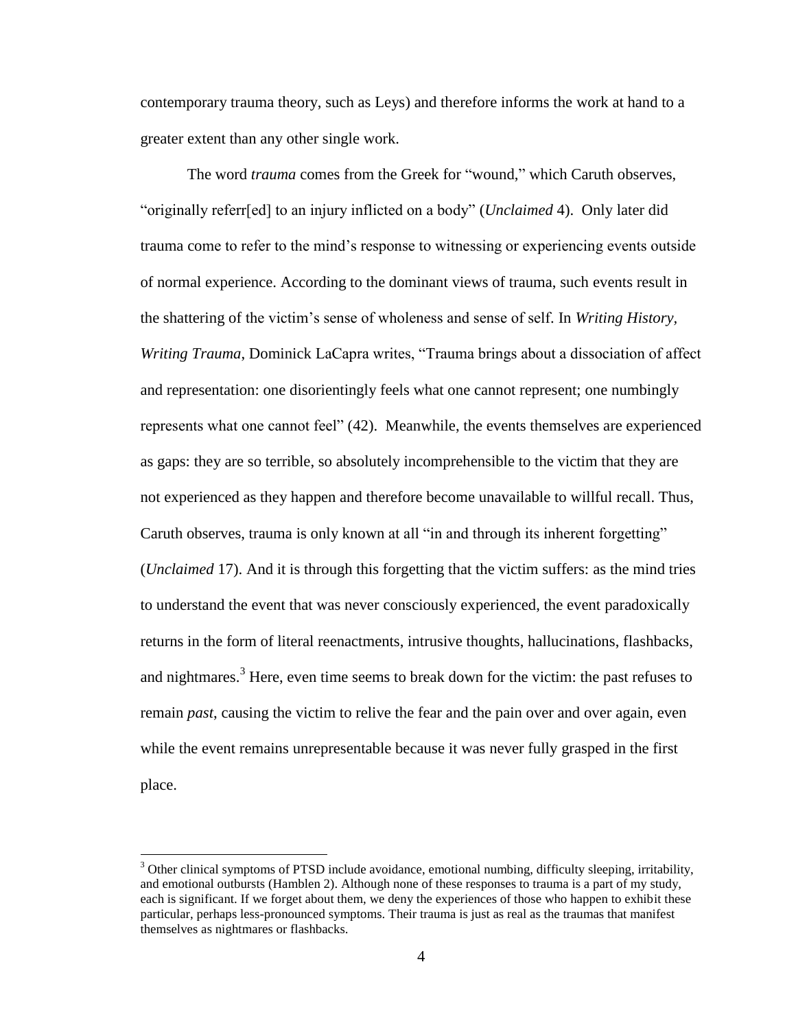contemporary trauma theory, such as Leys) and therefore informs the work at hand to a greater extent than any other single work.

The word *trauma* comes from the Greek for "wound," which Caruth observes, "originally referr[ed] to an injury inflicted on a body" (*Unclaimed* 4). Only later did trauma come to refer to the mind's response to witnessing or experiencing events outside of normal experience. According to the dominant views of trauma, such events result in the shattering of the victim's sense of wholeness and sense of self. In *Writing History, Writing Trauma*, Dominick LaCapra writes, "Trauma brings about a dissociation of affect and representation: one disorientingly feels what one cannot represent; one numbingly represents what one cannot feel" (42). Meanwhile, the events themselves are experienced as gaps: they are so terrible, so absolutely incomprehensible to the victim that they are not experienced as they happen and therefore become unavailable to willful recall. Thus, Caruth observes, trauma is only known at all "in and through its inherent forgetting" (*Unclaimed* 17). And it is through this forgetting that the victim suffers: as the mind tries to understand the event that was never consciously experienced, the event paradoxically returns in the form of literal reenactments, intrusive thoughts, hallucinations, flashbacks, and nightmares.[3] Here, even time seems to break down for the victim: the past refuses to remain *past*, causing the victim to relive the fear and the pain over and over again, even while the event remains unrepresentable because it was never fully grasped in the first place.

---

[3] Other clinical symptoms of PTSD include avoidance, emotional numbing, difficulty sleeping, irritability, and emotional outbursts (Hamblen 2). Although none of these responses to trauma is a part of my study, each is significant. If we forget about them, we deny the experiences of those who happen to exhibit these particular, perhaps less-pronounced symptoms. Their trauma is just as real as the traumas that manifest themselves as nightmares or flashbacks.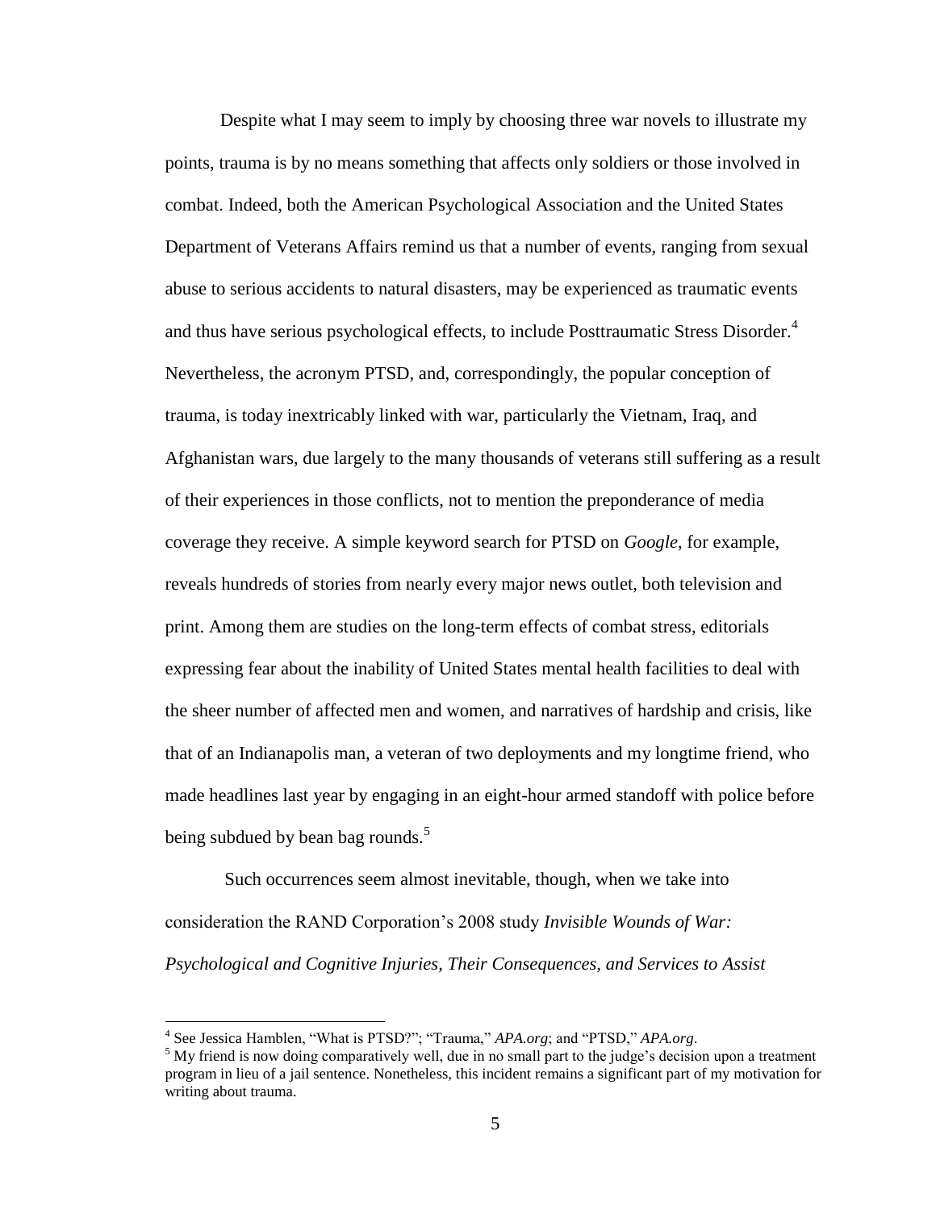Despite what I may seem to imply by choosing three war novels to illustrate my points, trauma is by no means something that affects only soldiers or those involved in combat. Indeed, both the American Psychological Association and the United States Department of Veterans Affairs remind us that a number of events, ranging from sexual abuse to serious accidents to natural disasters, may be experienced as traumatic events and thus have serious psychological effects, to include Posttraumatic Stress Disorder.[4] Nevertheless, the acronym PTSD, and, correspondingly, the popular conception of trauma, is today inextricably linked with war, particularly the Vietnam, Iraq, and Afghanistan wars, due largely to the many thousands of veterans still suffering as a result of their experiences in those conflicts, not to mention the preponderance of media coverage they receive. A simple keyword search for PTSD on *Google*, for example, reveals hundreds of stories from nearly every major news outlet, both television and print. Among them are studies on the long-term effects of combat stress, editorials expressing fear about the inability of United States mental health facilities to deal with the sheer number of affected men and women, and narratives of hardship and crisis, like that of an Indianapolis man, a veteran of two deployments and my longtime friend, who made headlines last year by engaging in an eight-hour armed standoff with police before being subdued by bean bag rounds.[5]

Such occurrences seem almost inevitable, though, when we take into consideration the RAND Corporation's 2008 study *Invisible Wounds of War: Psychological and Cognitive Injuries, Their Consequences, and Services to Assist*

---

[4] See Jessica Hamblen, "What is PTSD?"; "Trauma," *APA.org*; and "PTSD," *APA.org*.

[5] My friend is now doing comparatively well, due in no small part to the judge's decision upon a treatment program in lieu of a jail sentence. Nonetheless, this incident remains a significant part of my motivation for writing about trauma.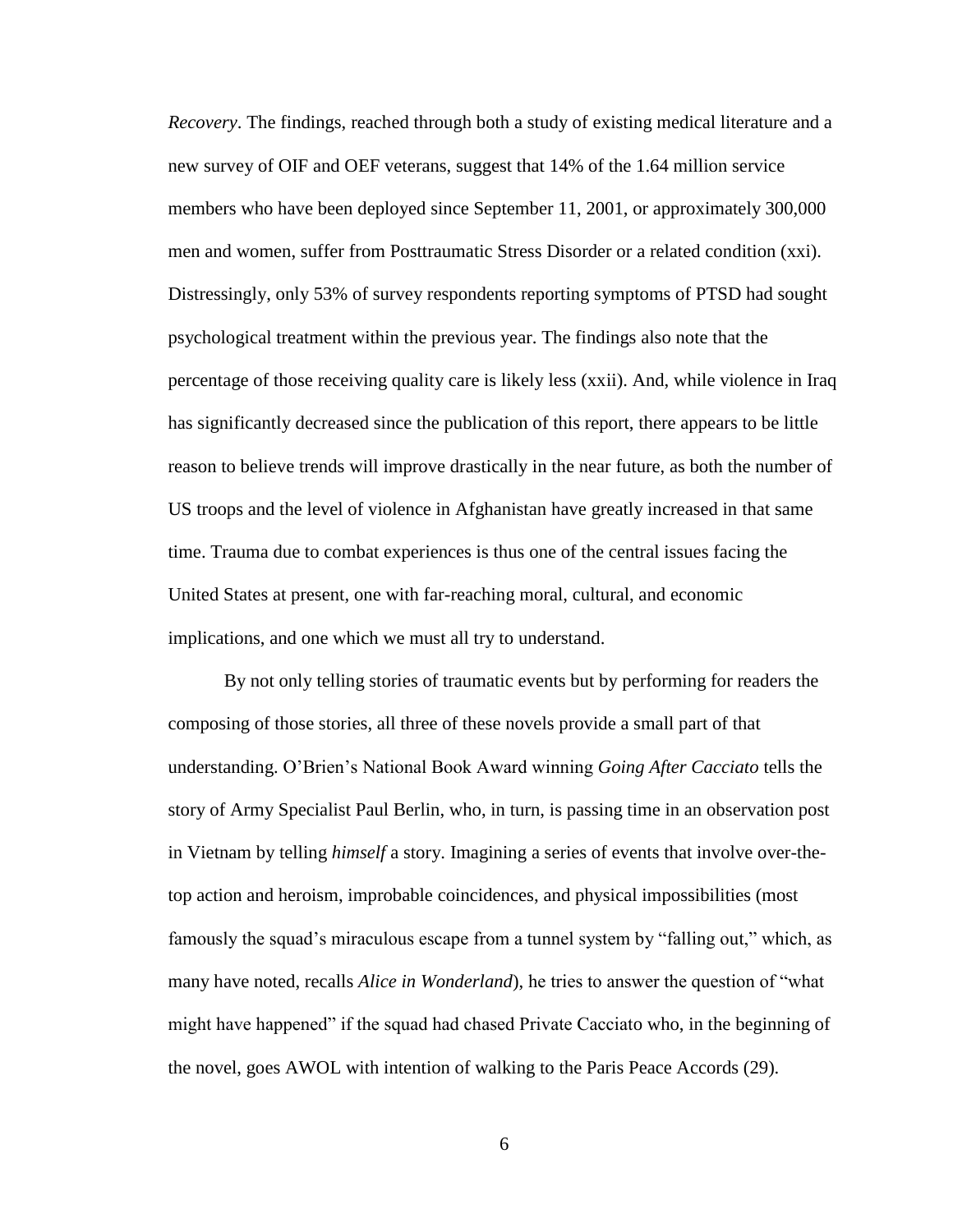*Recovery*. The findings, reached through both a study of existing medical literature and a new survey of OIF and OEF veterans, suggest that 14% of the 1.64 million service members who have been deployed since September 11, 2001, or approximately 300,000 men and women, suffer from Posttraumatic Stress Disorder or a related condition (xxi). Distressingly, only 53% of survey respondents reporting symptoms of PTSD had sought psychological treatment within the previous year. The findings also note that the percentage of those receiving quality care is likely less (xxii). And, while violence in Iraq has significantly decreased since the publication of this report, there appears to be little reason to believe trends will improve drastically in the near future, as both the number of US troops and the level of violence in Afghanistan have greatly increased in that same time. Trauma due to combat experiences is thus one of the central issues facing the United States at present, one with far-reaching moral, cultural, and economic implications, and one which we must all try to understand.

By not only telling stories of traumatic events but by performing for readers the composing of those stories, all three of these novels provide a small part of that understanding. O'Brien's National Book Award winning *Going After Cacciato* tells the story of Army Specialist Paul Berlin, who, in turn, is passing time in an observation post in Vietnam by telling *himself* a story. Imagining a series of events that involve over-the-top action and heroism, improbable coincidences, and physical impossibilities (most famously the squad's miraculous escape from a tunnel system by "falling out," which, as many have noted, recalls *Alice in Wonderland*), he tries to answer the question of "what might have happened" if the squad had chased Private Cacciato who, in the beginning of the novel, goes AWOL with intention of walking to the Paris Peace Accords (29).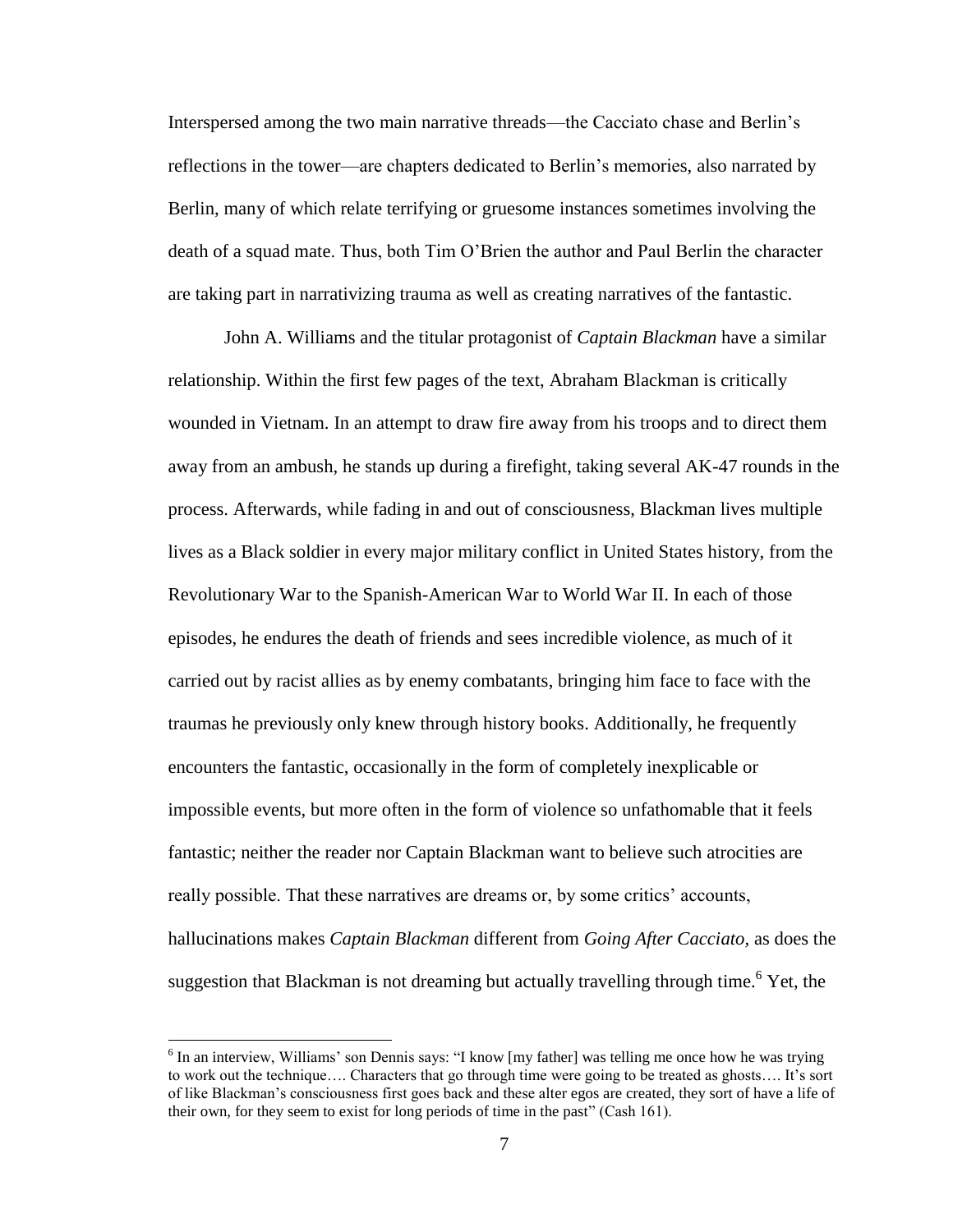Interspersed among the two main narrative threads—the Cacciato chase and Berlin's reflections in the tower—are chapters dedicated to Berlin's memories, also narrated by Berlin, many of which relate terrifying or gruesome instances sometimes involving the death of a squad mate. Thus, both Tim O'Brien the author and Paul Berlin the character are taking part in narrativizing trauma as well as creating narratives of the fantastic.

John A. Williams and the titular protagonist of *Captain Blackman* have a similar relationship. Within the first few pages of the text, Abraham Blackman is critically wounded in Vietnam. In an attempt to draw fire away from his troops and to direct them away from an ambush, he stands up during a firefight, taking several AK-47 rounds in the process. Afterwards, while fading in and out of consciousness, Blackman lives multiple lives as a Black soldier in every major military conflict in United States history, from the Revolutionary War to the Spanish-American War to World War II. In each of those episodes, he endures the death of friends and sees incredible violence, as much of it carried out by racist allies as by enemy combatants, bringing him face to face with the traumas he previously only knew through history books. Additionally, he frequently encounters the fantastic, occasionally in the form of completely inexplicable or impossible events, but more often in the form of violence so unfathomable that it feels fantastic; neither the reader nor Captain Blackman want to believe such atrocities are really possible. That these narratives are dreams or, by some critics' accounts, hallucinations makes *Captain Blackman* different from *Going After Cacciato,* as does the suggestion that Blackman is not dreaming but actually travelling through time.[6] Yet, the

[6] In an interview, Williams' son Dennis says: "I know [my father] was telling me once how he was trying to work out the technique…. Characters that go through time were going to be treated as ghosts…. It's sort of like Blackman's consciousness first goes back and these alter egos are created, they sort of have a life of their own, for they seem to exist for long periods of time in the past" (Cash 161).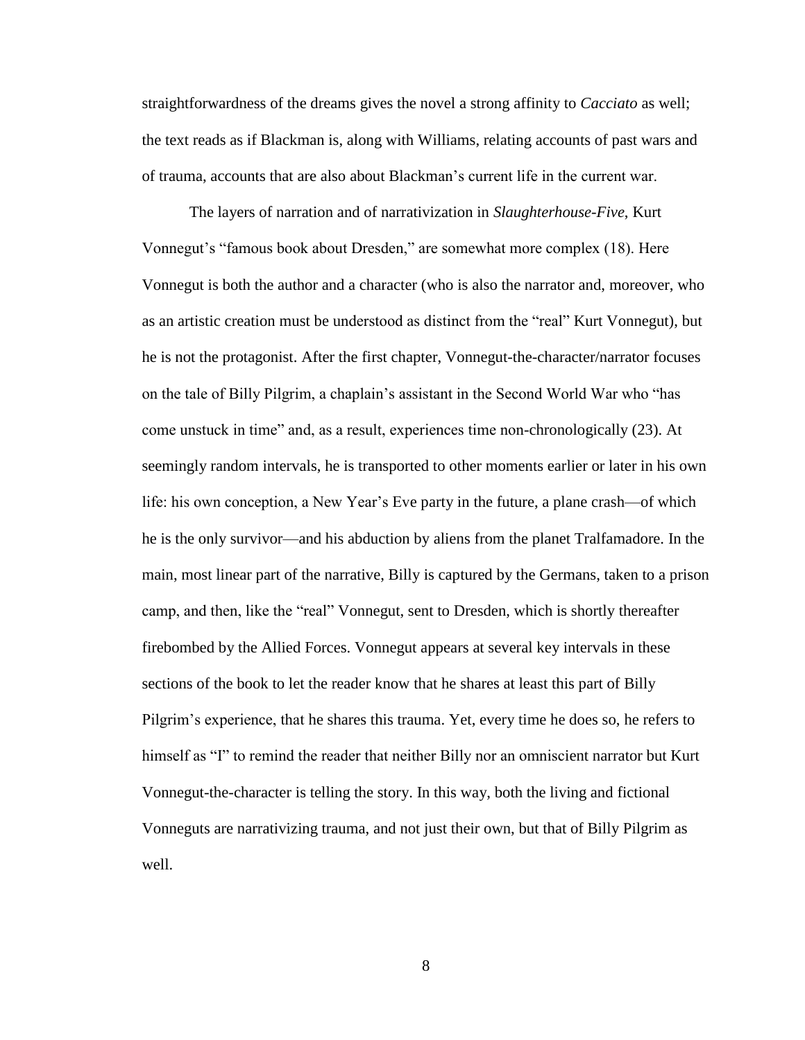straightforwardness of the dreams gives the novel a strong affinity to *Cacciato* as well; the text reads as if Blackman is, along with Williams, relating accounts of past wars and of trauma, accounts that are also about Blackman's current life in the current war.

The layers of narration and of narrativization in *Slaughterhouse-Five*, Kurt Vonnegut's "famous book about Dresden," are somewhat more complex (18). Here Vonnegut is both the author and a character (who is also the narrator and, moreover, who as an artistic creation must be understood as distinct from the "real" Kurt Vonnegut), but he is not the protagonist. After the first chapter, Vonnegut-the-character/narrator focuses on the tale of Billy Pilgrim, a chaplain's assistant in the Second World War who "has come unstuck in time" and, as a result, experiences time non-chronologically (23). At seemingly random intervals, he is transported to other moments earlier or later in his own life: his own conception, a New Year's Eve party in the future, a plane crash—of which he is the only survivor—and his abduction by aliens from the planet Tralfamadore. In the main, most linear part of the narrative, Billy is captured by the Germans, taken to a prison camp, and then, like the "real" Vonnegut, sent to Dresden, which is shortly thereafter firebombed by the Allied Forces. Vonnegut appears at several key intervals in these sections of the book to let the reader know that he shares at least this part of Billy Pilgrim's experience, that he shares this trauma. Yet, every time he does so, he refers to himself as "I" to remind the reader that neither Billy nor an omniscient narrator but Kurt Vonnegut-the-character is telling the story. In this way, both the living and fictional Vonneguts are narrativizing trauma, and not just their own, but that of Billy Pilgrim as well.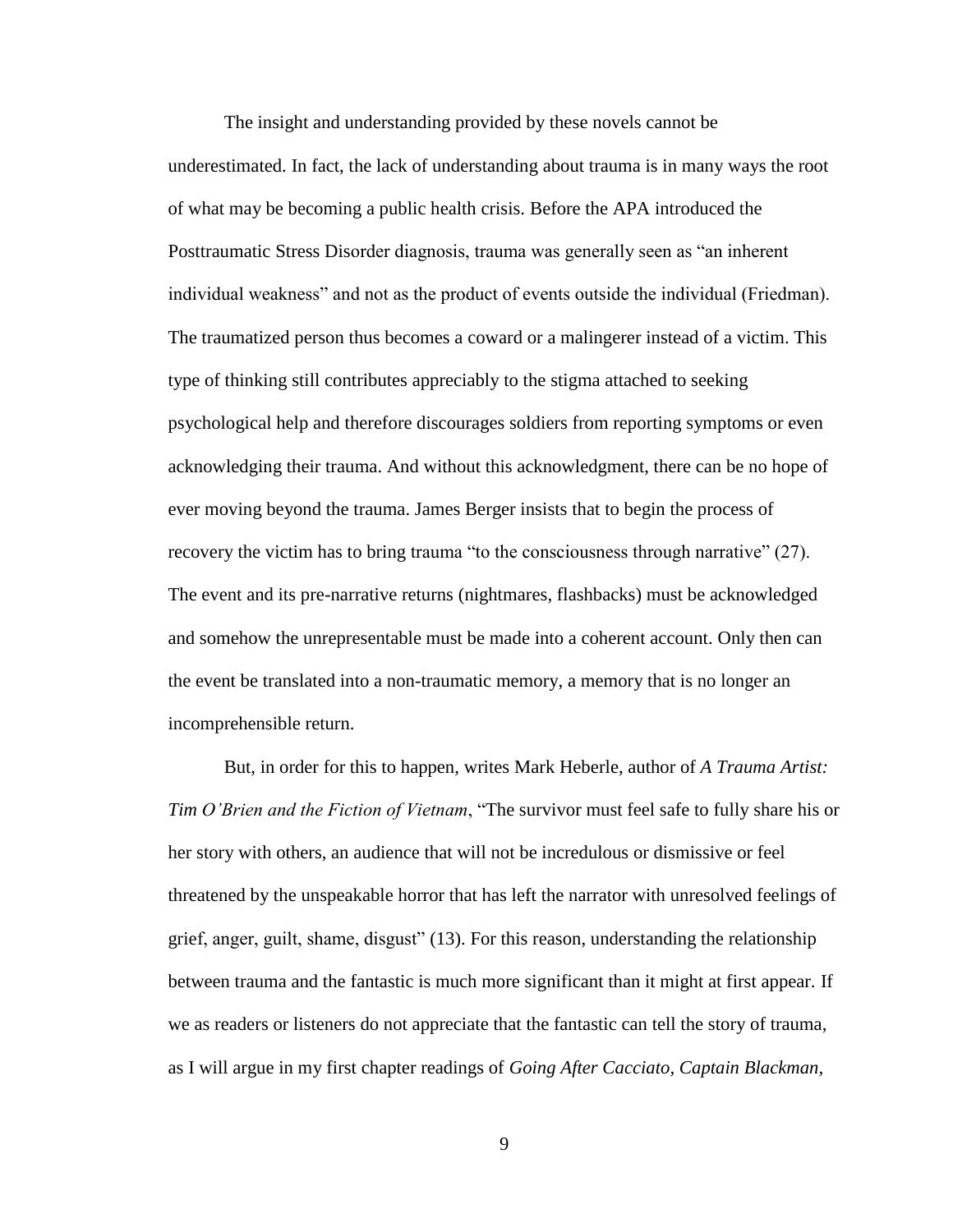The insight and understanding provided by these novels cannot be underestimated. In fact, the lack of understanding about trauma is in many ways the root of what may be becoming a public health crisis. Before the APA introduced the Posttraumatic Stress Disorder diagnosis, trauma was generally seen as "an inherent individual weakness" and not as the product of events outside the individual (Friedman). The traumatized person thus becomes a coward or a malingerer instead of a victim. This type of thinking still contributes appreciably to the stigma attached to seeking psychological help and therefore discourages soldiers from reporting symptoms or even acknowledging their trauma. And without this acknowledgment, there can be no hope of ever moving beyond the trauma. James Berger insists that to begin the process of recovery the victim has to bring trauma "to the consciousness through narrative" (27). The event and its pre-narrative returns (nightmares, flashbacks) must be acknowledged and somehow the unrepresentable must be made into a coherent account. Only then can the event be translated into a non-traumatic memory, a memory that is no longer an incomprehensible return.

But, in order for this to happen, writes Mark Heberle, author of *A Trauma Artist: Tim O'Brien and the Fiction of Vietnam*, "The survivor must feel safe to fully share his or her story with others, an audience that will not be incredulous or dismissive or feel threatened by the unspeakable horror that has left the narrator with unresolved feelings of grief, anger, guilt, shame, disgust" (13). For this reason, understanding the relationship between trauma and the fantastic is much more significant than it might at first appear. If we as readers or listeners do not appreciate that the fantastic can tell the story of trauma, as I will argue in my first chapter readings of *Going After Cacciato, Captain Blackman,*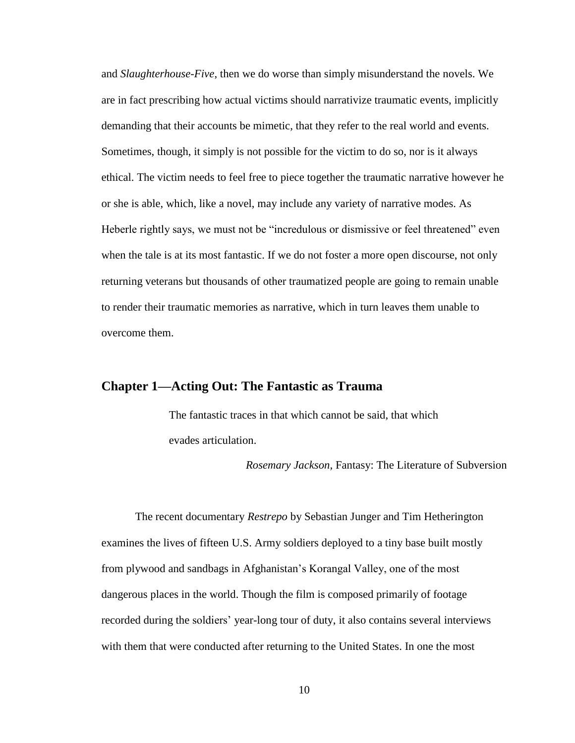and *Slaughterhouse-Five*, then we do worse than simply misunderstand the novels. We are in fact prescribing how actual victims should narrativize traumatic events, implicitly demanding that their accounts be mimetic, that they refer to the real world and events. Sometimes, though, it simply is not possible for the victim to do so, nor is it always ethical. The victim needs to feel free to piece together the traumatic narrative however he or she is able, which, like a novel, may include any variety of narrative modes. As Heberle rightly says, we must not be "incredulous or dismissive or feel threatened" even when the tale is at its most fantastic. If we do not foster a more open discourse, not only returning veterans but thousands of other traumatized people are going to remain unable to render their traumatic memories as narrative, which in turn leaves them unable to overcome them.

## Chapter 1—Acting Out: The Fantastic as Trauma

> The fantastic traces in that which cannot be said, that which evades articulation.
>
> *Rosemary Jackson,* Fantasy: The Literature of Subversion

The recent documentary *Restrepo* by Sebastian Junger and Tim Hetherington examines the lives of fifteen U.S. Army soldiers deployed to a tiny base built mostly from plywood and sandbags in Afghanistan's Korangal Valley, one of the most dangerous places in the world. Though the film is composed primarily of footage recorded during the soldiers' year-long tour of duty, it also contains several interviews with them that were conducted after returning to the United States. In one the most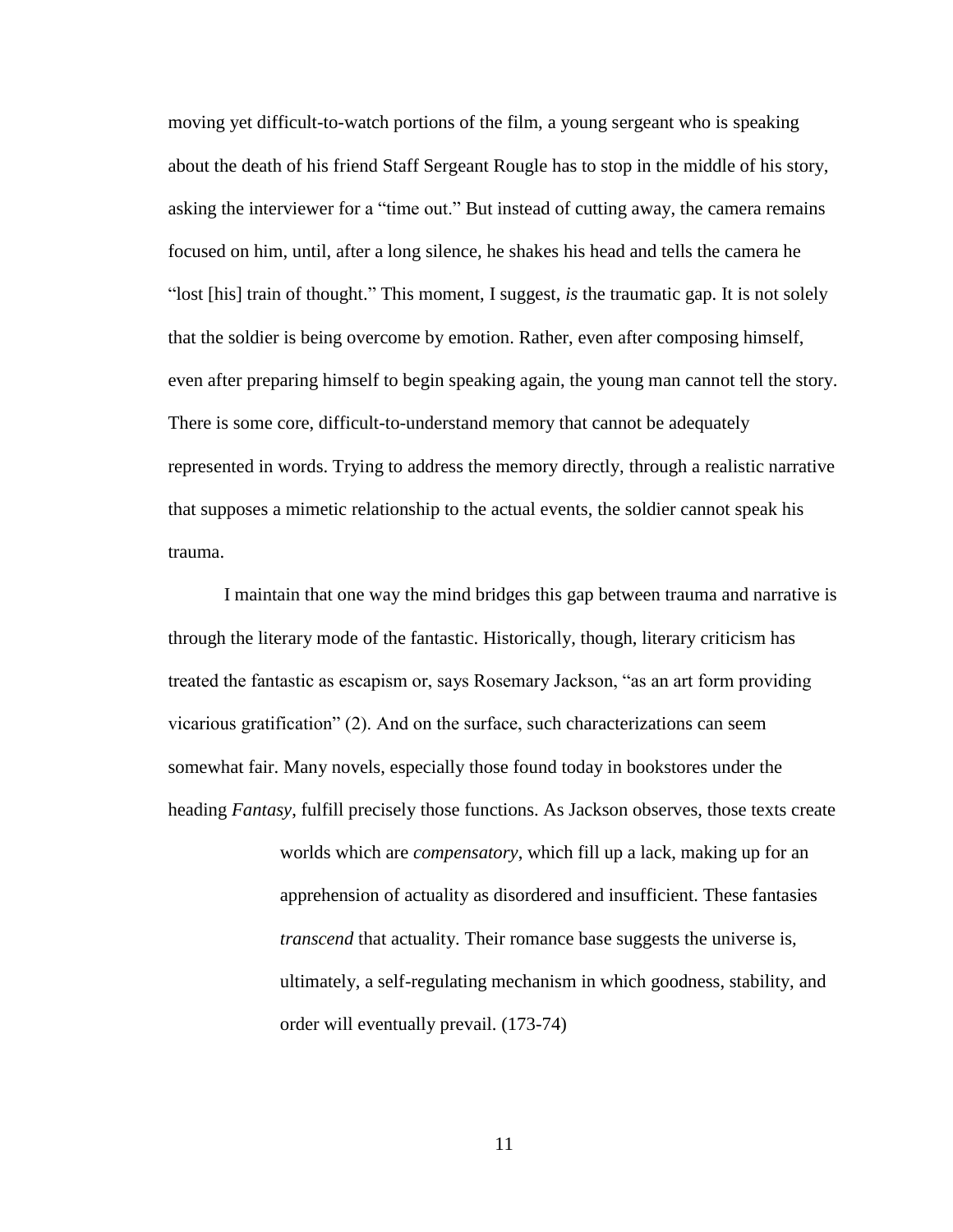moving yet difficult-to-watch portions of the film, a young sergeant who is speaking about the death of his friend Staff Sergeant Rougle has to stop in the middle of his story, asking the interviewer for a "time out." But instead of cutting away, the camera remains focused on him, until, after a long silence, he shakes his head and tells the camera he "lost [his] train of thought." This moment, I suggest, *is* the traumatic gap. It is not solely that the soldier is being overcome by emotion. Rather, even after composing himself, even after preparing himself to begin speaking again, the young man cannot tell the story. There is some core, difficult-to-understand memory that cannot be adequately represented in words. Trying to address the memory directly, through a realistic narrative that supposes a mimetic relationship to the actual events, the soldier cannot speak his trauma.

I maintain that one way the mind bridges this gap between trauma and narrative is through the literary mode of the fantastic. Historically, though, literary criticism has treated the fantastic as escapism or, says Rosemary Jackson, "as an art form providing vicarious gratification" (2). And on the surface, such characterizations can seem somewhat fair. Many novels, especially those found today in bookstores under the heading *Fantasy*, fulfill precisely those functions. As Jackson observes, those texts create

> worlds which are *compensatory*, which fill up a lack, making up for an apprehension of actuality as disordered and insufficient. These fantasies *transcend* that actuality. Their romance base suggests the universe is, ultimately, a self-regulating mechanism in which goodness, stability, and order will eventually prevail. (173-74)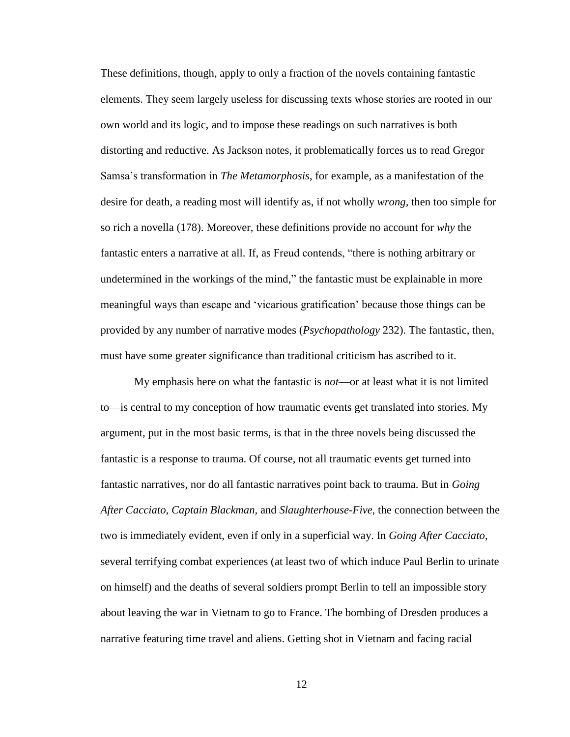These definitions, though, apply to only a fraction of the novels containing fantastic elements. They seem largely useless for discussing texts whose stories are rooted in our own world and its logic, and to impose these readings on such narratives is both distorting and reductive. As Jackson notes, it problematically forces us to read Gregor Samsa's transformation in *The Metamorphosis*, for example, as a manifestation of the desire for death, a reading most will identify as, if not wholly *wrong*, then too simple for so rich a novella (178). Moreover, these definitions provide no account for *why* the fantastic enters a narrative at all. If, as Freud contends, "there is nothing arbitrary or undetermined in the workings of the mind," the fantastic must be explainable in more meaningful ways than escape and 'vicarious gratification' because those things can be provided by any number of narrative modes (*Psychopathology* 232). The fantastic, then, must have some greater significance than traditional criticism has ascribed to it.

My emphasis here on what the fantastic is *not*—or at least what it is not limited to—is central to my conception of how traumatic events get translated into stories. My argument, put in the most basic terms, is that in the three novels being discussed the fantastic is a response to trauma. Of course, not all traumatic events get turned into fantastic narratives, nor do all fantastic narratives point back to trauma. But in *Going After Cacciato*, *Captain Blackman*, and *Slaughterhouse-Five*, the connection between the two is immediately evident, even if only in a superficial way. In *Going After Cacciato*, several terrifying combat experiences (at least two of which induce Paul Berlin to urinate on himself) and the deaths of several soldiers prompt Berlin to tell an impossible story about leaving the war in Vietnam to go to France. The bombing of Dresden produces a narrative featuring time travel and aliens. Getting shot in Vietnam and facing racial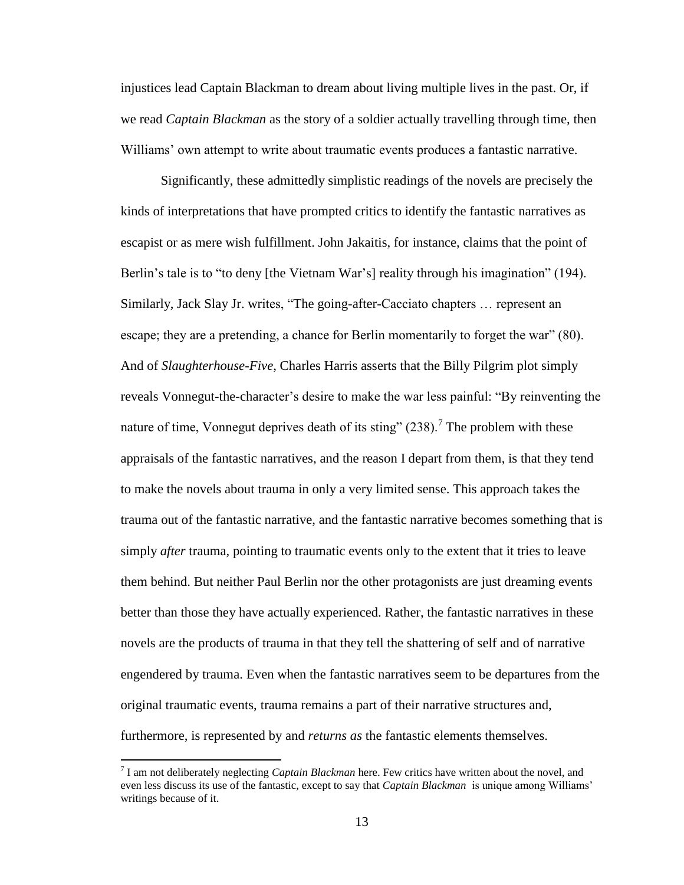injustices lead Captain Blackman to dream about living multiple lives in the past. Or, if we read *Captain Blackman* as the story of a soldier actually travelling through time, then Williams' own attempt to write about traumatic events produces a fantastic narrative.

Significantly, these admittedly simplistic readings of the novels are precisely the kinds of interpretations that have prompted critics to identify the fantastic narratives as escapist or as mere wish fulfillment. John Jakaitis, for instance, claims that the point of Berlin's tale is to "to deny [the Vietnam War's] reality through his imagination" (194). Similarly, Jack Slay Jr. writes, "The going-after-Cacciato chapters … represent an escape; they are a pretending, a chance for Berlin momentarily to forget the war" (80). And of *Slaughterhouse-Five*, Charles Harris asserts that the Billy Pilgrim plot simply reveals Vonnegut-the-character's desire to make the war less painful: "By reinventing the nature of time, Vonnegut deprives death of its sting" (238).[7] The problem with these appraisals of the fantastic narratives, and the reason I depart from them, is that they tend to make the novels about trauma in only a very limited sense. This approach takes the trauma out of the fantastic narrative, and the fantastic narrative becomes something that is simply *after* trauma, pointing to traumatic events only to the extent that it tries to leave them behind. But neither Paul Berlin nor the other protagonists are just dreaming events better than those they have actually experienced. Rather, the fantastic narratives in these novels are the products of trauma in that they tell the shattering of self and of narrative engendered by trauma. Even when the fantastic narratives seem to be departures from the original traumatic events, trauma remains a part of their narrative structures and, furthermore, is represented by and *returns as* the fantastic elements themselves.

[7] I am not deliberately neglecting *Captain Blackman* here. Few critics have written about the novel, and even less discuss its use of the fantastic, except to say that *Captain Blackman* is unique among Williams' writings because of it.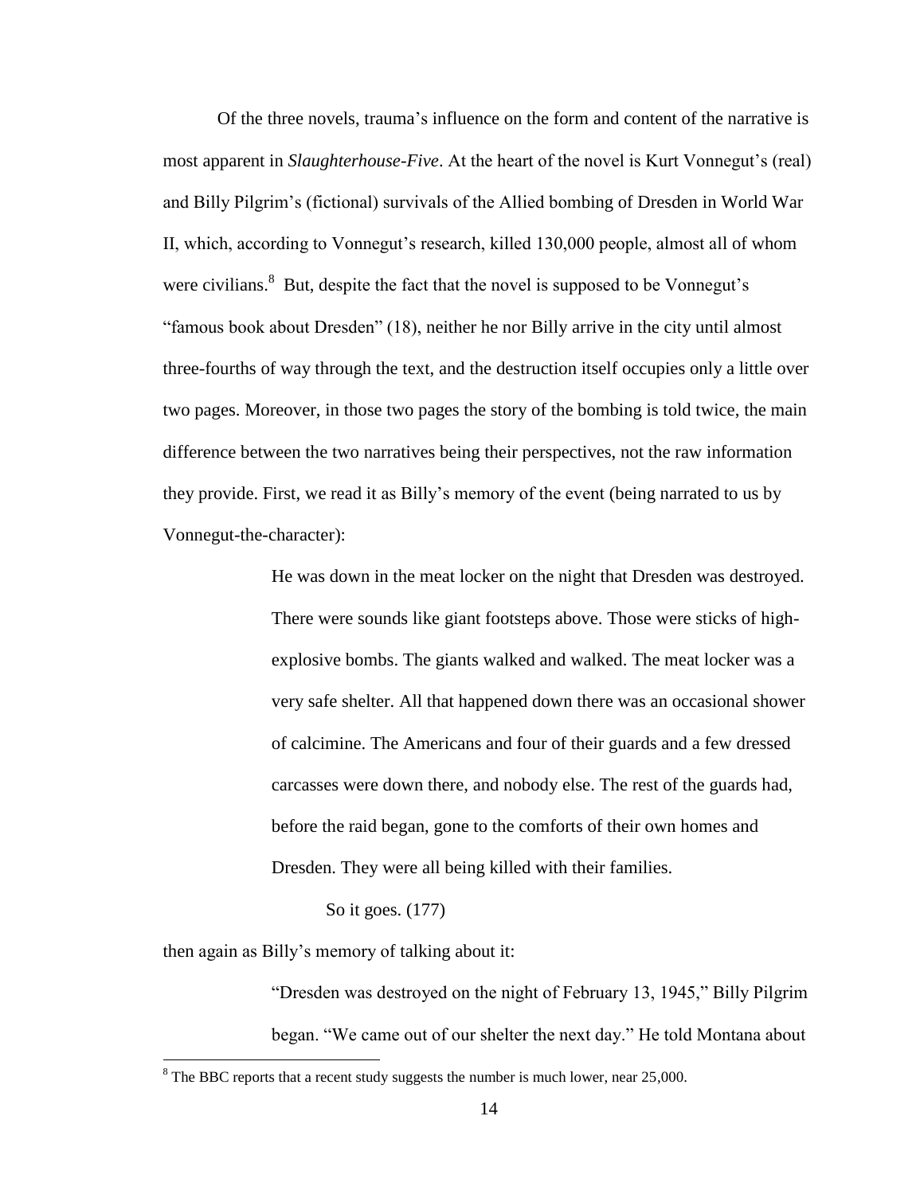Of the three novels, trauma's influence on the form and content of the narrative is most apparent in *Slaughterhouse-Five*. At the heart of the novel is Kurt Vonnegut's (real) and Billy Pilgrim's (fictional) survivals of the Allied bombing of Dresden in World War II, which, according to Vonnegut's research, killed 130,000 people, almost all of whom were civilians.[8] But, despite the fact that the novel is supposed to be Vonnegut's "famous book about Dresden" (18), neither he nor Billy arrive in the city until almost three-fourths of way through the text, and the destruction itself occupies only a little over two pages. Moreover, in those two pages the story of the bombing is told twice, the main difference between the two narratives being their perspectives, not the raw information they provide. First, we read it as Billy's memory of the event (being narrated to us by Vonnegut-the-character):

> He was down in the meat locker on the night that Dresden was destroyed. There were sounds like giant footsteps above. Those were sticks of high-explosive bombs. The giants walked and walked. The meat locker was a very safe shelter. All that happened down there was an occasional shower of calcimine. The Americans and four of their guards and a few dressed carcasses were down there, and nobody else. The rest of the guards had, before the raid began, gone to the comforts of their own homes and Dresden. They were all being killed with their families.
>
> So it goes. (177)

then again as Billy's memory of talking about it:

> "Dresden was destroyed on the night of February 13, 1945," Billy Pilgrim began. "We came out of our shelter the next day." He told Montana about

[8] The BBC reports that a recent study suggests the number is much lower, near 25,000.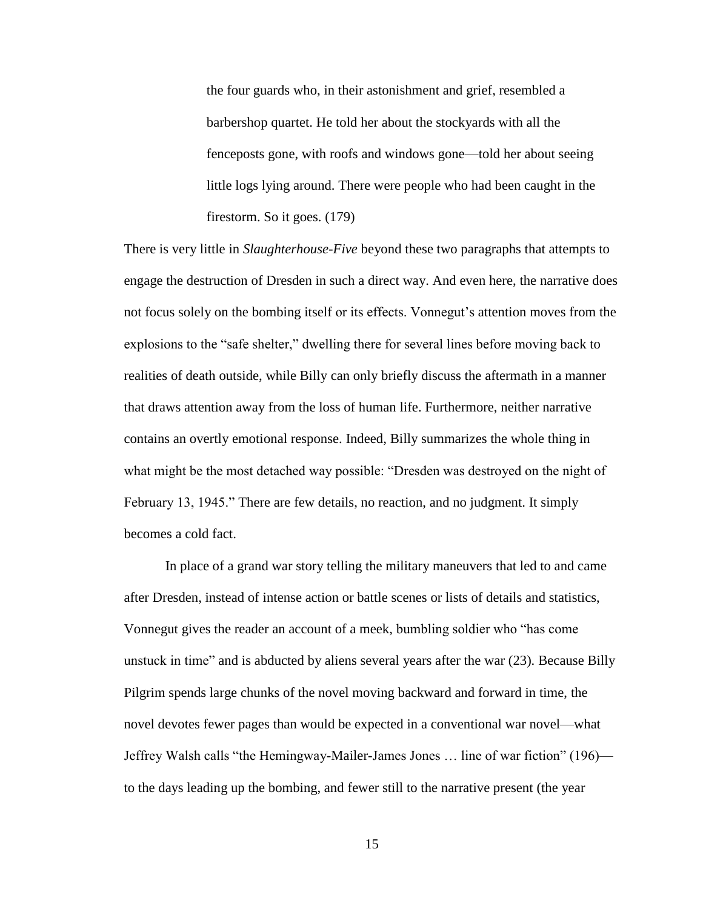> the four guards who, in their astonishment and grief, resembled a barbershop quartet. He told her about the stockyards with all the fenceposts gone, with roofs and windows gone—told her about seeing little logs lying around. There were people who had been caught in the firestorm. So it goes. (179)

There is very little in *Slaughterhouse-Five* beyond these two paragraphs that attempts to engage the destruction of Dresden in such a direct way. And even here, the narrative does not focus solely on the bombing itself or its effects. Vonnegut's attention moves from the explosions to the "safe shelter," dwelling there for several lines before moving back to realities of death outside, while Billy can only briefly discuss the aftermath in a manner that draws attention away from the loss of human life. Furthermore, neither narrative contains an overtly emotional response. Indeed, Billy summarizes the whole thing in what might be the most detached way possible: "Dresden was destroyed on the night of February 13, 1945." There are few details, no reaction, and no judgment. It simply becomes a cold fact.

In place of a grand war story telling the military maneuvers that led to and came after Dresden, instead of intense action or battle scenes or lists of details and statistics, Vonnegut gives the reader an account of a meek, bumbling soldier who "has come unstuck in time" and is abducted by aliens several years after the war (23). Because Billy Pilgrim spends large chunks of the novel moving backward and forward in time, the novel devotes fewer pages than would be expected in a conventional war novel—what Jeffrey Walsh calls "the Hemingway-Mailer-James Jones … line of war fiction" (196)—to the days leading up the bombing, and fewer still to the narrative present (the year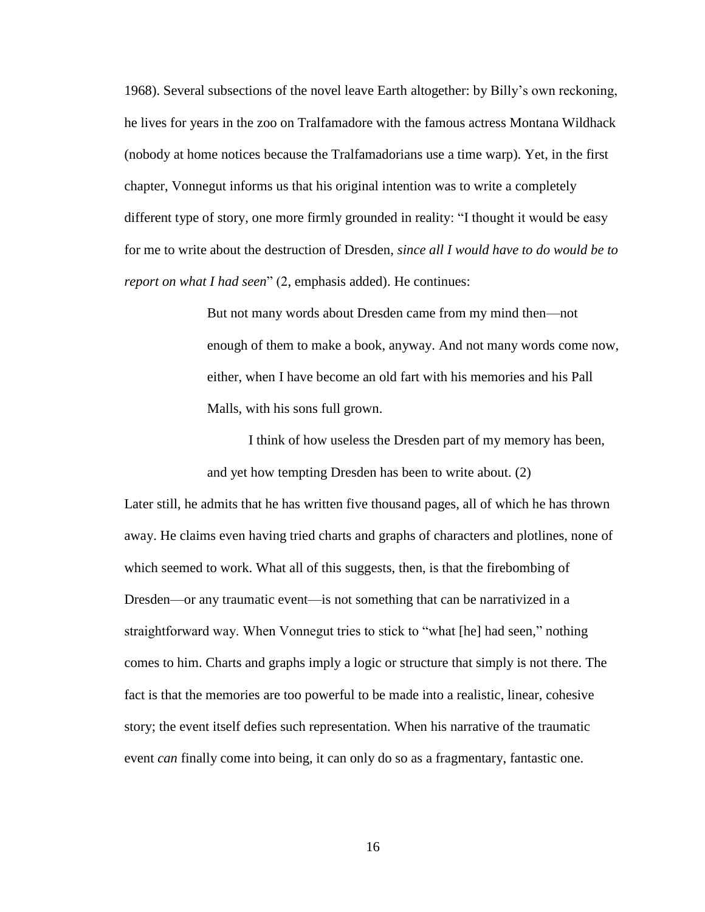1968). Several subsections of the novel leave Earth altogether: by Billy's own reckoning, he lives for years in the zoo on Tralfamadore with the famous actress Montana Wildhack (nobody at home notices because the Tralfamadorians use a time warp). Yet, in the first chapter, Vonnegut informs us that his original intention was to write a completely different type of story, one more firmly grounded in reality: "I thought it would be easy for me to write about the destruction of Dresden, *since all I would have to do would be to report on what I had seen*" (2, emphasis added). He continues:

> But not many words about Dresden came from my mind then—not enough of them to make a book, anyway. And not many words come now, either, when I have become an old fart with his memories and his Pall Malls, with his sons full grown.
>
> I think of how useless the Dresden part of my memory has been, and yet how tempting Dresden has been to write about. (2)

Later still, he admits that he has written five thousand pages, all of which he has thrown away. He claims even having tried charts and graphs of characters and plotlines, none of which seemed to work. What all of this suggests, then, is that the firebombing of Dresden—or any traumatic event—is not something that can be narrativized in a straightforward way. When Vonnegut tries to stick to "what [he] had seen," nothing comes to him. Charts and graphs imply a logic or structure that simply is not there. The fact is that the memories are too powerful to be made into a realistic, linear, cohesive story; the event itself defies such representation. When his narrative of the traumatic event *can* finally come into being, it can only do so as a fragmentary, fantastic one.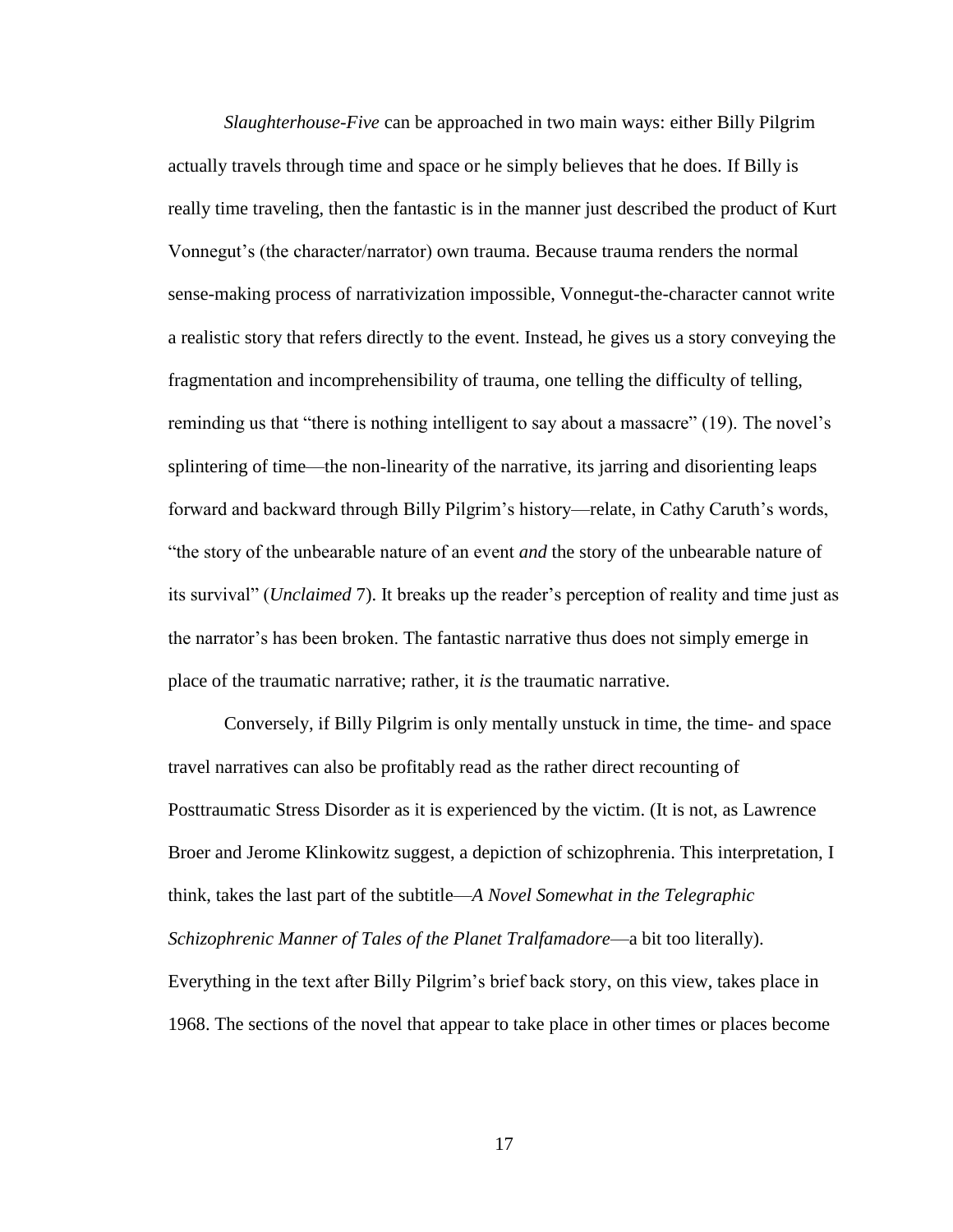*Slaughterhouse-Five* can be approached in two main ways: either Billy Pilgrim actually travels through time and space or he simply believes that he does. If Billy is really time traveling, then the fantastic is in the manner just described the product of Kurt Vonnegut's (the character/narrator) own trauma. Because trauma renders the normal sense-making process of narrativization impossible, Vonnegut-the-character cannot write a realistic story that refers directly to the event. Instead, he gives us a story conveying the fragmentation and incomprehensibility of trauma, one telling the difficulty of telling, reminding us that "there is nothing intelligent to say about a massacre" (19). The novel's splintering of time—the non-linearity of the narrative, its jarring and disorienting leaps forward and backward through Billy Pilgrim's history—relate, in Cathy Caruth's words, "the story of the unbearable nature of an event *and* the story of the unbearable nature of its survival" (*Unclaimed* 7). It breaks up the reader's perception of reality and time just as the narrator's has been broken. The fantastic narrative thus does not simply emerge in place of the traumatic narrative; rather, it *is* the traumatic narrative.

Conversely, if Billy Pilgrim is only mentally unstuck in time, the time- and space travel narratives can also be profitably read as the rather direct recounting of Posttraumatic Stress Disorder as it is experienced by the victim. (It is not, as Lawrence Broer and Jerome Klinkowitz suggest, a depiction of schizophrenia. This interpretation, I think, takes the last part of the subtitle—*A Novel Somewhat in the Telegraphic Schizophrenic Manner of Tales of the Planet Tralfamadore*—a bit too literally). Everything in the text after Billy Pilgrim's brief back story, on this view, takes place in 1968. The sections of the novel that appear to take place in other times or places become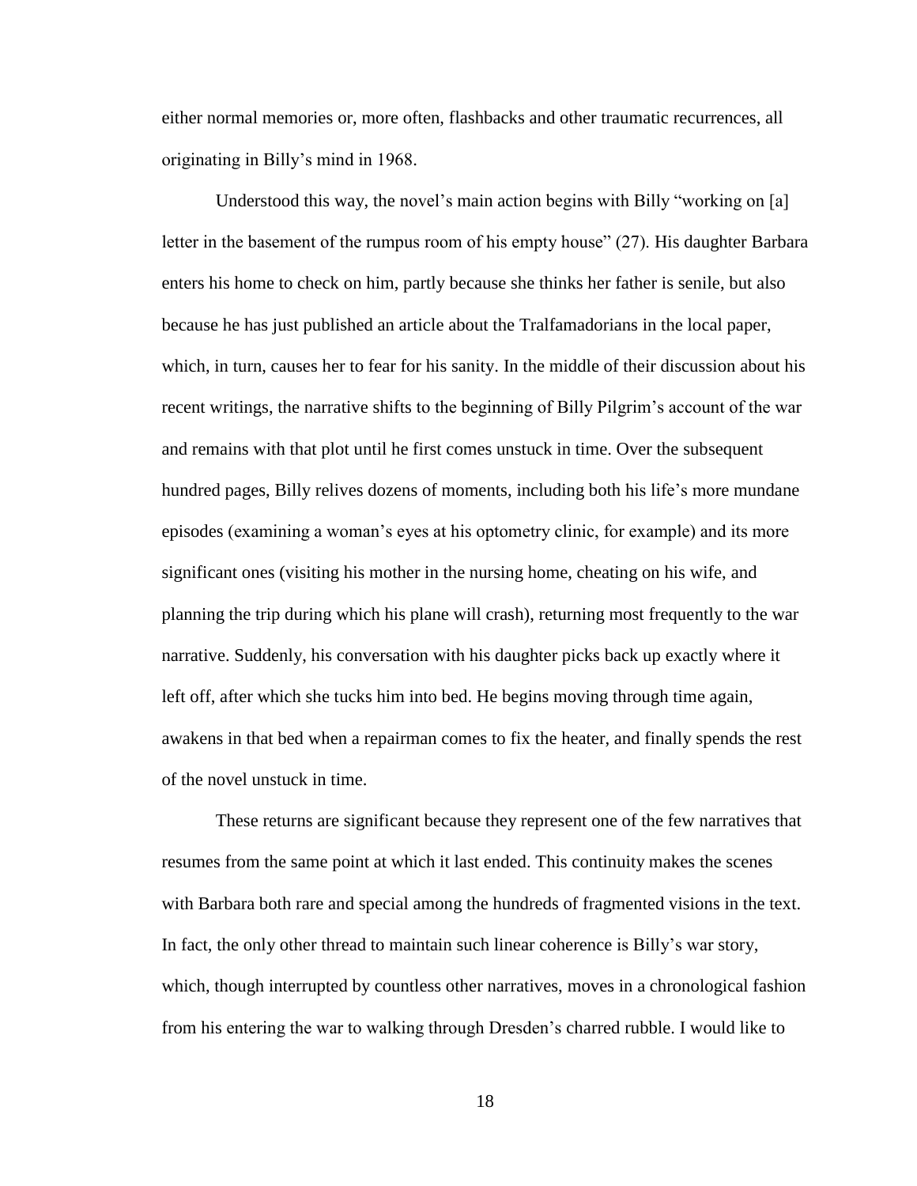either normal memories or, more often, flashbacks and other traumatic recurrences, all originating in Billy's mind in 1968.

Understood this way, the novel's main action begins with Billy "working on [a] letter in the basement of the rumpus room of his empty house" (27). His daughter Barbara enters his home to check on him, partly because she thinks her father is senile, but also because he has just published an article about the Tralfamadorians in the local paper, which, in turn, causes her to fear for his sanity. In the middle of their discussion about his recent writings, the narrative shifts to the beginning of Billy Pilgrim's account of the war and remains with that plot until he first comes unstuck in time. Over the subsequent hundred pages, Billy relives dozens of moments, including both his life's more mundane episodes (examining a woman's eyes at his optometry clinic, for example) and its more significant ones (visiting his mother in the nursing home, cheating on his wife, and planning the trip during which his plane will crash), returning most frequently to the war narrative. Suddenly, his conversation with his daughter picks back up exactly where it left off, after which she tucks him into bed. He begins moving through time again, awakens in that bed when a repairman comes to fix the heater, and finally spends the rest of the novel unstuck in time.

These returns are significant because they represent one of the few narratives that resumes from the same point at which it last ended. This continuity makes the scenes with Barbara both rare and special among the hundreds of fragmented visions in the text. In fact, the only other thread to maintain such linear coherence is Billy's war story, which, though interrupted by countless other narratives, moves in a chronological fashion from his entering the war to walking through Dresden's charred rubble. I would like to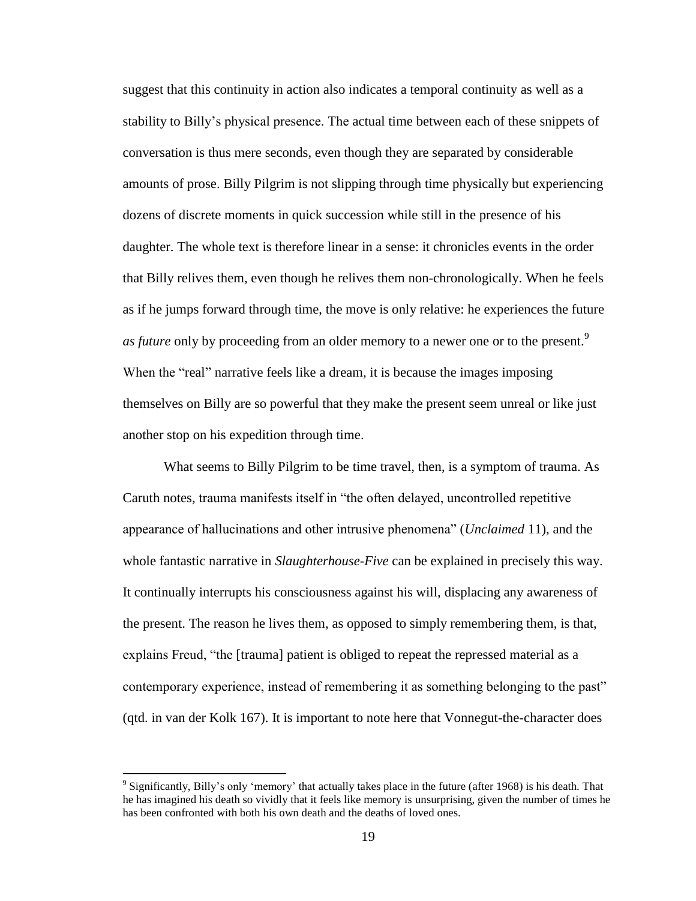suggest that this continuity in action also indicates a temporal continuity as well as a stability to Billy's physical presence. The actual time between each of these snippets of conversation is thus mere seconds, even though they are separated by considerable amounts of prose. Billy Pilgrim is not slipping through time physically but experiencing dozens of discrete moments in quick succession while still in the presence of his daughter. The whole text is therefore linear in a sense: it chronicles events in the order that Billy relives them, even though he relives them non-chronologically. When he feels as if he jumps forward through time, the move is only relative: he experiences the future *as future* only by proceeding from an older memory to a newer one or to the present.[9] When the "real" narrative feels like a dream, it is because the images imposing themselves on Billy are so powerful that they make the present seem unreal or like just another stop on his expedition through time.

What seems to Billy Pilgrim to be time travel, then, is a symptom of trauma. As Caruth notes, trauma manifests itself in "the often delayed, uncontrolled repetitive appearance of hallucinations and other intrusive phenomena" (*Unclaimed* 11), and the whole fantastic narrative in *Slaughterhouse-Five* can be explained in precisely this way. It continually interrupts his consciousness against his will, displacing any awareness of the present. The reason he lives them, as opposed to simply remembering them, is that, explains Freud, "the [trauma] patient is obliged to repeat the repressed material as a contemporary experience, instead of remembering it as something belonging to the past" (qtd. in van der Kolk 167). It is important to note here that Vonnegut-the-character does

[9] Significantly, Billy's only 'memory' that actually takes place in the future (after 1968) is his death. That he has imagined his death so vividly that it feels like memory is unsurprising, given the number of times he has been confronted with both his own death and the deaths of loved ones.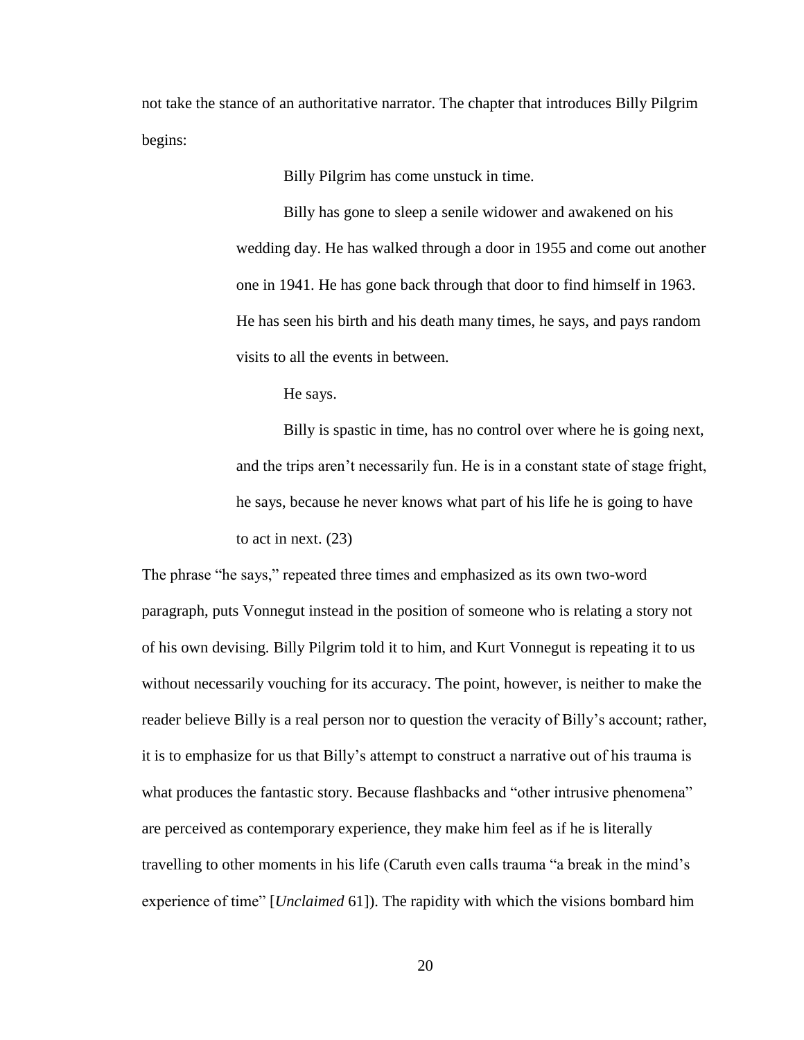not take the stance of an authoritative narrator. The chapter that introduces Billy Pilgrim begins:

> Billy Pilgrim has come unstuck in time.
>
> Billy has gone to sleep a senile widower and awakened on his wedding day. He has walked through a door in 1955 and come out another one in 1941. He has gone back through that door to find himself in 1963. He has seen his birth and his death many times, he says, and pays random visits to all the events in between.
>
> He says.
>
> Billy is spastic in time, has no control over where he is going next, and the trips aren't necessarily fun. He is in a constant state of stage fright, he says, because he never knows what part of his life he is going to have to act in next. (23)

The phrase "he says," repeated three times and emphasized as its own two-word paragraph, puts Vonnegut instead in the position of someone who is relating a story not of his own devising. Billy Pilgrim told it to him, and Kurt Vonnegut is repeating it to us without necessarily vouching for its accuracy. The point, however, is neither to make the reader believe Billy is a real person nor to question the veracity of Billy's account; rather, it is to emphasize for us that Billy's attempt to construct a narrative out of his trauma is what produces the fantastic story. Because flashbacks and "other intrusive phenomena" are perceived as contemporary experience, they make him feel as if he is literally travelling to other moments in his life (Caruth even calls trauma "a break in the mind's experience of time" [*Unclaimed* 61]). The rapidity with which the visions bombard him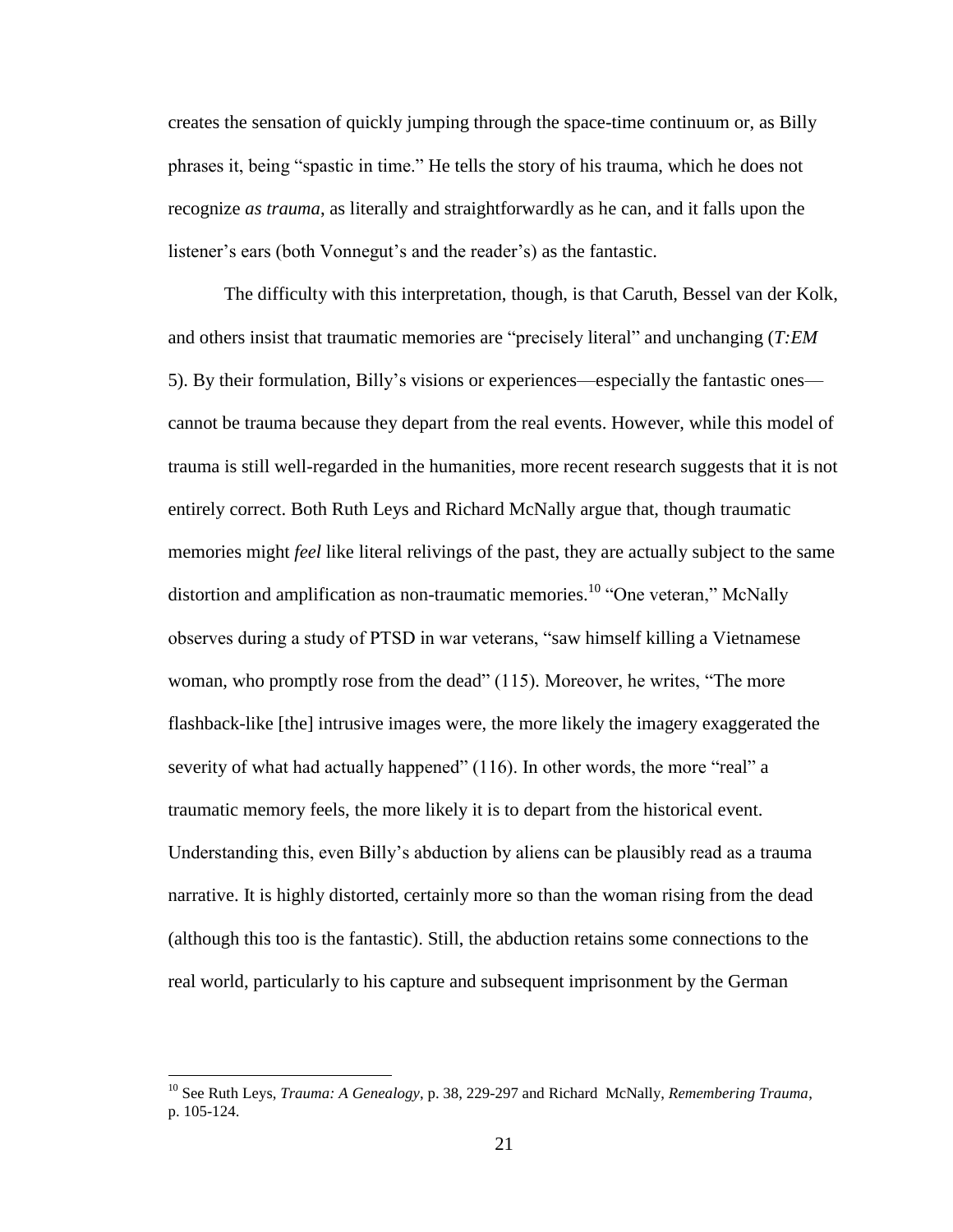creates the sensation of quickly jumping through the space-time continuum or, as Billy phrases it, being "spastic in time." He tells the story of his trauma, which he does not recognize *as trauma*, as literally and straightforwardly as he can, and it falls upon the listener's ears (both Vonnegut's and the reader's) as the fantastic.

The difficulty with this interpretation, though, is that Caruth, Bessel van der Kolk, and others insist that traumatic memories are "precisely literal" and unchanging (*T:EM* 5). By their formulation, Billy's visions or experiences—especially the fantastic ones—cannot be trauma because they depart from the real events. However, while this model of trauma is still well-regarded in the humanities, more recent research suggests that it is not entirely correct. Both Ruth Leys and Richard McNally argue that, though traumatic memories might *feel* like literal relivings of the past, they are actually subject to the same distortion and amplification as non-traumatic memories.[10] "One veteran," McNally observes during a study of PTSD in war veterans, "saw himself killing a Vietnamese woman, who promptly rose from the dead" (115). Moreover, he writes, "The more flashback-like [the] intrusive images were, the more likely the imagery exaggerated the severity of what had actually happened" (116). In other words, the more "real" a traumatic memory feels, the more likely it is to depart from the historical event. Understanding this, even Billy's abduction by aliens can be plausibly read as a trauma narrative. It is highly distorted, certainly more so than the woman rising from the dead (although this too is the fantastic). Still, the abduction retains some connections to the real world, particularly to his capture and subsequent imprisonment by the German

[10] See Ruth Leys, *Trauma: A Genealogy*, p. 38, 229-297 and Richard McNally, *Remembering Trauma*, p. 105-124.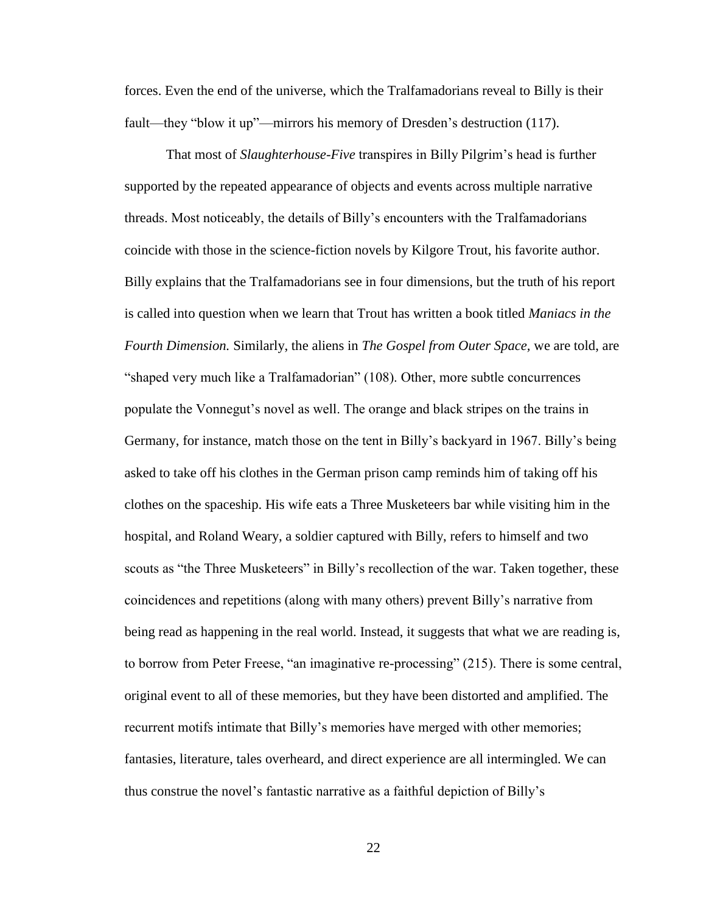forces. Even the end of the universe, which the Tralfamadorians reveal to Billy is their fault—they "blow it up"—mirrors his memory of Dresden's destruction (117).

That most of *Slaughterhouse-Five* transpires in Billy Pilgrim's head is further supported by the repeated appearance of objects and events across multiple narrative threads. Most noticeably, the details of Billy's encounters with the Tralfamadorians coincide with those in the science-fiction novels by Kilgore Trout, his favorite author. Billy explains that the Tralfamadorians see in four dimensions, but the truth of his report is called into question when we learn that Trout has written a book titled *Maniacs in the Fourth Dimension.* Similarly, the aliens in *The Gospel from Outer Space,* we are told, are "shaped very much like a Tralfamadorian" (108). Other, more subtle concurrences populate the Vonnegut's novel as well. The orange and black stripes on the trains in Germany, for instance, match those on the tent in Billy's backyard in 1967. Billy's being asked to take off his clothes in the German prison camp reminds him of taking off his clothes on the spaceship. His wife eats a Three Musketeers bar while visiting him in the hospital, and Roland Weary, a soldier captured with Billy, refers to himself and two scouts as "the Three Musketeers" in Billy's recollection of the war. Taken together, these coincidences and repetitions (along with many others) prevent Billy's narrative from being read as happening in the real world. Instead, it suggests that what we are reading is, to borrow from Peter Freese, "an imaginative re-processing" (215). There is some central, original event to all of these memories, but they have been distorted and amplified. The recurrent motifs intimate that Billy's memories have merged with other memories; fantasies, literature, tales overheard, and direct experience are all intermingled. We can thus construe the novel's fantastic narrative as a faithful depiction of Billy's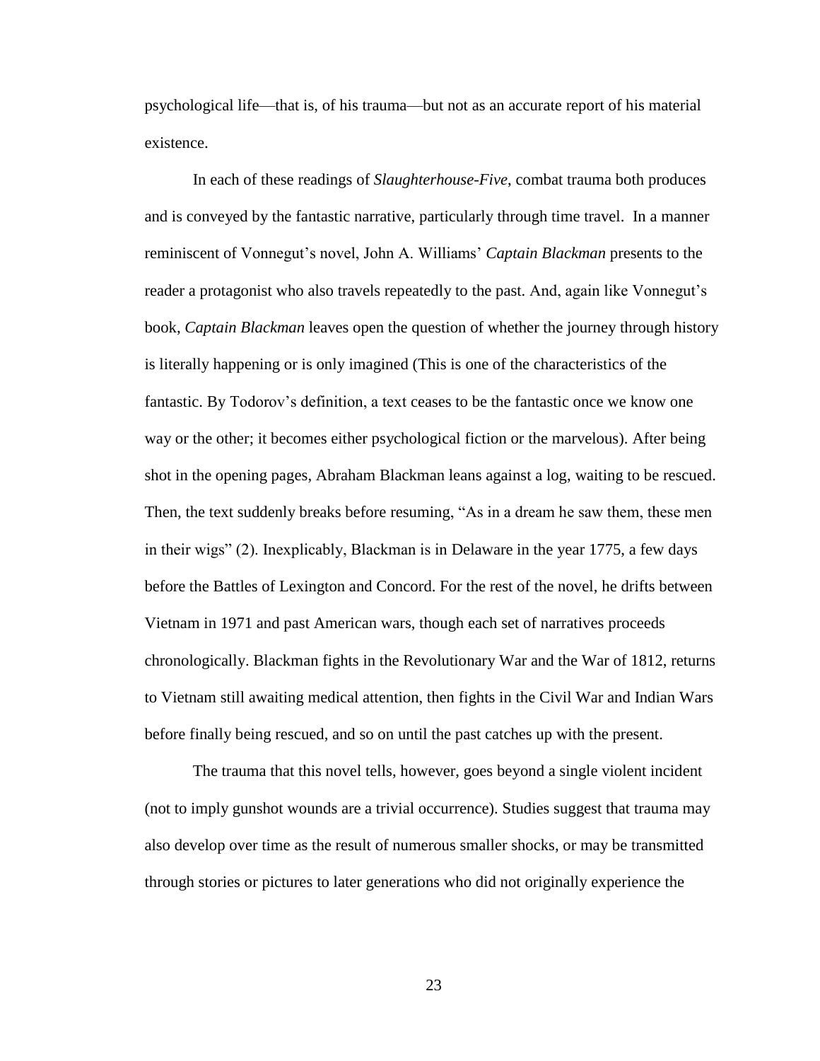psychological life—that is, of his trauma—but not as an accurate report of his material existence.

In each of these readings of *Slaughterhouse-Five*, combat trauma both produces and is conveyed by the fantastic narrative, particularly through time travel. In a manner reminiscent of Vonnegut's novel, John A. Williams' *Captain Blackman* presents to the reader a protagonist who also travels repeatedly to the past. And, again like Vonnegut's book, *Captain Blackman* leaves open the question of whether the journey through history is literally happening or is only imagined (This is one of the characteristics of the fantastic. By Todorov's definition, a text ceases to be the fantastic once we know one way or the other; it becomes either psychological fiction or the marvelous). After being shot in the opening pages, Abraham Blackman leans against a log, waiting to be rescued. Then, the text suddenly breaks before resuming, "As in a dream he saw them, these men in their wigs" (2). Inexplicably, Blackman is in Delaware in the year 1775, a few days before the Battles of Lexington and Concord. For the rest of the novel, he drifts between Vietnam in 1971 and past American wars, though each set of narratives proceeds chronologically. Blackman fights in the Revolutionary War and the War of 1812, returns to Vietnam still awaiting medical attention, then fights in the Civil War and Indian Wars before finally being rescued, and so on until the past catches up with the present.

The trauma that this novel tells, however, goes beyond a single violent incident (not to imply gunshot wounds are a trivial occurrence). Studies suggest that trauma may also develop over time as the result of numerous smaller shocks, or may be transmitted through stories or pictures to later generations who did not originally experience the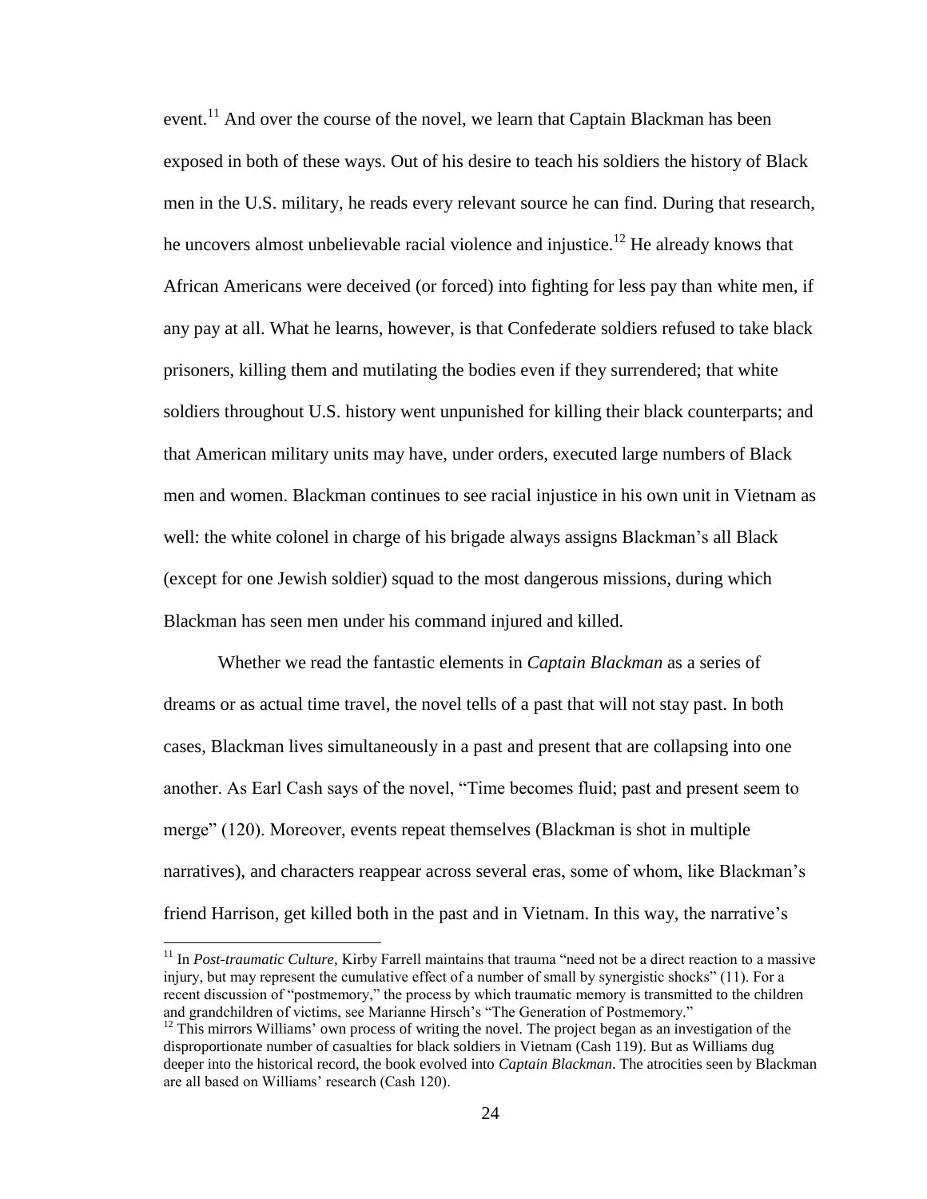event.[11] And over the course of the novel, we learn that Captain Blackman has been exposed in both of these ways. Out of his desire to teach his soldiers the history of Black men in the U.S. military, he reads every relevant source he can find. During that research, he uncovers almost unbelievable racial violence and injustice.[12] He already knows that African Americans were deceived (or forced) into fighting for less pay than white men, if any pay at all. What he learns, however, is that Confederate soldiers refused to take black prisoners, killing them and mutilating the bodies even if they surrendered; that white soldiers throughout U.S. history went unpunished for killing their black counterparts; and that American military units may have, under orders, executed large numbers of Black men and women. Blackman continues to see racial injustice in his own unit in Vietnam as well: the white colonel in charge of his brigade always assigns Blackman's all Black (except for one Jewish soldier) squad to the most dangerous missions, during which Blackman has seen men under his command injured and killed.

Whether we read the fantastic elements in *Captain Blackman* as a series of dreams or as actual time travel, the novel tells of a past that will not stay past. In both cases, Blackman lives simultaneously in a past and present that are collapsing into one another. As Earl Cash says of the novel, "Time becomes fluid; past and present seem to merge" (120). Moreover, events repeat themselves (Blackman is shot in multiple narratives), and characters reappear across several eras, some of whom, like Blackman's friend Harrison, get killed both in the past and in Vietnam. In this way, the narrative's

---

[11] In *Post-traumatic Culture*, Kirby Farrell maintains that trauma "need not be a direct reaction to a massive injury, but may represent the cumulative effect of a number of small by synergistic shocks" (11). For a recent discussion of "postmemory," the process by which traumatic memory is transmitted to the children and grandchildren of victims, see Marianne Hirsch's "The Generation of Postmemory."

[12] This mirrors Williams' own process of writing the novel. The project began as an investigation of the disproportionate number of casualties for black soldiers in Vietnam (Cash 119). But as Williams dug deeper into the historical record, the book evolved into *Captain Blackman*. The atrocities seen by Blackman are all based on Williams' research (Cash 120).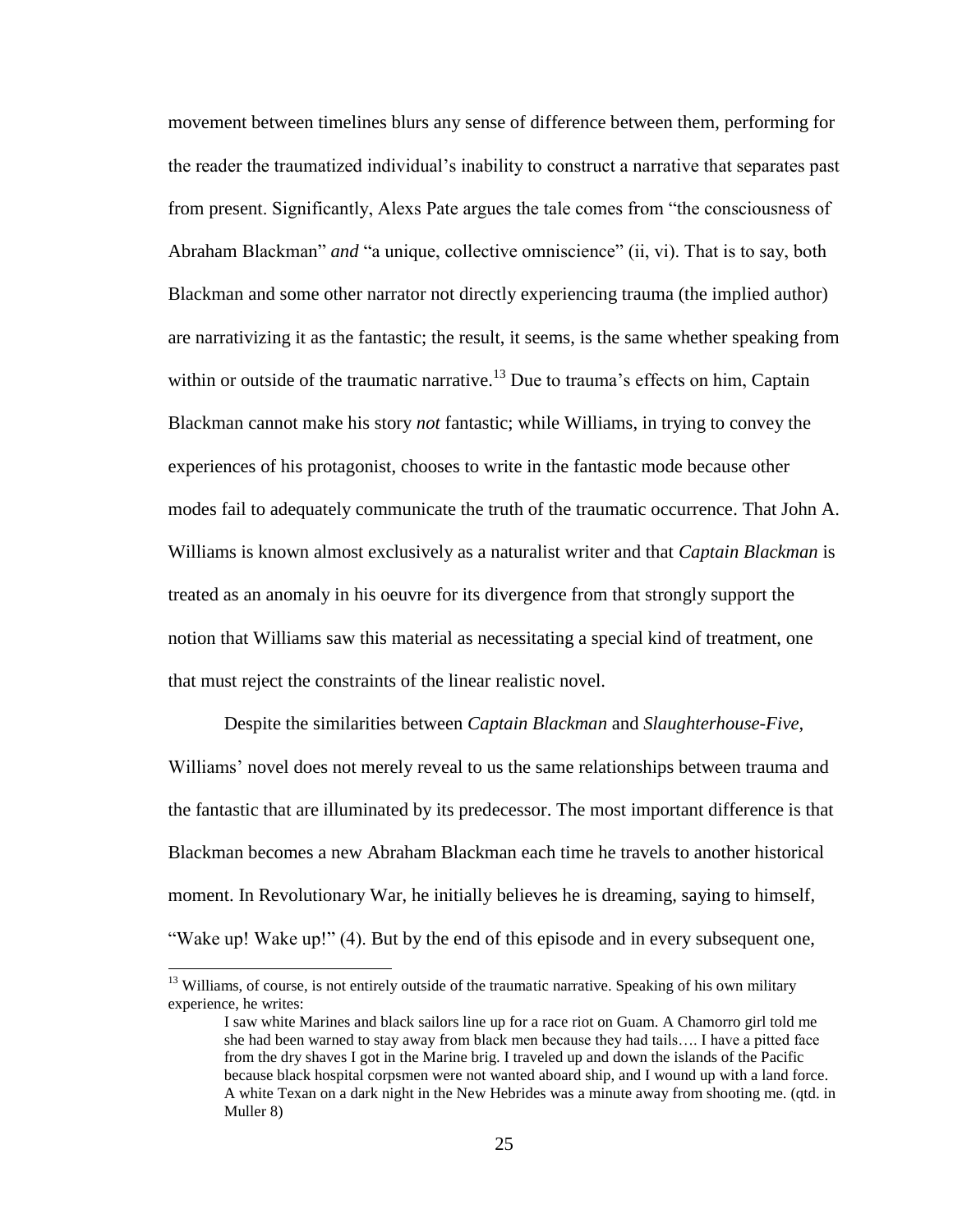movement between timelines blurs any sense of difference between them, performing for the reader the traumatized individual's inability to construct a narrative that separates past from present. Significantly, Alexs Pate argues the tale comes from "the consciousness of Abraham Blackman" *and* "a unique, collective omniscience" (ii, vi). That is to say, both Blackman and some other narrator not directly experiencing trauma (the implied author) are narrativizing it as the fantastic; the result, it seems, is the same whether speaking from within or outside of the traumatic narrative.[13] Due to trauma's effects on him, Captain Blackman cannot make his story *not* fantastic; while Williams, in trying to convey the experiences of his protagonist, chooses to write in the fantastic mode because other modes fail to adequately communicate the truth of the traumatic occurrence. That John A. Williams is known almost exclusively as a naturalist writer and that *Captain Blackman* is treated as an anomaly in his oeuvre for its divergence from that strongly support the notion that Williams saw this material as necessitating a special kind of treatment, one that must reject the constraints of the linear realistic novel.

Despite the similarities between *Captain Blackman* and *Slaughterhouse-Five*, Williams' novel does not merely reveal to us the same relationships between trauma and the fantastic that are illuminated by its predecessor. The most important difference is that Blackman becomes a new Abraham Blackman each time he travels to another historical moment. In Revolutionary War, he initially believes he is dreaming, saying to himself, "Wake up! Wake up!" (4). But by the end of this episode and in every subsequent one,

---

[13] Williams, of course, is not entirely outside of the traumatic narrative. Speaking of his own military experience, he writes:

> I saw white Marines and black sailors line up for a race riot on Guam. A Chamorro girl told me she had been warned to stay away from black men because they had tails…. I have a pitted face from the dry shaves I got in the Marine brig. I traveled up and down the islands of the Pacific because black hospital corpsmen were not wanted aboard ship, and I wound up with a land force. A white Texan on a dark night in the New Hebrides was a minute away from shooting me. (qtd. in Muller 8)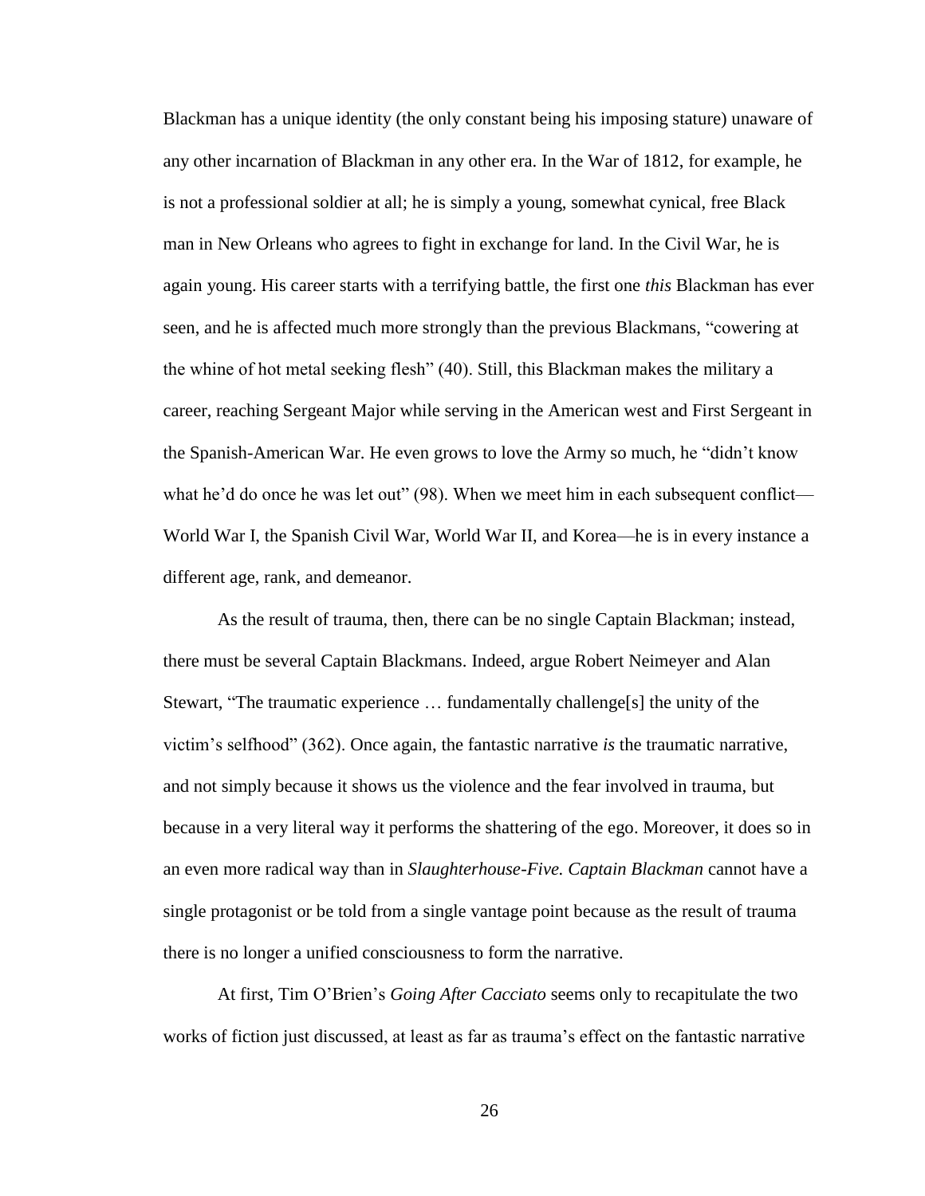Blackman has a unique identity (the only constant being his imposing stature) unaware of any other incarnation of Blackman in any other era. In the War of 1812, for example, he is not a professional soldier at all; he is simply a young, somewhat cynical, free Black man in New Orleans who agrees to fight in exchange for land. In the Civil War, he is again young. His career starts with a terrifying battle, the first one *this* Blackman has ever seen, and he is affected much more strongly than the previous Blackmans, "cowering at the whine of hot metal seeking flesh" (40). Still, this Blackman makes the military a career, reaching Sergeant Major while serving in the American west and First Sergeant in the Spanish-American War. He even grows to love the Army so much, he "didn't know what he'd do once he was let out" (98). When we meet him in each subsequent conflict—World War I, the Spanish Civil War, World War II, and Korea—he is in every instance a different age, rank, and demeanor.

As the result of trauma, then, there can be no single Captain Blackman; instead, there must be several Captain Blackmans. Indeed, argue Robert Neimeyer and Alan Stewart, "The traumatic experience … fundamentally challenge[s] the unity of the victim's selfhood" (362). Once again, the fantastic narrative *is* the traumatic narrative, and not simply because it shows us the violence and the fear involved in trauma, but because in a very literal way it performs the shattering of the ego. Moreover, it does so in an even more radical way than in *Slaughterhouse-Five. Captain Blackman* cannot have a single protagonist or be told from a single vantage point because as the result of trauma there is no longer a unified consciousness to form the narrative.

At first, Tim O'Brien's *Going After Cacciato* seems only to recapitulate the two works of fiction just discussed, at least as far as trauma's effect on the fantastic narrative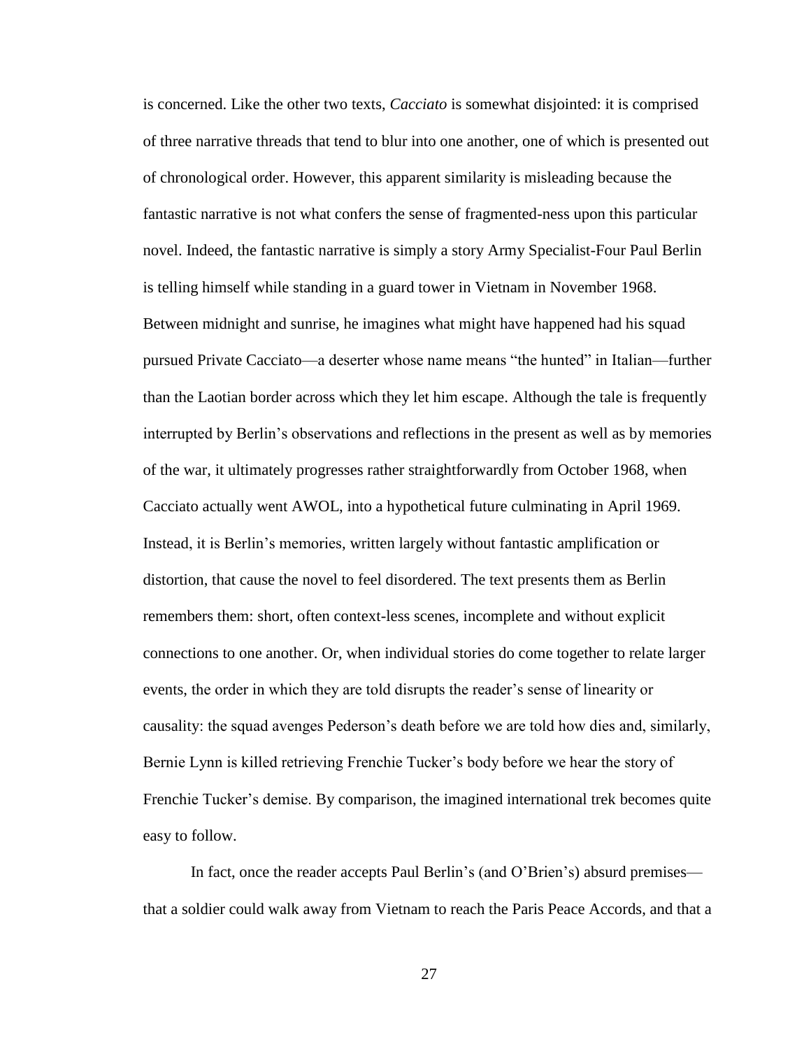is concerned. Like the other two texts, *Cacciato* is somewhat disjointed: it is comprised of three narrative threads that tend to blur into one another, one of which is presented out of chronological order. However, this apparent similarity is misleading because the fantastic narrative is not what confers the sense of fragmented-ness upon this particular novel. Indeed, the fantastic narrative is simply a story Army Specialist-Four Paul Berlin is telling himself while standing in a guard tower in Vietnam in November 1968. Between midnight and sunrise, he imagines what might have happened had his squad pursued Private Cacciato—a deserter whose name means "the hunted" in Italian—further than the Laotian border across which they let him escape. Although the tale is frequently interrupted by Berlin's observations and reflections in the present as well as by memories of the war, it ultimately progresses rather straightforwardly from October 1968, when Cacciato actually went AWOL, into a hypothetical future culminating in April 1969. Instead, it is Berlin's memories, written largely without fantastic amplification or distortion, that cause the novel to feel disordered. The text presents them as Berlin remembers them: short, often context-less scenes, incomplete and without explicit connections to one another. Or, when individual stories do come together to relate larger events, the order in which they are told disrupts the reader's sense of linearity or causality: the squad avenges Pederson's death before we are told how dies and, similarly, Bernie Lynn is killed retrieving Frenchie Tucker's body before we hear the story of Frenchie Tucker's demise. By comparison, the imagined international trek becomes quite easy to follow.

In fact, once the reader accepts Paul Berlin's (and O'Brien's) absurd premises—that a soldier could walk away from Vietnam to reach the Paris Peace Accords, and that a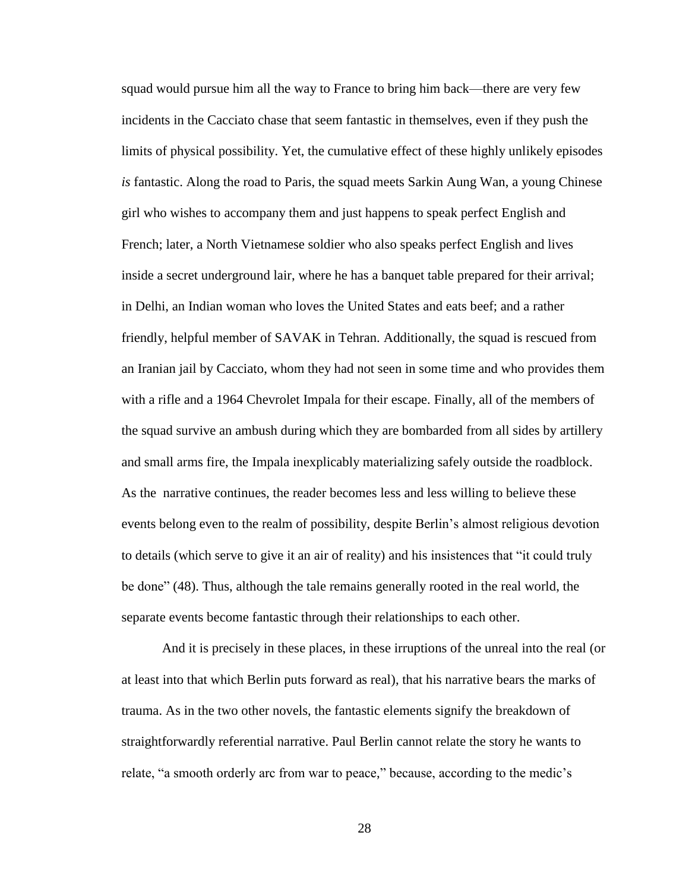squad would pursue him all the way to France to bring him back—there are very few incidents in the Cacciato chase that seem fantastic in themselves, even if they push the limits of physical possibility. Yet, the cumulative effect of these highly unlikely episodes *is* fantastic. Along the road to Paris, the squad meets Sarkin Aung Wan, a young Chinese girl who wishes to accompany them and just happens to speak perfect English and French; later, a North Vietnamese soldier who also speaks perfect English and lives inside a secret underground lair, where he has a banquet table prepared for their arrival; in Delhi, an Indian woman who loves the United States and eats beef; and a rather friendly, helpful member of SAVAK in Tehran. Additionally, the squad is rescued from an Iranian jail by Cacciato, whom they had not seen in some time and who provides them with a rifle and a 1964 Chevrolet Impala for their escape. Finally, all of the members of the squad survive an ambush during which they are bombarded from all sides by artillery and small arms fire, the Impala inexplicably materializing safely outside the roadblock. As the narrative continues, the reader becomes less and less willing to believe these events belong even to the realm of possibility, despite Berlin's almost religious devotion to details (which serve to give it an air of reality) and his insistences that "it could truly be done" (48). Thus, although the tale remains generally rooted in the real world, the separate events become fantastic through their relationships to each other.

And it is precisely in these places, in these irruptions of the unreal into the real (or at least into that which Berlin puts forward as real), that his narrative bears the marks of trauma. As in the two other novels, the fantastic elements signify the breakdown of straightforwardly referential narrative. Paul Berlin cannot relate the story he wants to relate, "a smooth orderly arc from war to peace," because, according to the medic's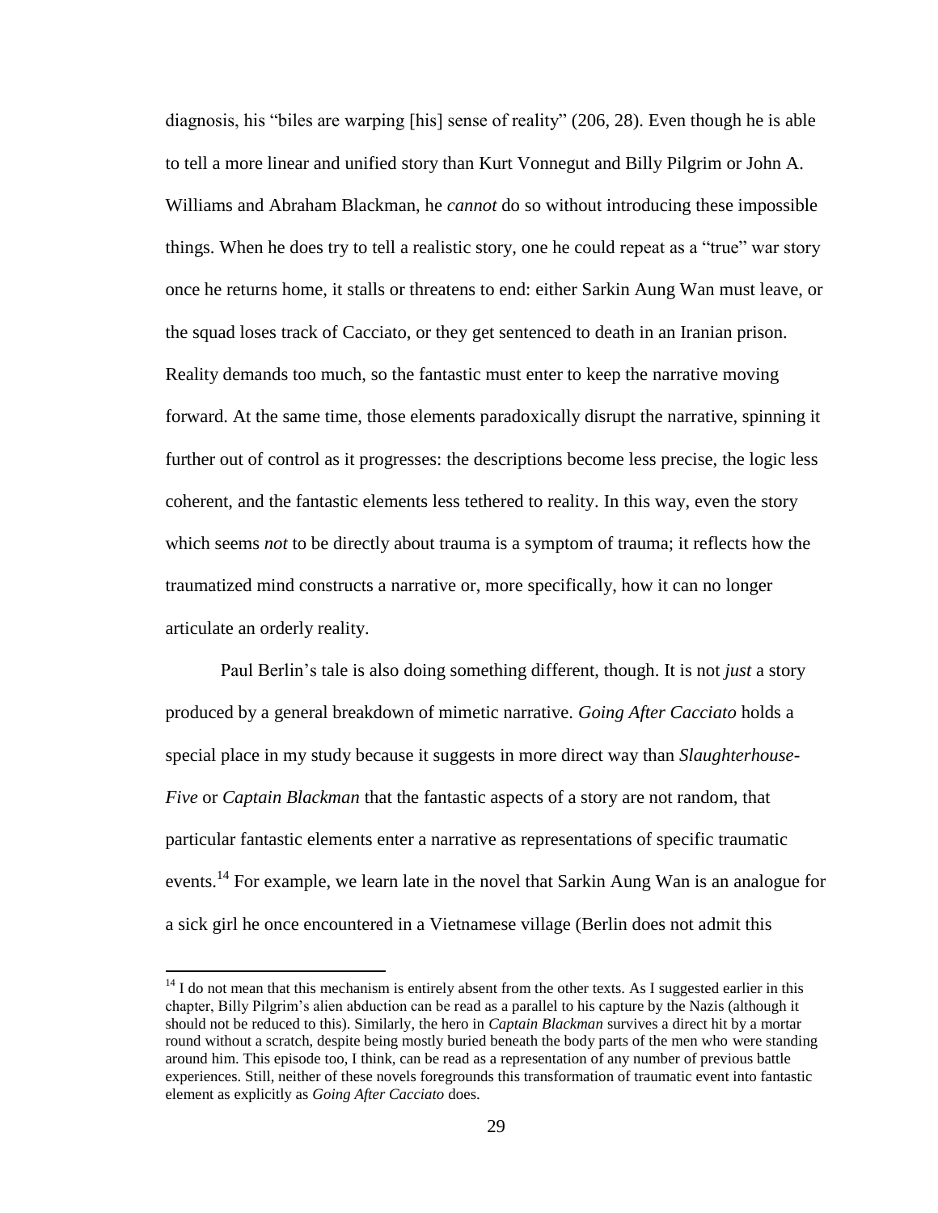diagnosis, his "biles are warping [his] sense of reality" (206, 28). Even though he is able to tell a more linear and unified story than Kurt Vonnegut and Billy Pilgrim or John A. Williams and Abraham Blackman, he *cannot* do so without introducing these impossible things. When he does try to tell a realistic story, one he could repeat as a "true" war story once he returns home, it stalls or threatens to end: either Sarkin Aung Wan must leave, or the squad loses track of Cacciato, or they get sentenced to death in an Iranian prison. Reality demands too much, so the fantastic must enter to keep the narrative moving forward. At the same time, those elements paradoxically disrupt the narrative, spinning it further out of control as it progresses: the descriptions become less precise, the logic less coherent, and the fantastic elements less tethered to reality. In this way, even the story which seems *not* to be directly about trauma is a symptom of trauma; it reflects how the traumatized mind constructs a narrative or, more specifically, how it can no longer articulate an orderly reality.

Paul Berlin's tale is also doing something different, though. It is not *just* a story produced by a general breakdown of mimetic narrative. *Going After Cacciato* holds a special place in my study because it suggests in more direct way than *Slaughterhouse-Five* or *Captain Blackman* that the fantastic aspects of a story are not random, that particular fantastic elements enter a narrative as representations of specific traumatic events.[14] For example, we learn late in the novel that Sarkin Aung Wan is an analogue for a sick girl he once encountered in a Vietnamese village (Berlin does not admit this

[14] I do not mean that this mechanism is entirely absent from the other texts. As I suggested earlier in this chapter, Billy Pilgrim's alien abduction can be read as a parallel to his capture by the Nazis (although it should not be reduced to this). Similarly, the hero in *Captain Blackman* survives a direct hit by a mortar round without a scratch, despite being mostly buried beneath the body parts of the men who were standing around him. This episode too, I think, can be read as a representation of any number of previous battle experiences. Still, neither of these novels foregrounds this transformation of traumatic event into fantastic element as explicitly as *Going After Cacciato* does.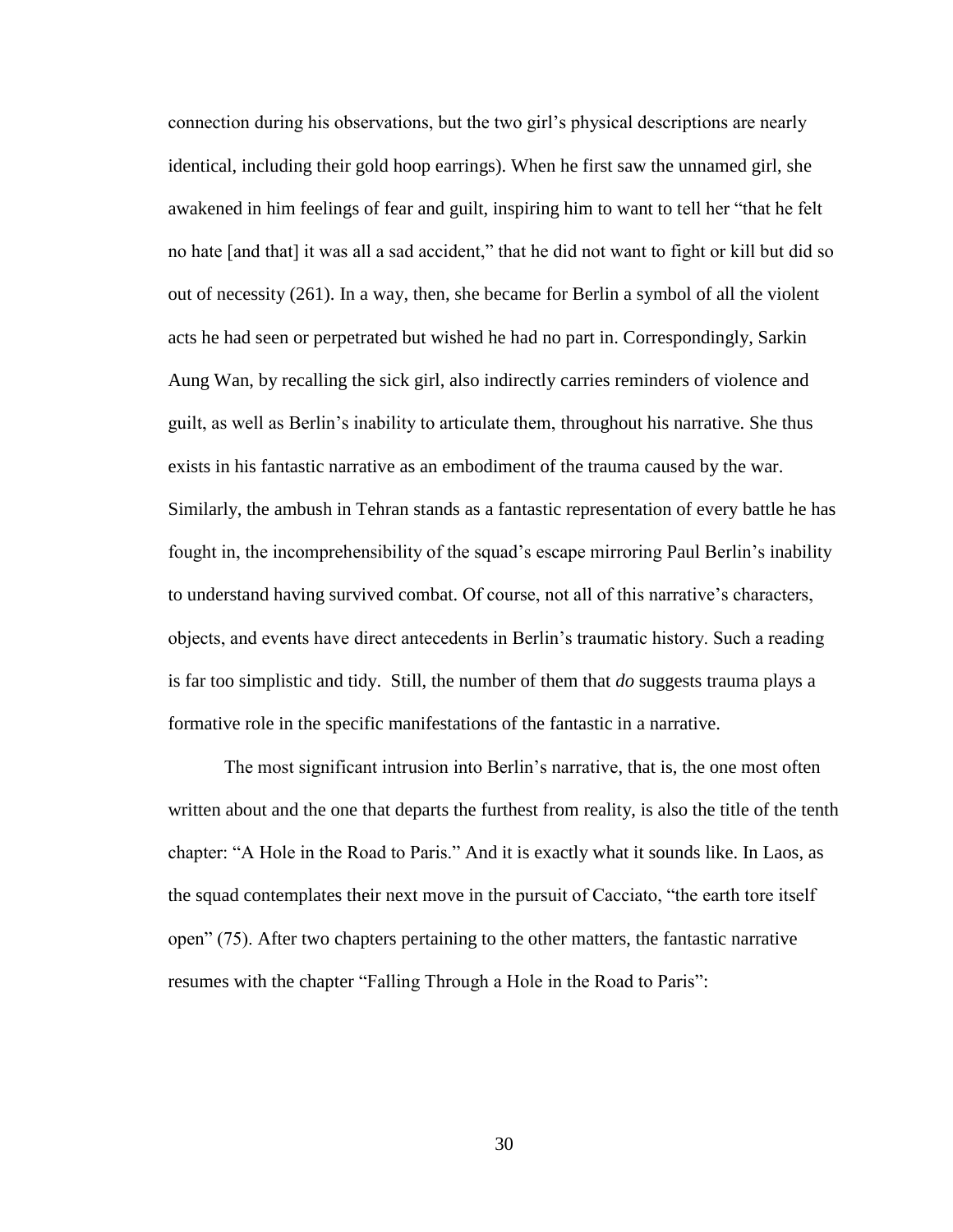connection during his observations, but the two girl's physical descriptions are nearly identical, including their gold hoop earrings). When he first saw the unnamed girl, she awakened in him feelings of fear and guilt, inspiring him to want to tell her "that he felt no hate [and that] it was all a sad accident," that he did not want to fight or kill but did so out of necessity (261). In a way, then, she became for Berlin a symbol of all the violent acts he had seen or perpetrated but wished he had no part in. Correspondingly, Sarkin Aung Wan, by recalling the sick girl, also indirectly carries reminders of violence and guilt, as well as Berlin's inability to articulate them, throughout his narrative. She thus exists in his fantastic narrative as an embodiment of the trauma caused by the war. Similarly, the ambush in Tehran stands as a fantastic representation of every battle he has fought in, the incomprehensibility of the squad's escape mirroring Paul Berlin's inability to understand having survived combat. Of course, not all of this narrative's characters, objects, and events have direct antecedents in Berlin's traumatic history. Such a reading is far too simplistic and tidy. Still, the number of them that *do* suggests trauma plays a formative role in the specific manifestations of the fantastic in a narrative.

The most significant intrusion into Berlin's narrative, that is, the one most often written about and the one that departs the furthest from reality, is also the title of the tenth chapter: "A Hole in the Road to Paris." And it is exactly what it sounds like. In Laos, as the squad contemplates their next move in the pursuit of Cacciato, "the earth tore itself open" (75). After two chapters pertaining to the other matters, the fantastic narrative resumes with the chapter "Falling Through a Hole in the Road to Paris":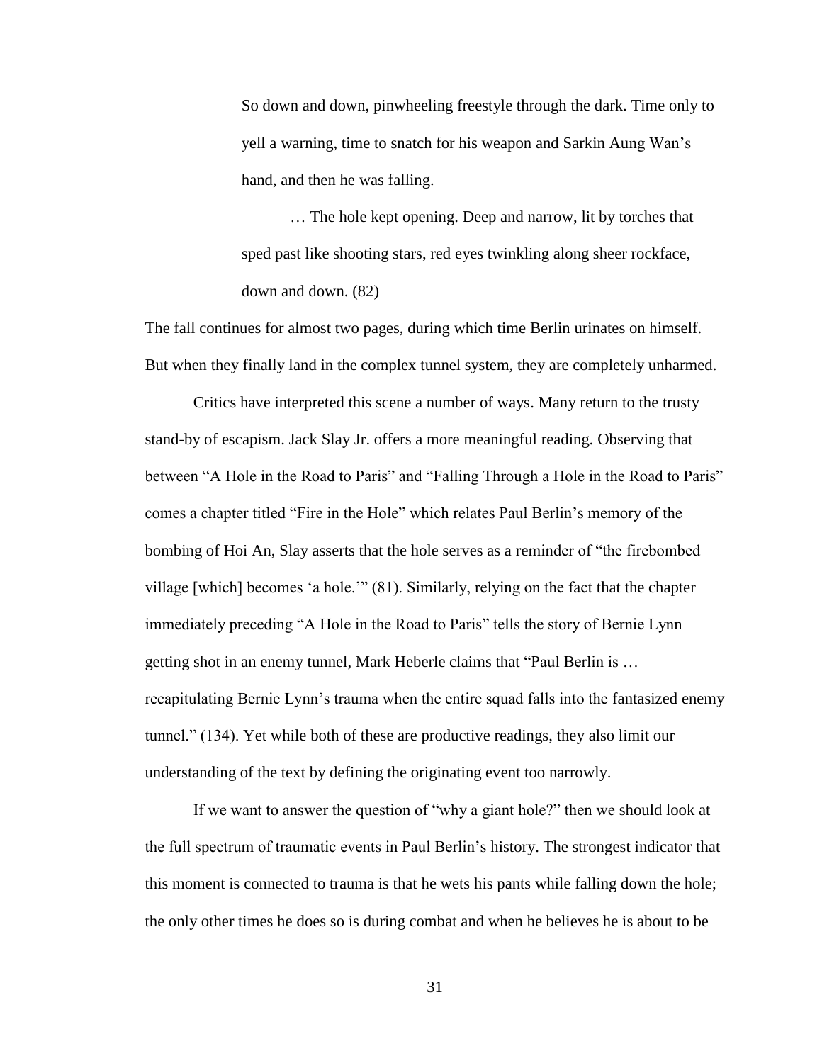> So down and down, pinwheeling freestyle through the dark. Time only to yell a warning, time to snatch for his weapon and Sarkin Aung Wan's hand, and then he was falling.
>
> … The hole kept opening. Deep and narrow, lit by torches that sped past like shooting stars, red eyes twinkling along sheer rockface, down and down. (82)

The fall continues for almost two pages, during which time Berlin urinates on himself. But when they finally land in the complex tunnel system, they are completely unharmed.

Critics have interpreted this scene a number of ways. Many return to the trusty stand-by of escapism. Jack Slay Jr. offers a more meaningful reading. Observing that between "A Hole in the Road to Paris" and "Falling Through a Hole in the Road to Paris" comes a chapter titled "Fire in the Hole" which relates Paul Berlin's memory of the bombing of Hoi An, Slay asserts that the hole serves as a reminder of "the firebombed village [which] becomes 'a hole.'" (81). Similarly, relying on the fact that the chapter immediately preceding "A Hole in the Road to Paris" tells the story of Bernie Lynn getting shot in an enemy tunnel, Mark Heberle claims that "Paul Berlin is … recapitulating Bernie Lynn's trauma when the entire squad falls into the fantasized enemy tunnel." (134). Yet while both of these are productive readings, they also limit our understanding of the text by defining the originating event too narrowly.

If we want to answer the question of "why a giant hole?" then we should look at the full spectrum of traumatic events in Paul Berlin's history. The strongest indicator that this moment is connected to trauma is that he wets his pants while falling down the hole; the only other times he does so is during combat and when he believes he is about to be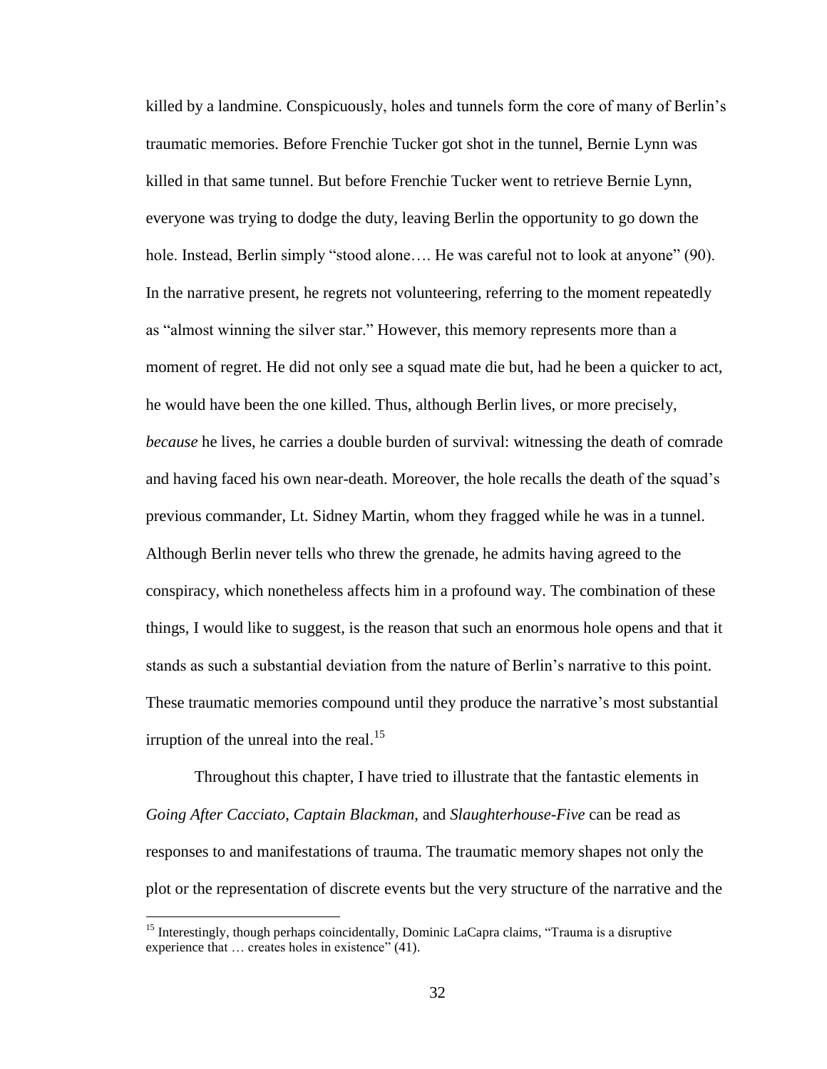killed by a landmine. Conspicuously, holes and tunnels form the core of many of Berlin's traumatic memories. Before Frenchie Tucker got shot in the tunnel, Bernie Lynn was killed in that same tunnel. But before Frenchie Tucker went to retrieve Bernie Lynn, everyone was trying to dodge the duty, leaving Berlin the opportunity to go down the hole. Instead, Berlin simply "stood alone…. He was careful not to look at anyone" (90). In the narrative present, he regrets not volunteering, referring to the moment repeatedly as "almost winning the silver star." However, this memory represents more than a moment of regret. He did not only see a squad mate die but, had he been a quicker to act, he would have been the one killed. Thus, although Berlin lives, or more precisely, *because* he lives, he carries a double burden of survival: witnessing the death of comrade and having faced his own near-death. Moreover, the hole recalls the death of the squad's previous commander, Lt. Sidney Martin, whom they fragged while he was in a tunnel. Although Berlin never tells who threw the grenade, he admits having agreed to the conspiracy, which nonetheless affects him in a profound way. The combination of these things, I would like to suggest, is the reason that such an enormous hole opens and that it stands as such a substantial deviation from the nature of Berlin's narrative to this point. These traumatic memories compound until they produce the narrative's most substantial irruption of the unreal into the real.[15]

Throughout this chapter, I have tried to illustrate that the fantastic elements in *Going After Cacciato*, *Captain Blackman*, and *Slaughterhouse-Five* can be read as responses to and manifestations of trauma. The traumatic memory shapes not only the plot or the representation of discrete events but the very structure of the narrative and the

[15] Interestingly, though perhaps coincidentally, Dominic LaCapra claims, "Trauma is a disruptive experience that … creates holes in existence" (41).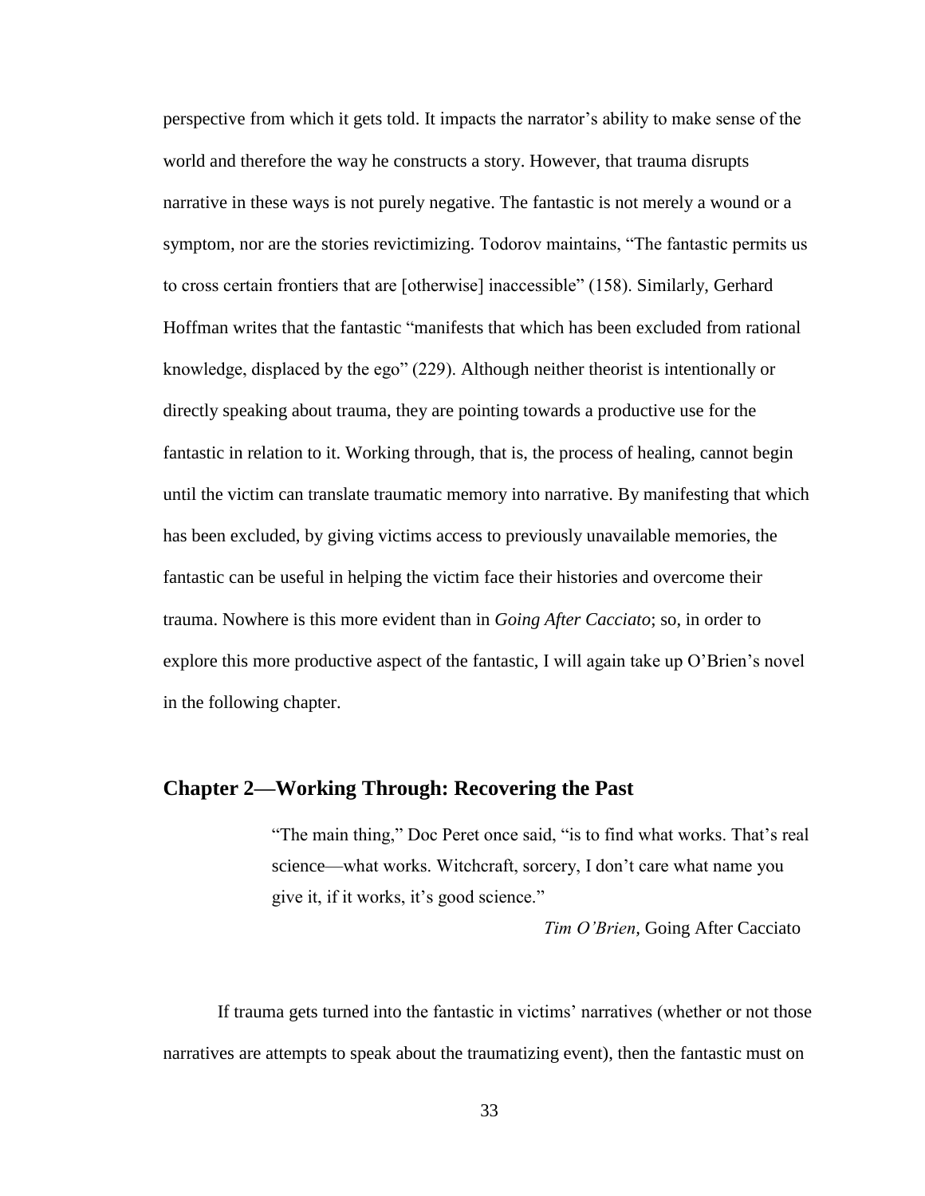perspective from which it gets told. It impacts the narrator's ability to make sense of the world and therefore the way he constructs a story. However, that trauma disrupts narrative in these ways is not purely negative. The fantastic is not merely a wound or a symptom, nor are the stories revictimizing. Todorov maintains, "The fantastic permits us to cross certain frontiers that are [otherwise] inaccessible" (158). Similarly, Gerhard Hoffman writes that the fantastic "manifests that which has been excluded from rational knowledge, displaced by the ego" (229). Although neither theorist is intentionally or directly speaking about trauma, they are pointing towards a productive use for the fantastic in relation to it. Working through, that is, the process of healing, cannot begin until the victim can translate traumatic memory into narrative. By manifesting that which has been excluded, by giving victims access to previously unavailable memories, the fantastic can be useful in helping the victim face their histories and overcome their trauma. Nowhere is this more evident than in *Going After Cacciato*; so, in order to explore this more productive aspect of the fantastic, I will again take up O'Brien's novel in the following chapter.

## Chapter 2—Working Through: Recovering the Past

> "The main thing," Doc Peret once said, "is to find what works. That's real science—what works. Witchcraft, sorcery, I don't care what name you give it, if it works, it's good science."
>
> *Tim O'Brien*, Going After Cacciato

If trauma gets turned into the fantastic in victims' narratives (whether or not those narratives are attempts to speak about the traumatizing event), then the fantastic must on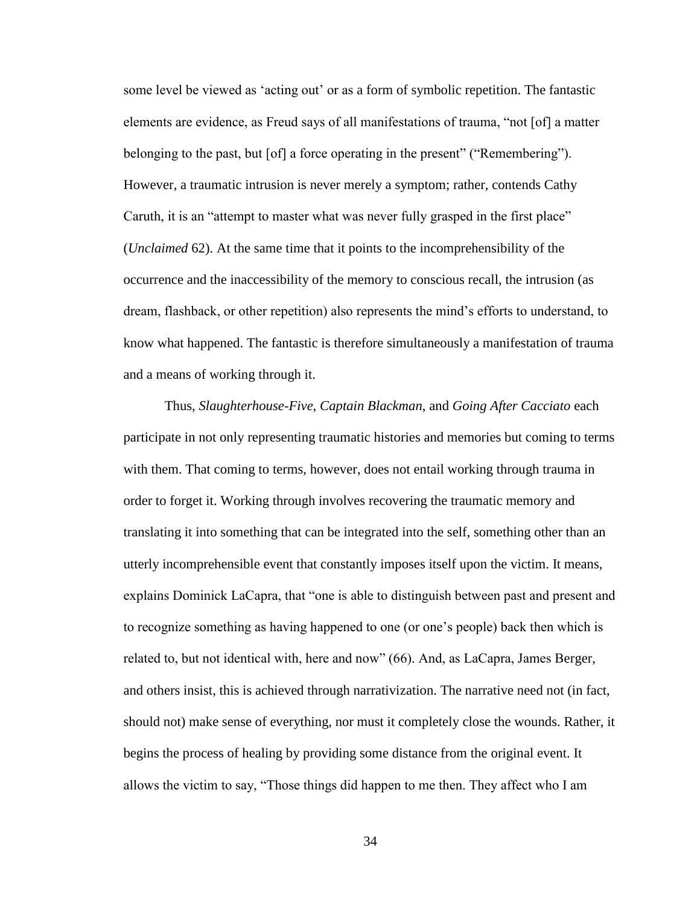some level be viewed as 'acting out' or as a form of symbolic repetition. The fantastic elements are evidence, as Freud says of all manifestations of trauma, "not [of] a matter belonging to the past, but [of] a force operating in the present" ("Remembering"). However, a traumatic intrusion is never merely a symptom; rather, contends Cathy Caruth, it is an "attempt to master what was never fully grasped in the first place" (*Unclaimed* 62). At the same time that it points to the incomprehensibility of the occurrence and the inaccessibility of the memory to conscious recall, the intrusion (as dream, flashback, or other repetition) also represents the mind's efforts to understand, to know what happened. The fantastic is therefore simultaneously a manifestation of trauma and a means of working through it.

Thus, *Slaughterhouse-Five*, *Captain Blackman*, and *Going After Cacciato* each participate in not only representing traumatic histories and memories but coming to terms with them. That coming to terms, however, does not entail working through trauma in order to forget it. Working through involves recovering the traumatic memory and translating it into something that can be integrated into the self, something other than an utterly incomprehensible event that constantly imposes itself upon the victim. It means, explains Dominick LaCapra, that "one is able to distinguish between past and present and to recognize something as having happened to one (or one's people) back then which is related to, but not identical with, here and now" (66). And, as LaCapra, James Berger, and others insist, this is achieved through narrativization. The narrative need not (in fact, should not) make sense of everything, nor must it completely close the wounds. Rather, it begins the process of healing by providing some distance from the original event. It allows the victim to say, "Those things did happen to me then. They affect who I am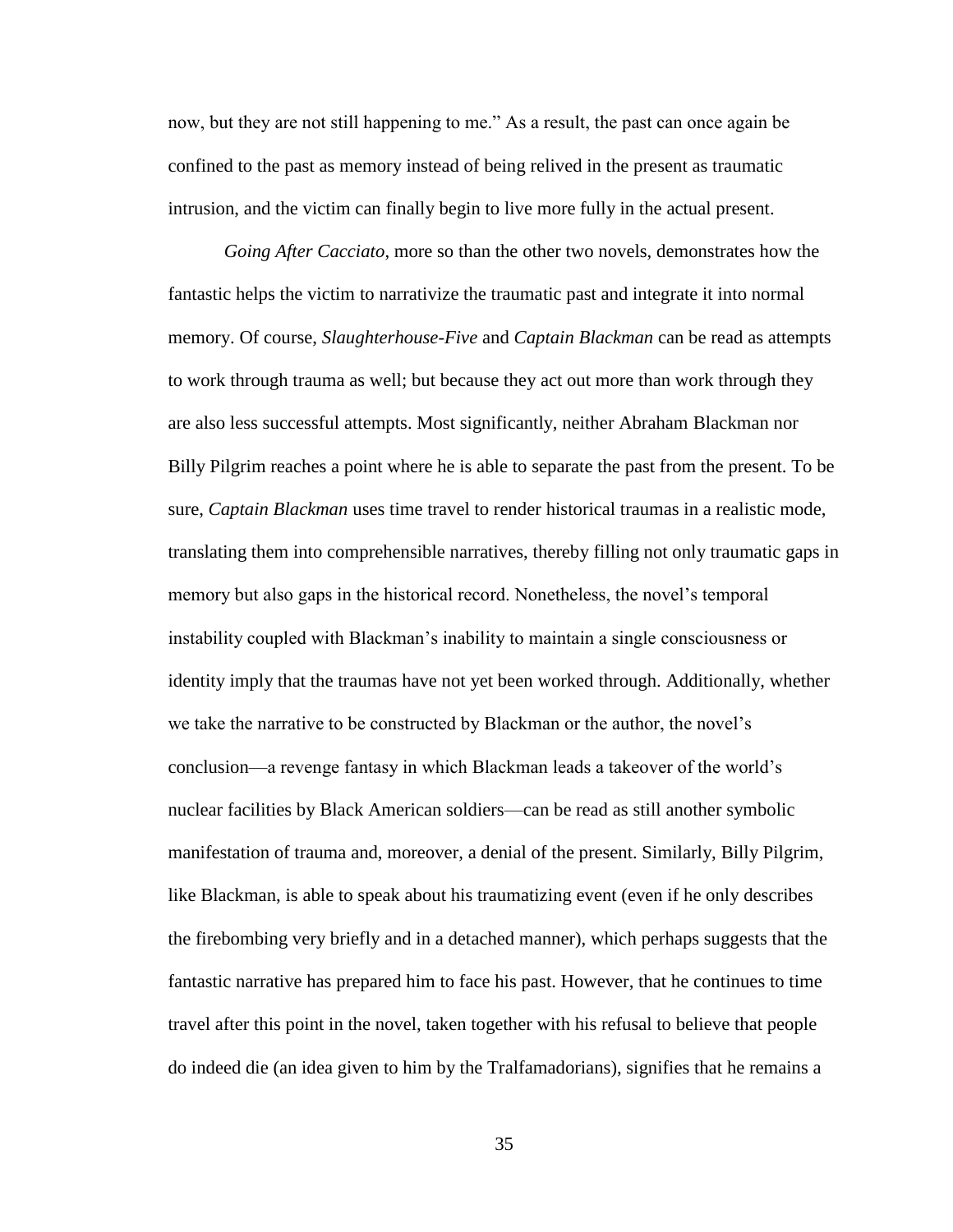now, but they are not still happening to me." As a result, the past can once again be confined to the past as memory instead of being relived in the present as traumatic intrusion, and the victim can finally begin to live more fully in the actual present.

*Going After Cacciato*, more so than the other two novels, demonstrates how the fantastic helps the victim to narrativize the traumatic past and integrate it into normal memory. Of course, *Slaughterhouse-Five* and *Captain Blackman* can be read as attempts to work through trauma as well; but because they act out more than work through they are also less successful attempts. Most significantly, neither Abraham Blackman nor Billy Pilgrim reaches a point where he is able to separate the past from the present. To be sure, *Captain Blackman* uses time travel to render historical traumas in a realistic mode, translating them into comprehensible narratives, thereby filling not only traumatic gaps in memory but also gaps in the historical record. Nonetheless, the novel's temporal instability coupled with Blackman's inability to maintain a single consciousness or identity imply that the traumas have not yet been worked through. Additionally, whether we take the narrative to be constructed by Blackman or the author, the novel's conclusion—a revenge fantasy in which Blackman leads a takeover of the world's nuclear facilities by Black American soldiers—can be read as still another symbolic manifestation of trauma and, moreover, a denial of the present. Similarly, Billy Pilgrim, like Blackman, is able to speak about his traumatizing event (even if he only describes the firebombing very briefly and in a detached manner), which perhaps suggests that the fantastic narrative has prepared him to face his past. However, that he continues to time travel after this point in the novel, taken together with his refusal to believe that people do indeed die (an idea given to him by the Tralfamadorians), signifies that he remains a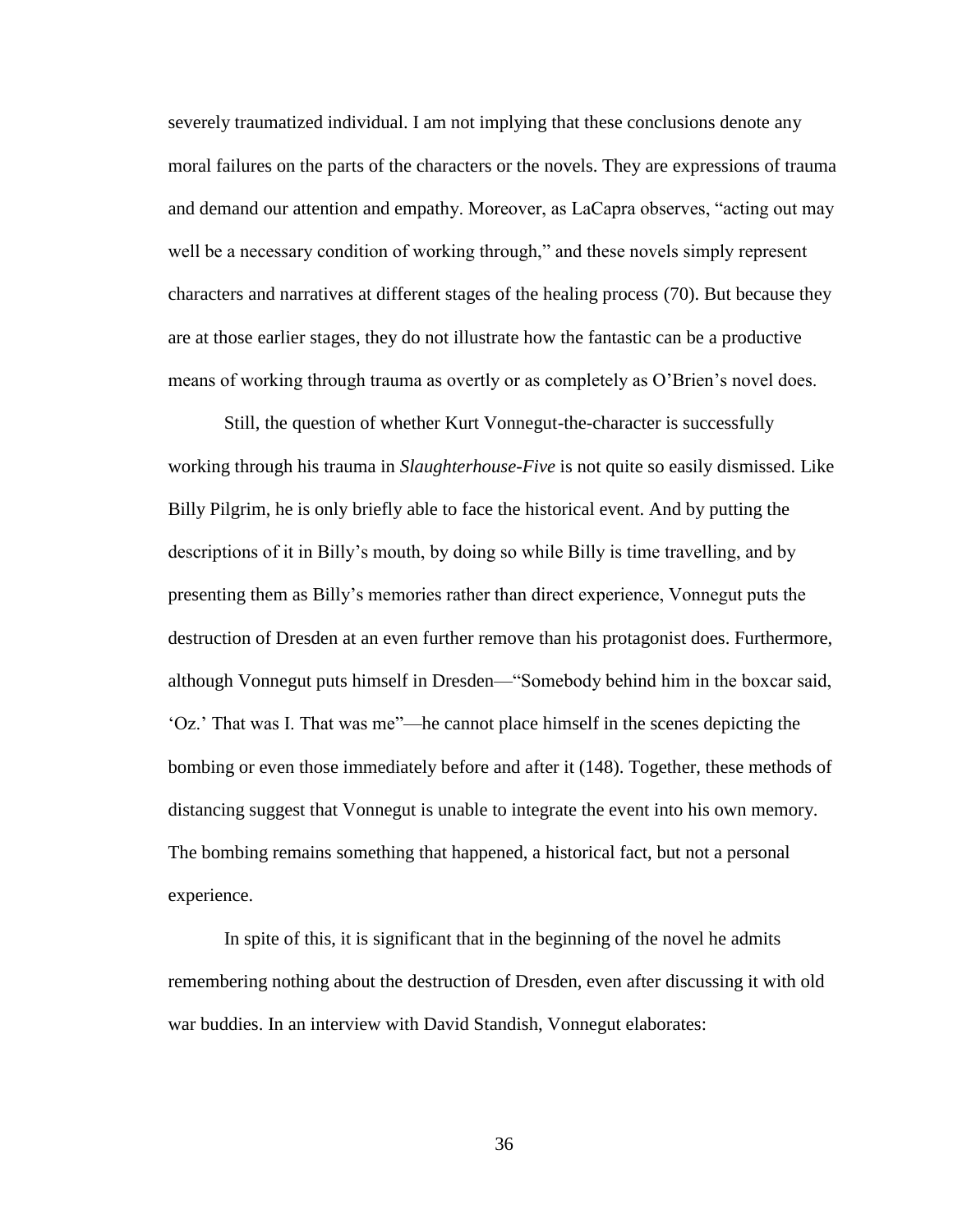severely traumatized individual. I am not implying that these conclusions denote any moral failures on the parts of the characters or the novels. They are expressions of trauma and demand our attention and empathy. Moreover, as LaCapra observes, "acting out may well be a necessary condition of working through," and these novels simply represent characters and narratives at different stages of the healing process (70). But because they are at those earlier stages, they do not illustrate how the fantastic can be a productive means of working through trauma as overtly or as completely as O'Brien's novel does.

Still, the question of whether Kurt Vonnegut-the-character is successfully working through his trauma in *Slaughterhouse-Five* is not quite so easily dismissed. Like Billy Pilgrim, he is only briefly able to face the historical event. And by putting the descriptions of it in Billy's mouth, by doing so while Billy is time travelling, and by presenting them as Billy's memories rather than direct experience, Vonnegut puts the destruction of Dresden at an even further remove than his protagonist does. Furthermore, although Vonnegut puts himself in Dresden—"Somebody behind him in the boxcar said, 'Oz.' That was I. That was me"—he cannot place himself in the scenes depicting the bombing or even those immediately before and after it (148). Together, these methods of distancing suggest that Vonnegut is unable to integrate the event into his own memory. The bombing remains something that happened, a historical fact, but not a personal experience.

In spite of this, it is significant that in the beginning of the novel he admits remembering nothing about the destruction of Dresden, even after discussing it with old war buddies. In an interview with David Standish, Vonnegut elaborates: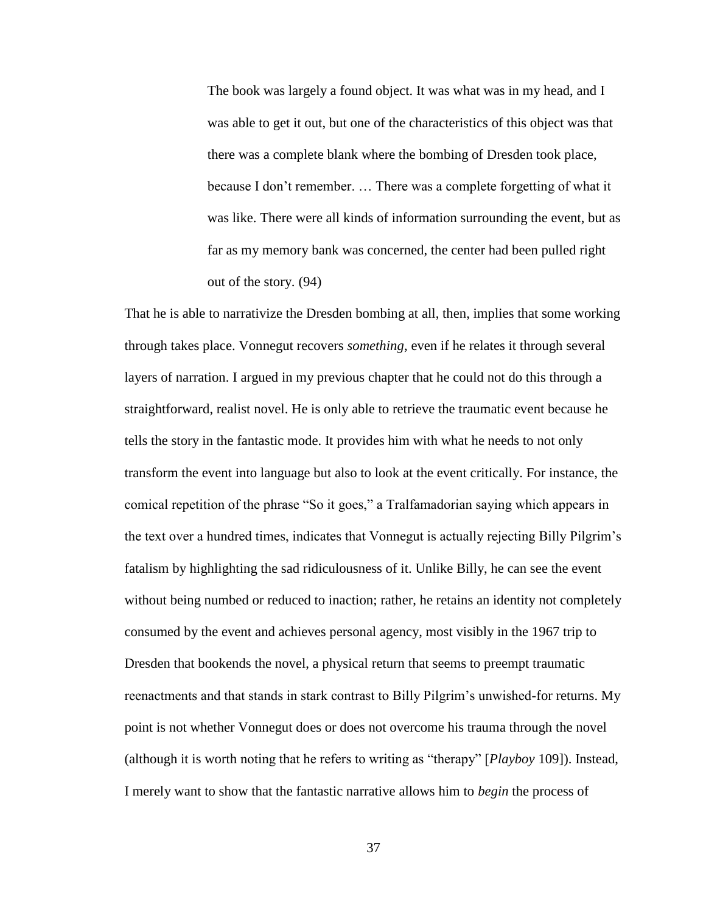> The book was largely a found object. It was what was in my head, and I was able to get it out, but one of the characteristics of this object was that there was a complete blank where the bombing of Dresden took place, because I don't remember. … There was a complete forgetting of what it was like. There were all kinds of information surrounding the event, but as far as my memory bank was concerned, the center had been pulled right out of the story. (94)

That he is able to narrativize the Dresden bombing at all, then, implies that some working through takes place. Vonnegut recovers *something*, even if he relates it through several layers of narration. I argued in my previous chapter that he could not do this through a straightforward, realist novel. He is only able to retrieve the traumatic event because he tells the story in the fantastic mode. It provides him with what he needs to not only transform the event into language but also to look at the event critically. For instance, the comical repetition of the phrase "So it goes," a Tralfamadorian saying which appears in the text over a hundred times, indicates that Vonnegut is actually rejecting Billy Pilgrim's fatalism by highlighting the sad ridiculousness of it. Unlike Billy, he can see the event without being numbed or reduced to inaction; rather, he retains an identity not completely consumed by the event and achieves personal agency, most visibly in the 1967 trip to Dresden that bookends the novel, a physical return that seems to preempt traumatic reenactments and that stands in stark contrast to Billy Pilgrim's unwished-for returns. My point is not whether Vonnegut does or does not overcome his trauma through the novel (although it is worth noting that he refers to writing as "therapy" [*Playboy* 109]). Instead, I merely want to show that the fantastic narrative allows him to *begin* the process of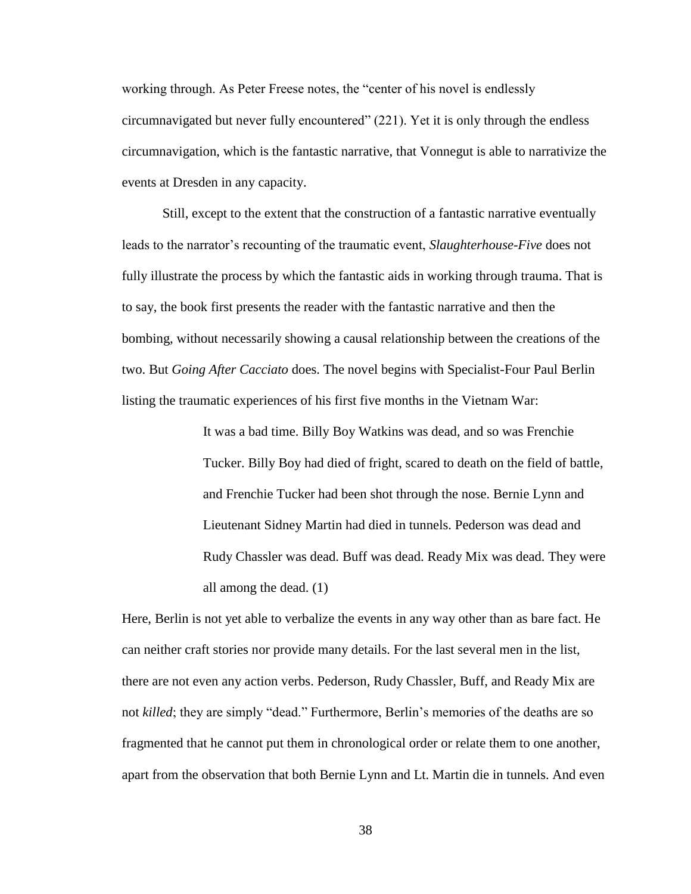working through. As Peter Freese notes, the "center of his novel is endlessly circumnavigated but never fully encountered" (221). Yet it is only through the endless circumnavigation, which is the fantastic narrative, that Vonnegut is able to narrativize the events at Dresden in any capacity.

Still, except to the extent that the construction of a fantastic narrative eventually leads to the narrator's recounting of the traumatic event, *Slaughterhouse-Five* does not fully illustrate the process by which the fantastic aids in working through trauma. That is to say, the book first presents the reader with the fantastic narrative and then the bombing, without necessarily showing a causal relationship between the creations of the two. But *Going After Cacciato* does. The novel begins with Specialist-Four Paul Berlin listing the traumatic experiences of his first five months in the Vietnam War:

> It was a bad time. Billy Boy Watkins was dead, and so was Frenchie Tucker. Billy Boy had died of fright, scared to death on the field of battle, and Frenchie Tucker had been shot through the nose. Bernie Lynn and Lieutenant Sidney Martin had died in tunnels. Pederson was dead and Rudy Chassler was dead. Buff was dead. Ready Mix was dead. They were all among the dead. (1)

Here, Berlin is not yet able to verbalize the events in any way other than as bare fact. He can neither craft stories nor provide many details. For the last several men in the list, there are not even any action verbs. Pederson, Rudy Chassler, Buff, and Ready Mix are not *killed*; they are simply "dead." Furthermore, Berlin's memories of the deaths are so fragmented that he cannot put them in chronological order or relate them to one another, apart from the observation that both Bernie Lynn and Lt. Martin die in tunnels. And even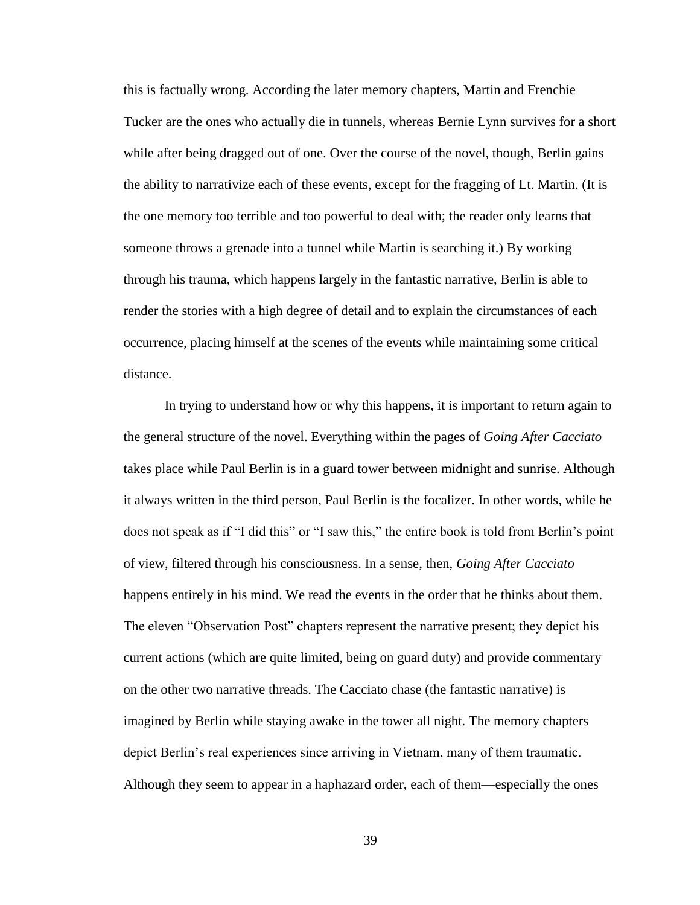this is factually wrong. According the later memory chapters, Martin and Frenchie Tucker are the ones who actually die in tunnels, whereas Bernie Lynn survives for a short while after being dragged out of one. Over the course of the novel, though, Berlin gains the ability to narrativize each of these events, except for the fragging of Lt. Martin. (It is the one memory too terrible and too powerful to deal with; the reader only learns that someone throws a grenade into a tunnel while Martin is searching it.) By working through his trauma, which happens largely in the fantastic narrative, Berlin is able to render the stories with a high degree of detail and to explain the circumstances of each occurrence, placing himself at the scenes of the events while maintaining some critical distance.

In trying to understand how or why this happens, it is important to return again to the general structure of the novel. Everything within the pages of *Going After Cacciato* takes place while Paul Berlin is in a guard tower between midnight and sunrise. Although it always written in the third person, Paul Berlin is the focalizer. In other words, while he does not speak as if "I did this" or "I saw this," the entire book is told from Berlin's point of view, filtered through his consciousness. In a sense, then, *Going After Cacciato* happens entirely in his mind. We read the events in the order that he thinks about them. The eleven "Observation Post" chapters represent the narrative present; they depict his current actions (which are quite limited, being on guard duty) and provide commentary on the other two narrative threads. The Cacciato chase (the fantastic narrative) is imagined by Berlin while staying awake in the tower all night. The memory chapters depict Berlin's real experiences since arriving in Vietnam, many of them traumatic. Although they seem to appear in a haphazard order, each of them—especially the ones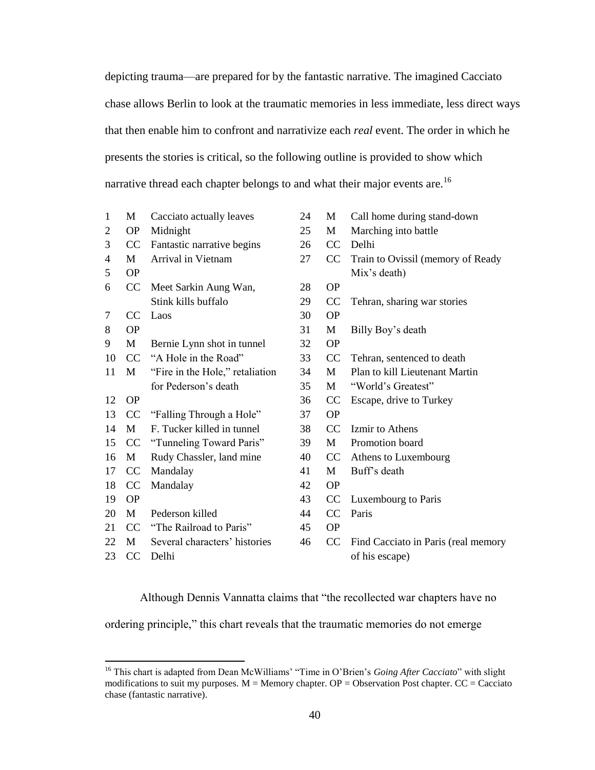depicting trauma—are prepared for by the fantastic narrative. The imagined Cacciato chase allows Berlin to look at the traumatic memories in less immediate, less direct ways that then enable him to confront and narrativize each *real* event. The order in which he presents the stories is critical, so the following outline is provided to show which narrative thread each chapter belongs to and what their major events are.[16]

| | | | | | |
|---|---|---|---|---|---|
| 1 | M | Cacciato actually leaves | 24 | M | Call home during stand-down |
| 2 | OP | Midnight | 25 | M | Marching into battle |
| 3 | CC | Fantastic narrative begins | 26 | CC | Delhi |
| 4 | M | Arrival in Vietnam | 27 | CC | Train to Ovissil (memory of Ready Mix's death) |
| 5 | OP | | 28 | OP | |
| 6 | CC | Meet Sarkin Aung Wan, Stink kills buffalo | 29 | CC | Tehran, sharing war stories |
| 7 | CC | Laos | 30 | OP | |
| 8 | OP | | 31 | M | Billy Boy's death |
| 9 | M | Bernie Lynn shot in tunnel | 32 | OP | |
| 10 | CC | "A Hole in the Road" | 33 | CC | Tehran, sentenced to death |
| 11 | M | "Fire in the Hole," retaliation for Pederson's death | 34 | M | Plan to kill Lieutenant Martin |
| | | | 35 | M | "World's Greatest" |
| 12 | OP | | 36 | CC | Escape, drive to Turkey |
| 13 | CC | "Falling Through a Hole" | 37 | OP | |
| 14 | M | F. Tucker killed in tunnel | 38 | CC | Izmir to Athens |
| 15 | CC | "Tunneling Toward Paris" | 39 | M | Promotion board |
| 16 | M | Rudy Chassler, land mine | 40 | CC | Athens to Luxembourg |
| 17 | CC | Mandalay | 41 | M | Buff's death |
| 18 | CC | Mandalay | 42 | OP | |
| 19 | OP | | 43 | CC | Luxembourg to Paris |
| 20 | M | Pederson killed | 44 | CC | Paris |
| 21 | CC | "The Railroad to Paris" | 45 | OP | |
| 22 | M | Several characters' histories | 46 | CC | Find Cacciato in Paris (real memory of his escape) |
| 23 | CC | Delhi | | | |

Although Dennis Vannatta claims that "the recollected war chapters have no ordering principle," this chart reveals that the traumatic memories do not emerge

[16] This chart is adapted from Dean McWilliams' "Time in O'Brien's *Going After Cacciato*" with slight modifications to suit my purposes. M = Memory chapter. OP = Observation Post chapter. CC = Cacciato chase (fantastic narrative).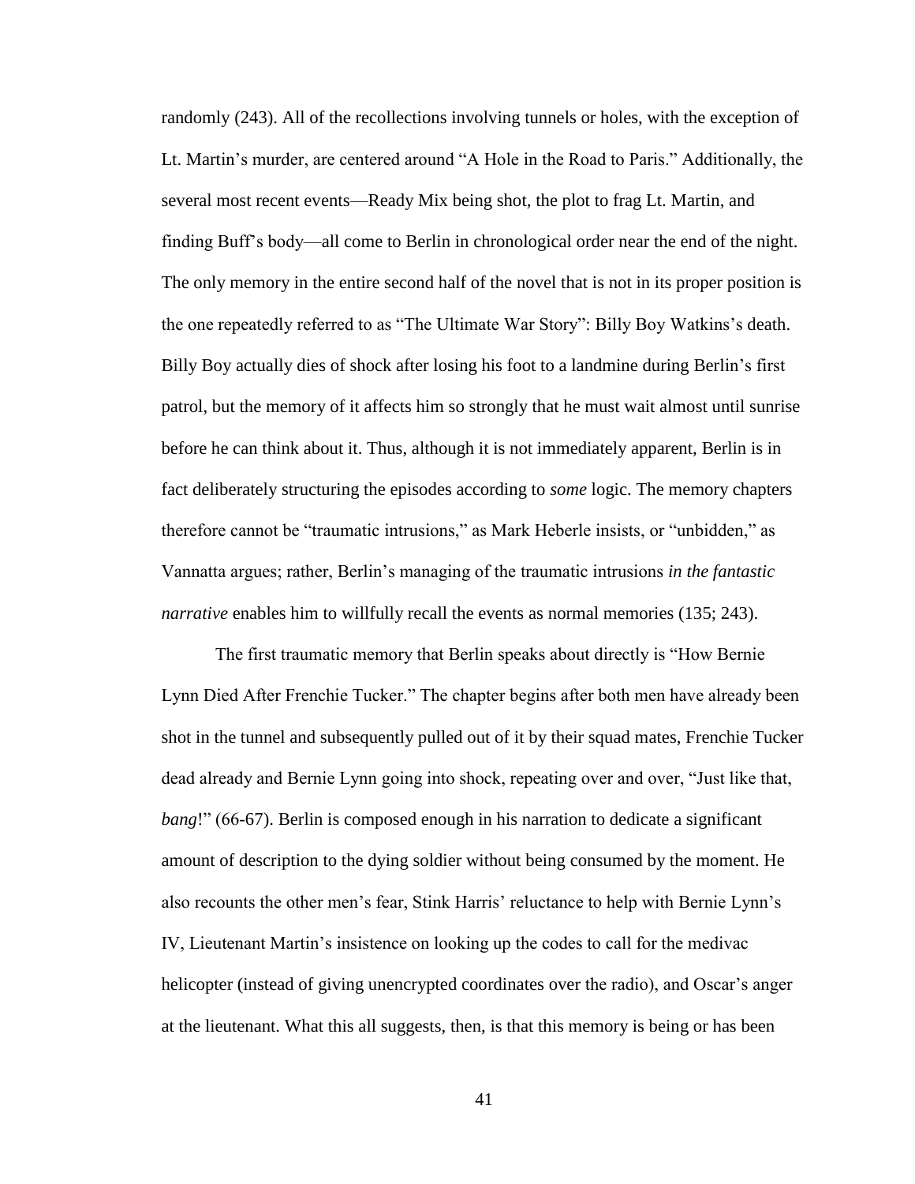randomly (243). All of the recollections involving tunnels or holes, with the exception of Lt. Martin's murder, are centered around "A Hole in the Road to Paris." Additionally, the several most recent events—Ready Mix being shot, the plot to frag Lt. Martin, and finding Buff's body—all come to Berlin in chronological order near the end of the night. The only memory in the entire second half of the novel that is not in its proper position is the one repeatedly referred to as "The Ultimate War Story": Billy Boy Watkins's death. Billy Boy actually dies of shock after losing his foot to a landmine during Berlin's first patrol, but the memory of it affects him so strongly that he must wait almost until sunrise before he can think about it. Thus, although it is not immediately apparent, Berlin is in fact deliberately structuring the episodes according to *some* logic. The memory chapters therefore cannot be "traumatic intrusions," as Mark Heberle insists, or "unbidden," as Vannatta argues; rather, Berlin's managing of the traumatic intrusions *in the fantastic narrative* enables him to willfully recall the events as normal memories (135; 243).

The first traumatic memory that Berlin speaks about directly is "How Bernie Lynn Died After Frenchie Tucker." The chapter begins after both men have already been shot in the tunnel and subsequently pulled out of it by their squad mates, Frenchie Tucker dead already and Bernie Lynn going into shock, repeating over and over, "Just like that, *bang*!" (66-67). Berlin is composed enough in his narration to dedicate a significant amount of description to the dying soldier without being consumed by the moment. He also recounts the other men's fear, Stink Harris' reluctance to help with Bernie Lynn's IV, Lieutenant Martin's insistence on looking up the codes to call for the medivac helicopter (instead of giving unencrypted coordinates over the radio), and Oscar's anger at the lieutenant. What this all suggests, then, is that this memory is being or has been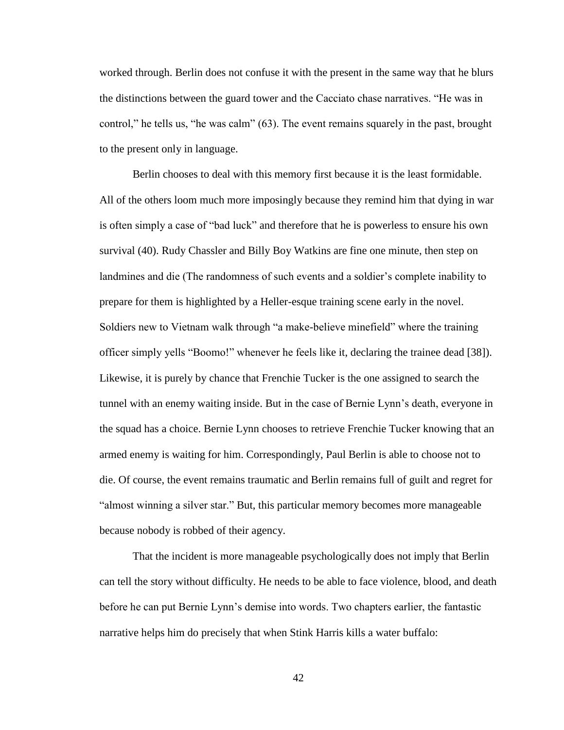worked through. Berlin does not confuse it with the present in the same way that he blurs the distinctions between the guard tower and the Cacciato chase narratives. “He was in control,” he tells us, “he was calm” (63). The event remains squarely in the past, brought to the present only in language.

Berlin chooses to deal with this memory first because it is the least formidable. All of the others loom much more imposingly because they remind him that dying in war is often simply a case of “bad luck” and therefore that he is powerless to ensure his own survival (40). Rudy Chassler and Billy Boy Watkins are fine one minute, then step on landmines and die (The randomness of such events and a soldier’s complete inability to prepare for them is highlighted by a Heller-esque training scene early in the novel. Soldiers new to Vietnam walk through “a make-believe minefield” where the training officer simply yells “Boomo!” whenever he feels like it, declaring the trainee dead [38]). Likewise, it is purely by chance that Frenchie Tucker is the one assigned to search the tunnel with an enemy waiting inside. But in the case of Bernie Lynn’s death, everyone in the squad has a choice. Bernie Lynn chooses to retrieve Frenchie Tucker knowing that an armed enemy is waiting for him. Correspondingly, Paul Berlin is able to choose not to die. Of course, the event remains traumatic and Berlin remains full of guilt and regret for “almost winning a silver star.” But, this particular memory becomes more manageable because nobody is robbed of their agency.

That the incident is more manageable psychologically does not imply that Berlin can tell the story without difficulty. He needs to be able to face violence, blood, and death before he can put Bernie Lynn’s demise into words. Two chapters earlier, the fantastic narrative helps him do precisely that when Stink Harris kills a water buffalo: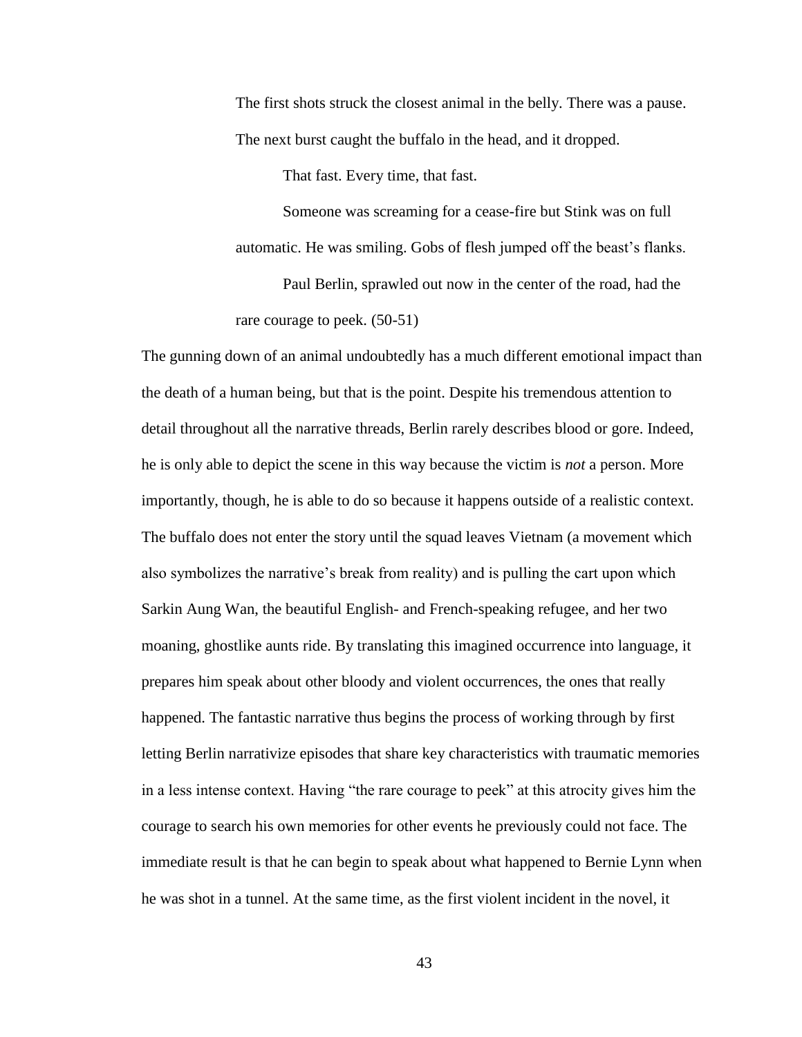> The first shots struck the closest animal in the belly. There was a pause. The next burst caught the buffalo in the head, and it dropped.
>
> That fast. Every time, that fast.
>
> Someone was screaming for a cease-fire but Stink was on full automatic. He was smiling. Gobs of flesh jumped off the beast's flanks.
>
> Paul Berlin, sprawled out now in the center of the road, had the rare courage to peek. (50-51)

The gunning down of an animal undoubtedly has a much different emotional impact than the death of a human being, but that is the point. Despite his tremendous attention to detail throughout all the narrative threads, Berlin rarely describes blood or gore. Indeed, he is only able to depict the scene in this way because the victim is *not* a person. More importantly, though, he is able to do so because it happens outside of a realistic context. The buffalo does not enter the story until the squad leaves Vietnam (a movement which also symbolizes the narrative's break from reality) and is pulling the cart upon which Sarkin Aung Wan, the beautiful English- and French-speaking refugee, and her two moaning, ghostlike aunts ride. By translating this imagined occurrence into language, it prepares him speak about other bloody and violent occurrences, the ones that really happened. The fantastic narrative thus begins the process of working through by first letting Berlin narrativize episodes that share key characteristics with traumatic memories in a less intense context. Having "the rare courage to peek" at this atrocity gives him the courage to search his own memories for other events he previously could not face. The immediate result is that he can begin to speak about what happened to Bernie Lynn when he was shot in a tunnel. At the same time, as the first violent incident in the novel, it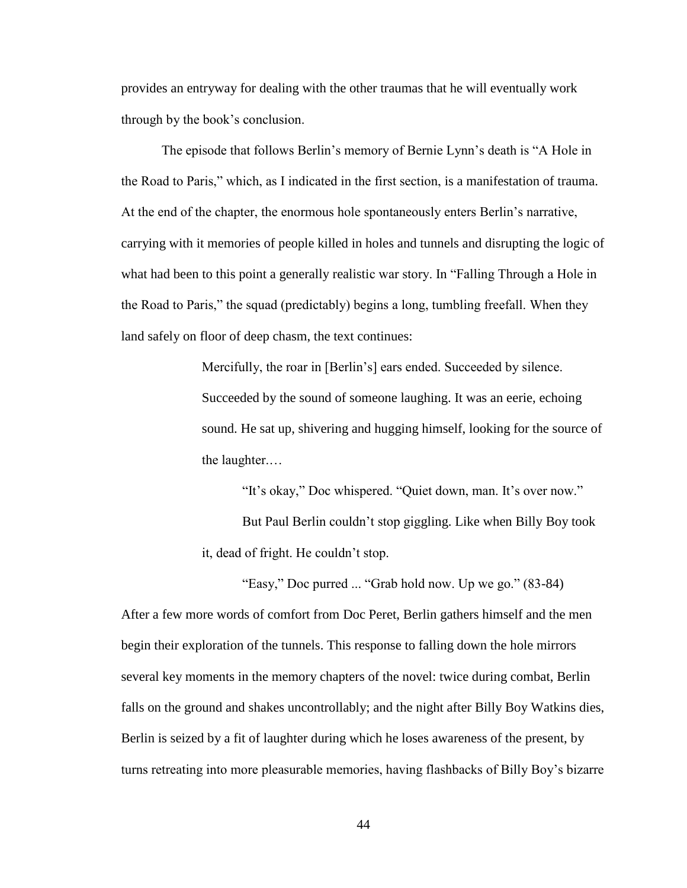provides an entryway for dealing with the other traumas that he will eventually work through by the book's conclusion.

The episode that follows Berlin's memory of Bernie Lynn's death is "A Hole in the Road to Paris," which, as I indicated in the first section, is a manifestation of trauma. At the end of the chapter, the enormous hole spontaneously enters Berlin's narrative, carrying with it memories of people killed in holes and tunnels and disrupting the logic of what had been to this point a generally realistic war story. In "Falling Through a Hole in the Road to Paris," the squad (predictably) begins a long, tumbling freefall. When they land safely on floor of deep chasm, the text continues:

> Mercifully, the roar in [Berlin's] ears ended. Succeeded by silence. Succeeded by the sound of someone laughing. It was an eerie, echoing sound. He sat up, shivering and hugging himself, looking for the source of the laughter.…
>
> "It's okay," Doc whispered. "Quiet down, man. It's over now."
>
> But Paul Berlin couldn't stop giggling. Like when Billy Boy took it, dead of fright. He couldn't stop.
>
> "Easy," Doc purred ... "Grab hold now. Up we go." (83-84)

After a few more words of comfort from Doc Peret, Berlin gathers himself and the men begin their exploration of the tunnels. This response to falling down the hole mirrors several key moments in the memory chapters of the novel: twice during combat, Berlin falls on the ground and shakes uncontrollably; and the night after Billy Boy Watkins dies, Berlin is seized by a fit of laughter during which he loses awareness of the present, by turns retreating into more pleasurable memories, having flashbacks of Billy Boy's bizarre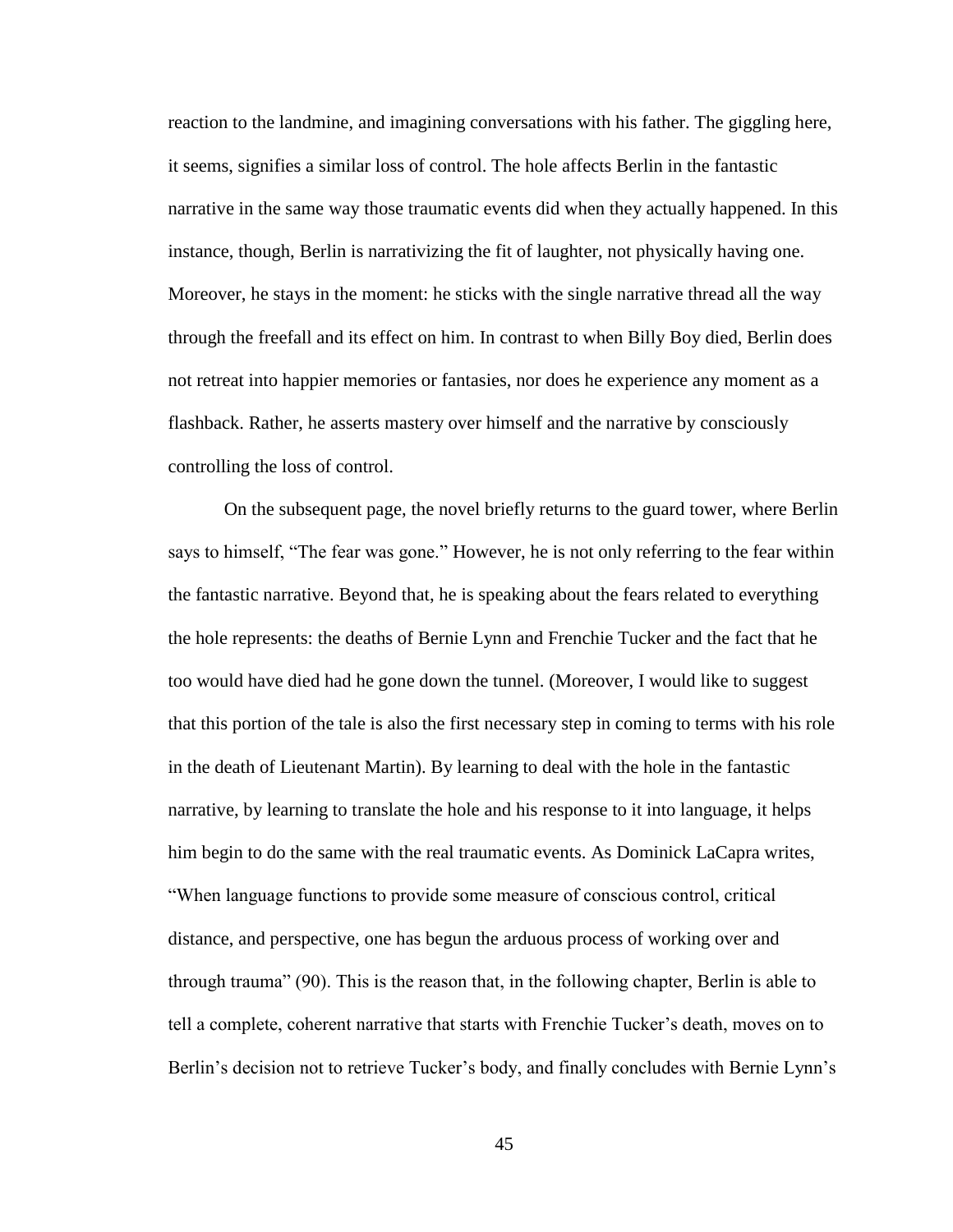reaction to the landmine, and imagining conversations with his father. The giggling here, it seems, signifies a similar loss of control. The hole affects Berlin in the fantastic narrative in the same way those traumatic events did when they actually happened. In this instance, though, Berlin is narrativizing the fit of laughter, not physically having one. Moreover, he stays in the moment: he sticks with the single narrative thread all the way through the freefall and its effect on him. In contrast to when Billy Boy died, Berlin does not retreat into happier memories or fantasies, nor does he experience any moment as a flashback. Rather, he asserts mastery over himself and the narrative by consciously controlling the loss of control.

On the subsequent page, the novel briefly returns to the guard tower, where Berlin says to himself, "The fear was gone." However, he is not only referring to the fear within the fantastic narrative. Beyond that, he is speaking about the fears related to everything the hole represents: the deaths of Bernie Lynn and Frenchie Tucker and the fact that he too would have died had he gone down the tunnel. (Moreover, I would like to suggest that this portion of the tale is also the first necessary step in coming to terms with his role in the death of Lieutenant Martin). By learning to deal with the hole in the fantastic narrative, by learning to translate the hole and his response to it into language, it helps him begin to do the same with the real traumatic events. As Dominick LaCapra writes, "When language functions to provide some measure of conscious control, critical distance, and perspective, one has begun the arduous process of working over and through trauma" (90). This is the reason that, in the following chapter, Berlin is able to tell a complete, coherent narrative that starts with Frenchie Tucker's death, moves on to Berlin's decision not to retrieve Tucker's body, and finally concludes with Bernie Lynn's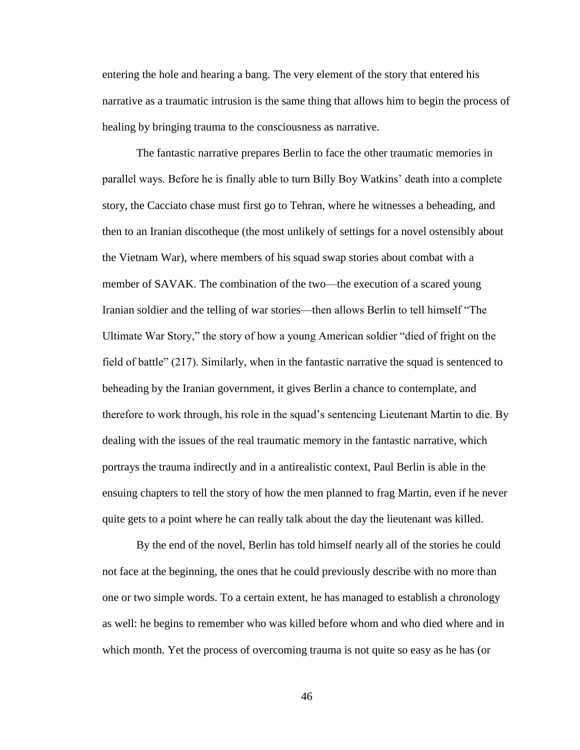entering the hole and hearing a bang. The very element of the story that entered his narrative as a traumatic intrusion is the same thing that allows him to begin the process of healing by bringing trauma to the consciousness as narrative.

The fantastic narrative prepares Berlin to face the other traumatic memories in parallel ways. Before he is finally able to turn Billy Boy Watkins' death into a complete story, the Cacciato chase must first go to Tehran, where he witnesses a beheading, and then to an Iranian discotheque (the most unlikely of settings for a novel ostensibly about the Vietnam War), where members of his squad swap stories about combat with a member of SAVAK. The combination of the two—the execution of a scared young Iranian soldier and the telling of war stories—then allows Berlin to tell himself "The Ultimate War Story," the story of how a young American soldier "died of fright on the field of battle" (217). Similarly, when in the fantastic narrative the squad is sentenced to beheading by the Iranian government, it gives Berlin a chance to contemplate, and therefore to work through, his role in the squad's sentencing Lieutenant Martin to die. By dealing with the issues of the real traumatic memory in the fantastic narrative, which portrays the trauma indirectly and in a antirealistic context, Paul Berlin is able in the ensuing chapters to tell the story of how the men planned to frag Martin, even if he never quite gets to a point where he can really talk about the day the lieutenant was killed.

By the end of the novel, Berlin has told himself nearly all of the stories he could not face at the beginning, the ones that he could previously describe with no more than one or two simple words. To a certain extent, he has managed to establish a chronology as well: he begins to remember who was killed before whom and who died where and in which month. Yet the process of overcoming trauma is not quite so easy as he has (or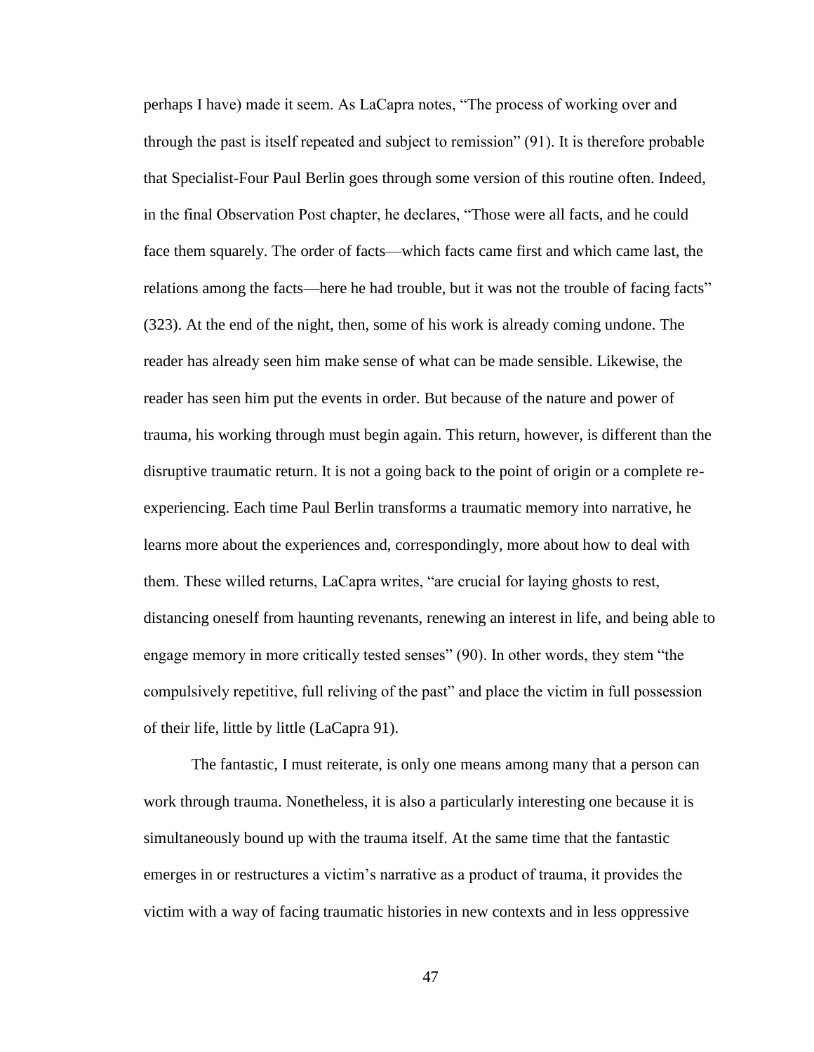perhaps I have) made it seem. As LaCapra notes, "The process of working over and through the past is itself repeated and subject to remission" (91). It is therefore probable that Specialist-Four Paul Berlin goes through some version of this routine often. Indeed, in the final Observation Post chapter, he declares, "Those were all facts, and he could face them squarely. The order of facts—which facts came first and which came last, the relations among the facts—here he had trouble, but it was not the trouble of facing facts" (323). At the end of the night, then, some of his work is already coming undone. The reader has already seen him make sense of what can be made sensible. Likewise, the reader has seen him put the events in order. But because of the nature and power of trauma, his working through must begin again. This return, however, is different than the disruptive traumatic return. It is not a going back to the point of origin or a complete re-experiencing. Each time Paul Berlin transforms a traumatic memory into narrative, he learns more about the experiences and, correspondingly, more about how to deal with them. These willed returns, LaCapra writes, "are crucial for laying ghosts to rest, distancing oneself from haunting revenants, renewing an interest in life, and being able to engage memory in more critically tested senses" (90). In other words, they stem "the compulsively repetitive, full reliving of the past" and place the victim in full possession of their life, little by little (LaCapra 91).

The fantastic, I must reiterate, is only one means among many that a person can work through trauma. Nonetheless, it is also a particularly interesting one because it is simultaneously bound up with the trauma itself. At the same time that the fantastic emerges in or restructures a victim's narrative as a product of trauma, it provides the victim with a way of facing traumatic histories in new contexts and in less oppressive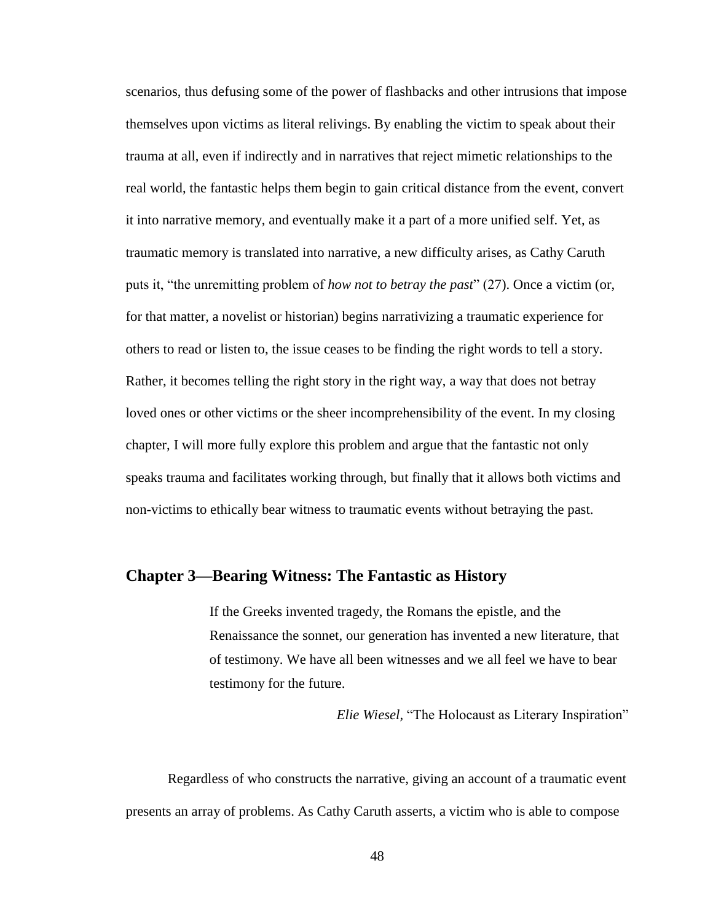scenarios, thus defusing some of the power of flashbacks and other intrusions that impose themselves upon victims as literal relivings. By enabling the victim to speak about their trauma at all, even if indirectly and in narratives that reject mimetic relationships to the real world, the fantastic helps them begin to gain critical distance from the event, convert it into narrative memory, and eventually make it a part of a more unified self. Yet, as traumatic memory is translated into narrative, a new difficulty arises, as Cathy Caruth puts it, "the unremitting problem of *how not to betray the past*" (27). Once a victim (or, for that matter, a novelist or historian) begins narrativizing a traumatic experience for others to read or listen to, the issue ceases to be finding the right words to tell a story. Rather, it becomes telling the right story in the right way, a way that does not betray loved ones or other victims or the sheer incomprehensibility of the event. In my closing chapter, I will more fully explore this problem and argue that the fantastic not only speaks trauma and facilitates working through, but finally that it allows both victims and non-victims to ethically bear witness to traumatic events without betraying the past.

## Chapter 3—Bearing Witness: The Fantastic as History

> If the Greeks invented tragedy, the Romans the epistle, and the Renaissance the sonnet, our generation has invented a new literature, that of testimony. We have all been witnesses and we all feel we have to bear testimony for the future.
>
> *Elie Wiesel*, "The Holocaust as Literary Inspiration"

Regardless of who constructs the narrative, giving an account of a traumatic event presents an array of problems. As Cathy Caruth asserts, a victim who is able to compose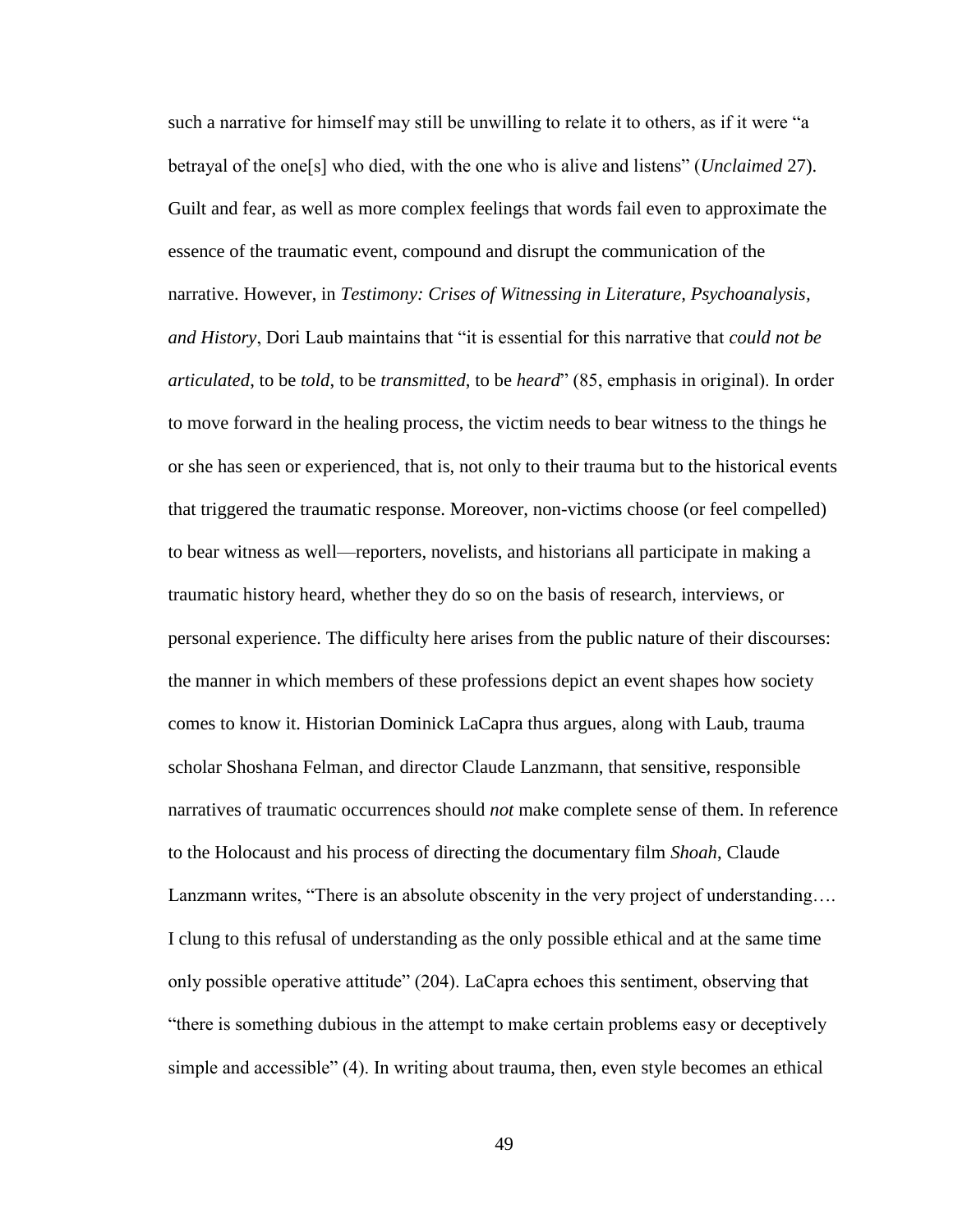such a narrative for himself may still be unwilling to relate it to others, as if it were "a betrayal of the one[s] who died, with the one who is alive and listens" (*Unclaimed* 27). Guilt and fear, as well as more complex feelings that words fail even to approximate the essence of the traumatic event, compound and disrupt the communication of the narrative. However, in *Testimony: Crises of Witnessing in Literature, Psychoanalysis, and History*, Dori Laub maintains that "it is essential for this narrative that *could not be articulated*, to be *told*, to be *transmitted*, to be *heard*" (85, emphasis in original). In order to move forward in the healing process, the victim needs to bear witness to the things he or she has seen or experienced, that is, not only to their trauma but to the historical events that triggered the traumatic response. Moreover, non-victims choose (or feel compelled) to bear witness as well—reporters, novelists, and historians all participate in making a traumatic history heard, whether they do so on the basis of research, interviews, or personal experience. The difficulty here arises from the public nature of their discourses: the manner in which members of these professions depict an event shapes how society comes to know it. Historian Dominick LaCapra thus argues, along with Laub, trauma scholar Shoshana Felman, and director Claude Lanzmann, that sensitive, responsible narratives of traumatic occurrences should *not* make complete sense of them. In reference to the Holocaust and his process of directing the documentary film *Shoah*, Claude Lanzmann writes, "There is an absolute obscenity in the very project of understanding…. I clung to this refusal of understanding as the only possible ethical and at the same time only possible operative attitude" (204). LaCapra echoes this sentiment, observing that "there is something dubious in the attempt to make certain problems easy or deceptively simple and accessible" (4). In writing about trauma, then, even style becomes an ethical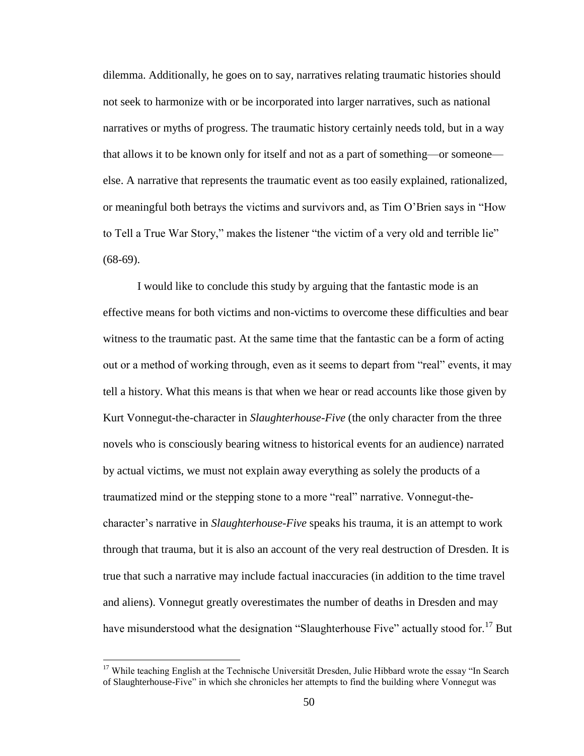dilemma. Additionally, he goes on to say, narratives relating traumatic histories should not seek to harmonize with or be incorporated into larger narratives, such as national narratives or myths of progress. The traumatic history certainly needs told, but in a way that allows it to be known only for itself and not as a part of something—or someone—else. A narrative that represents the traumatic event as too easily explained, rationalized, or meaningful both betrays the victims and survivors and, as Tim O'Brien says in "How to Tell a True War Story," makes the listener "the victim of a very old and terrible lie" (68-69).

I would like to conclude this study by arguing that the fantastic mode is an effective means for both victims and non-victims to overcome these difficulties and bear witness to the traumatic past. At the same time that the fantastic can be a form of acting out or a method of working through, even as it seems to depart from "real" events, it may tell a history. What this means is that when we hear or read accounts like those given by Kurt Vonnegut-the-character in *Slaughterhouse-Five* (the only character from the three novels who is consciously bearing witness to historical events for an audience) narrated by actual victims, we must not explain away everything as solely the products of a traumatized mind or the stepping stone to a more "real" narrative. Vonnegut-the-character's narrative in *Slaughterhouse-Five* speaks his trauma, it is an attempt to work through that trauma, but it is also an account of the very real destruction of Dresden. It is true that such a narrative may include factual inaccuracies (in addition to the time travel and aliens). Vonnegut greatly overestimates the number of deaths in Dresden and may have misunderstood what the designation "Slaughterhouse Five" actually stood for.[17] But

[17] While teaching English at the Technische Universität Dresden, Julie Hibbard wrote the essay "In Search of Slaughterhouse-Five" in which she chronicles her attempts to find the building where Vonnegut was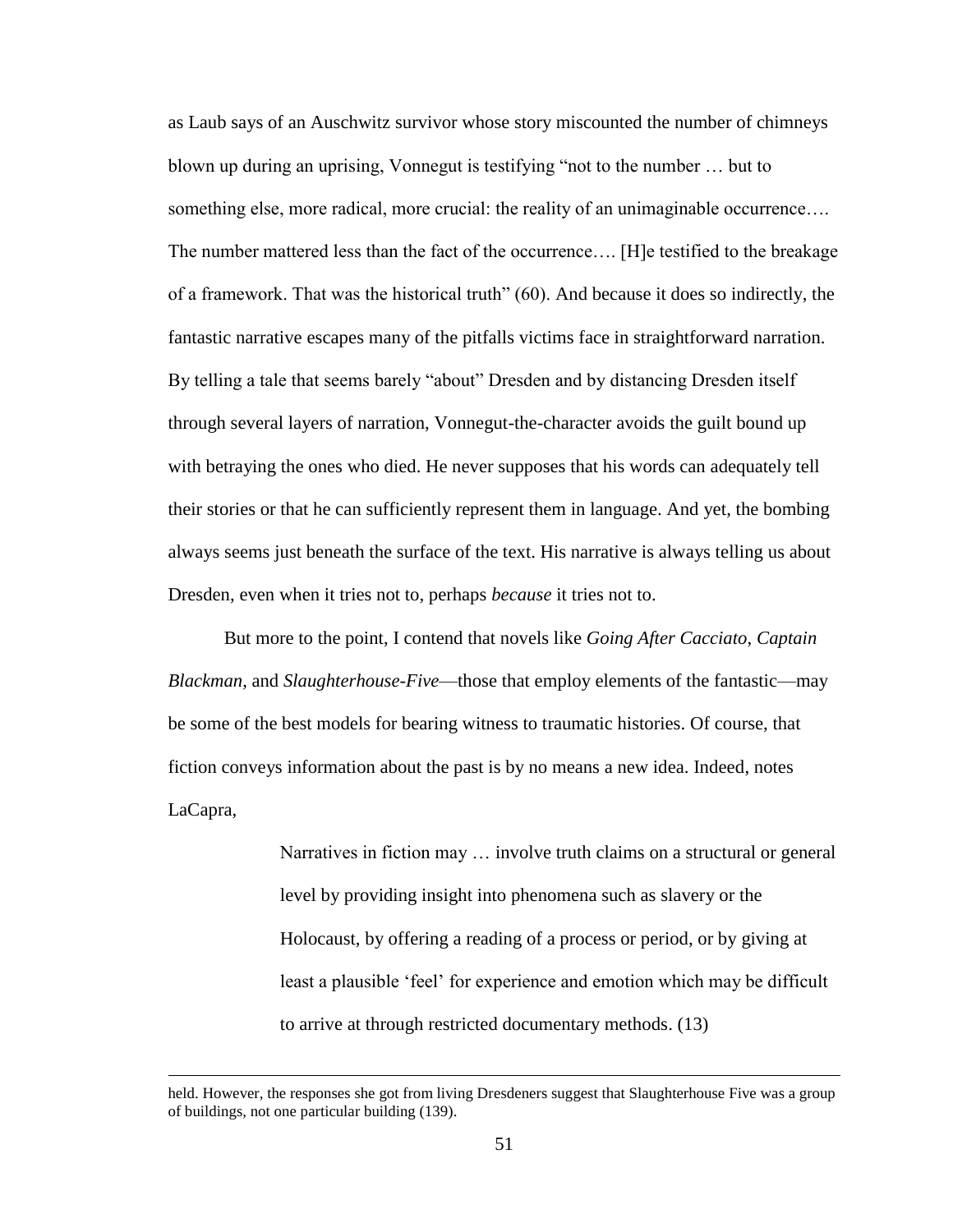as Laub says of an Auschwitz survivor whose story miscounted the number of chimneys blown up during an uprising, Vonnegut is testifying "not to the number … but to something else, more radical, more crucial: the reality of an unimaginable occurrence…. The number mattered less than the fact of the occurrence…. [H]e testified to the breakage of a framework. That was the historical truth" (60). And because it does so indirectly, the fantastic narrative escapes many of the pitfalls victims face in straightforward narration. By telling a tale that seems barely "about" Dresden and by distancing Dresden itself through several layers of narration, Vonnegut-the-character avoids the guilt bound up with betraying the ones who died. He never supposes that his words can adequately tell their stories or that he can sufficiently represent them in language. And yet, the bombing always seems just beneath the surface of the text. His narrative is always telling us about Dresden, even when it tries not to, perhaps *because* it tries not to.

But more to the point, I contend that novels like *Going After Cacciato*, *Captain Blackman*, and *Slaughterhouse-Five*—those that employ elements of the fantastic—may be some of the best models for bearing witness to traumatic histories. Of course, that fiction conveys information about the past is by no means a new idea. Indeed, notes LaCapra,

> Narratives in fiction may … involve truth claims on a structural or general level by providing insight into phenomena such as slavery or the Holocaust, by offering a reading of a process or period, or by giving at least a plausible 'feel' for experience and emotion which may be difficult to arrive at through restricted documentary methods. (13)

---

held. However, the responses she got from living Dresdeners suggest that Slaughterhouse Five was a group of buildings, not one particular building (139).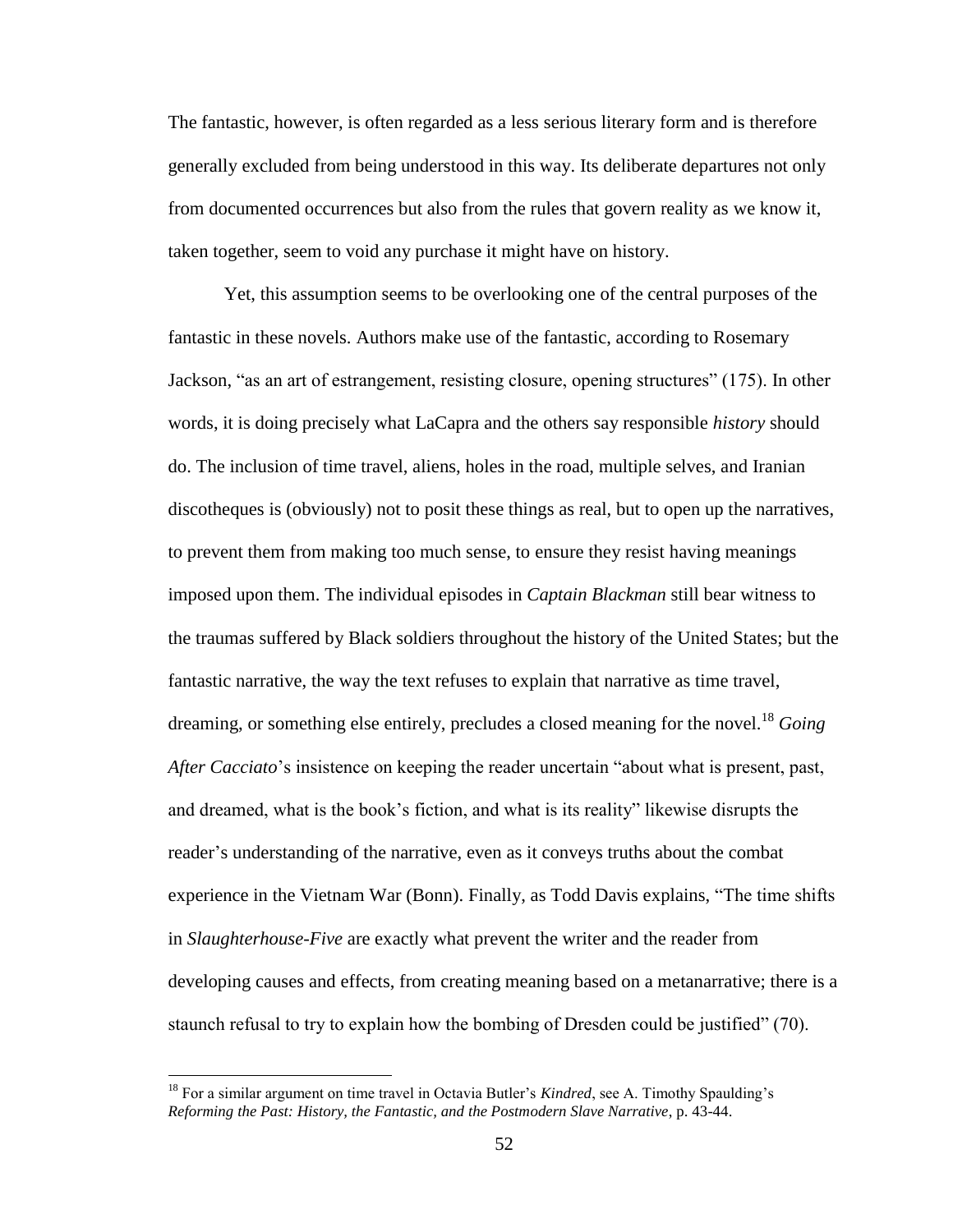The fantastic, however, is often regarded as a less serious literary form and is therefore generally excluded from being understood in this way. Its deliberate departures not only from documented occurrences but also from the rules that govern reality as we know it, taken together, seem to void any purchase it might have on history.

Yet, this assumption seems to be overlooking one of the central purposes of the fantastic in these novels. Authors make use of the fantastic, according to Rosemary Jackson, "as an art of estrangement, resisting closure, opening structures" (175). In other words, it is doing precisely what LaCapra and the others say responsible *history* should do. The inclusion of time travel, aliens, holes in the road, multiple selves, and Iranian discotheques is (obviously) not to posit these things as real, but to open up the narratives, to prevent them from making too much sense, to ensure they resist having meanings imposed upon them. The individual episodes in *Captain Blackman* still bear witness to the traumas suffered by Black soldiers throughout the history of the United States; but the fantastic narrative, the way the text refuses to explain that narrative as time travel, dreaming, or something else entirely, precludes a closed meaning for the novel.[18] *Going After Cacciato*'s insistence on keeping the reader uncertain "about what is present, past, and dreamed, what is the book's fiction, and what is its reality" likewise disrupts the reader's understanding of the narrative, even as it conveys truths about the combat experience in the Vietnam War (Bonn). Finally, as Todd Davis explains, "The time shifts in *Slaughterhouse-Five* are exactly what prevent the writer and the reader from developing causes and effects, from creating meaning based on a metanarrative; there is a staunch refusal to try to explain how the bombing of Dresden could be justified" (70).

---

[18] For a similar argument on time travel in Octavia Butler's *Kindred*, see A. Timothy Spaulding's *Reforming the Past: History, the Fantastic, and the Postmodern Slave Narrative*, p. 43-44.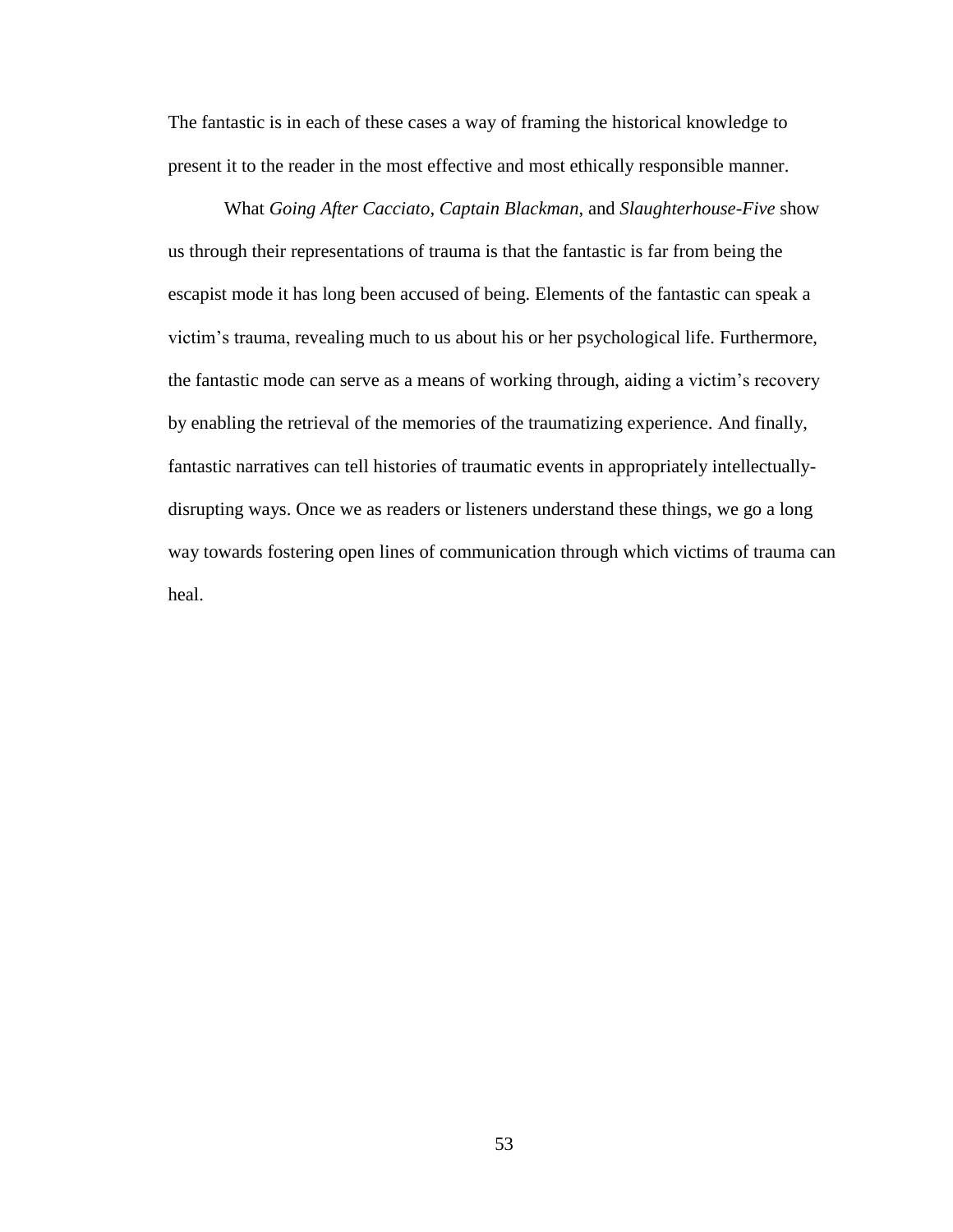The fantastic is in each of these cases a way of framing the historical knowledge to present it to the reader in the most effective and most ethically responsible manner.

What *Going After Cacciato*, *Captain Blackman*, and *Slaughterhouse-Five* show us through their representations of trauma is that the fantastic is far from being the escapist mode it has long been accused of being. Elements of the fantastic can speak a victim's trauma, revealing much to us about his or her psychological life. Furthermore, the fantastic mode can serve as a means of working through, aiding a victim's recovery by enabling the retrieval of the memories of the traumatizing experience. And finally, fantastic narratives can tell histories of traumatic events in appropriately intellectually-disrupting ways. Once we as readers or listeners understand these things, we go a long way towards fostering open lines of communication through which victims of trauma can heal.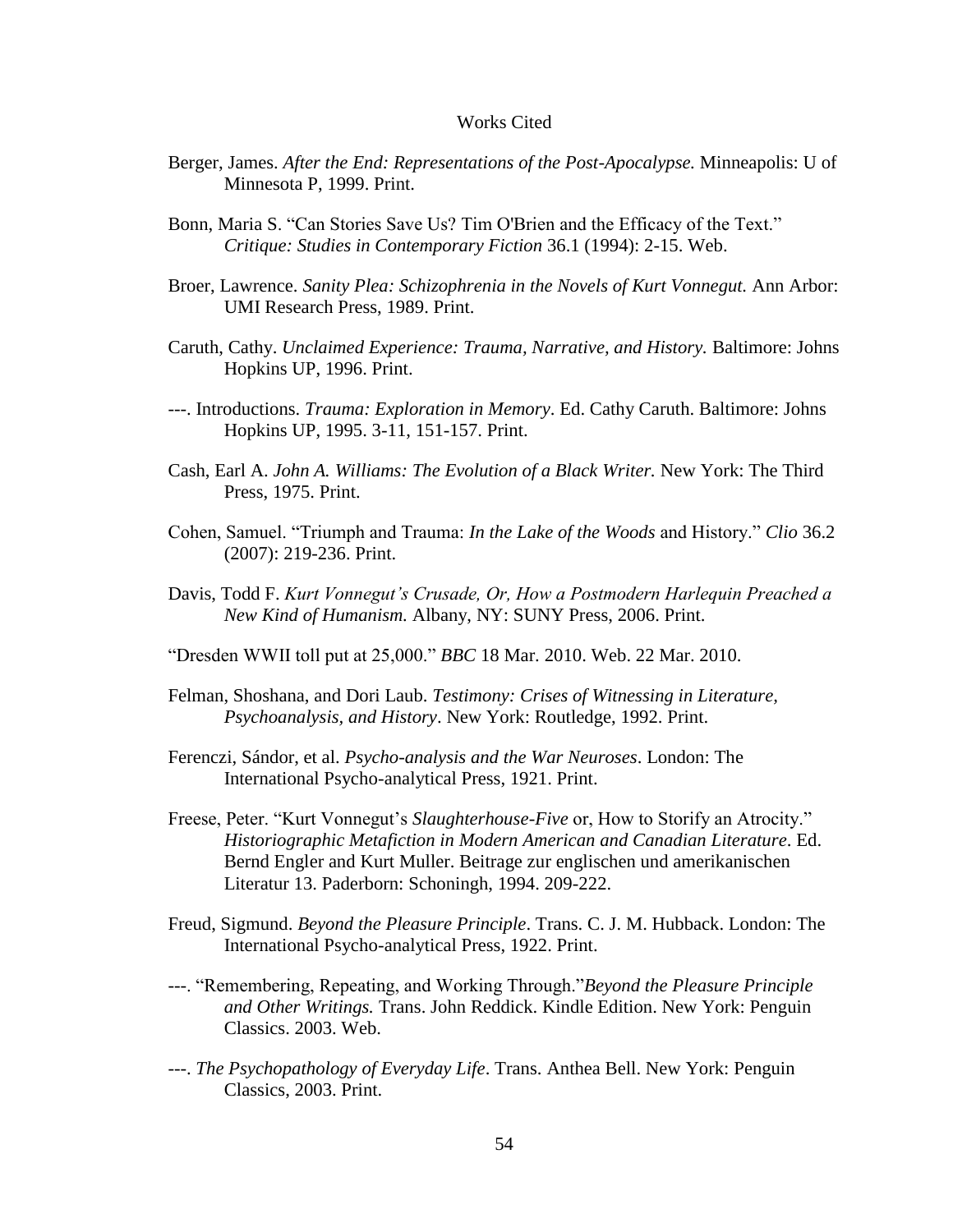# Works Cited

Berger, James. *After the End: Representations of the Post-Apocalypse.* Minneapolis: U of Minnesota P, 1999. Print.

Bonn, Maria S. "Can Stories Save Us? Tim O'Brien and the Efficacy of the Text." *Critique: Studies in Contemporary Fiction* 36.1 (1994): 2-15. Web.

Broer, Lawrence. *Sanity Plea: Schizophrenia in the Novels of Kurt Vonnegut.* Ann Arbor: UMI Research Press, 1989. Print.

Caruth, Cathy. *Unclaimed Experience: Trauma, Narrative, and History.* Baltimore: Johns Hopkins UP, 1996. Print.

---. Introductions. *Trauma: Exploration in Memory*. Ed. Cathy Caruth. Baltimore: Johns Hopkins UP, 1995. 3-11, 151-157. Print.

Cash, Earl A. *John A. Williams: The Evolution of a Black Writer.* New York: The Third Press, 1975. Print.

Cohen, Samuel. "Triumph and Trauma: *In the Lake of the Woods* and History." *Clio* 36.2 (2007): 219-236. Print.

Davis, Todd F. *Kurt Vonnegut's Crusade, Or, How a Postmodern Harlequin Preached a New Kind of Humanism.* Albany, NY: SUNY Press, 2006. Print.

"Dresden WWII toll put at 25,000." *BBC* 18 Mar. 2010. Web. 22 Mar. 2010.

Felman, Shoshana, and Dori Laub. *Testimony: Crises of Witnessing in Literature, Psychoanalysis, and History*. New York: Routledge, 1992. Print.

Ferenczi, Sándor, et al. *Psycho-analysis and the War Neuroses*. London: The International Psycho-analytical Press, 1921. Print.

Freese, Peter. "Kurt Vonnegut's *Slaughterhouse-Five* or, How to Storify an Atrocity." *Historiographic Metafiction in Modern American and Canadian Literature*. Ed. Bernd Engler and Kurt Muller. Beitrage zur englischen und amerikanischen Literatur 13. Paderborn: Schoningh, 1994. 209-222.

Freud, Sigmund. *Beyond the Pleasure Principle*. Trans. C. J. M. Hubback. London: The International Psycho-analytical Press, 1922. Print.

---. "Remembering, Repeating, and Working Through."*Beyond the Pleasure Principle and Other Writings.* Trans. John Reddick. Kindle Edition. New York: Penguin Classics. 2003. Web.

---. *The Psychopathology of Everyday Life*. Trans. Anthea Bell. New York: Penguin Classics, 2003. Print.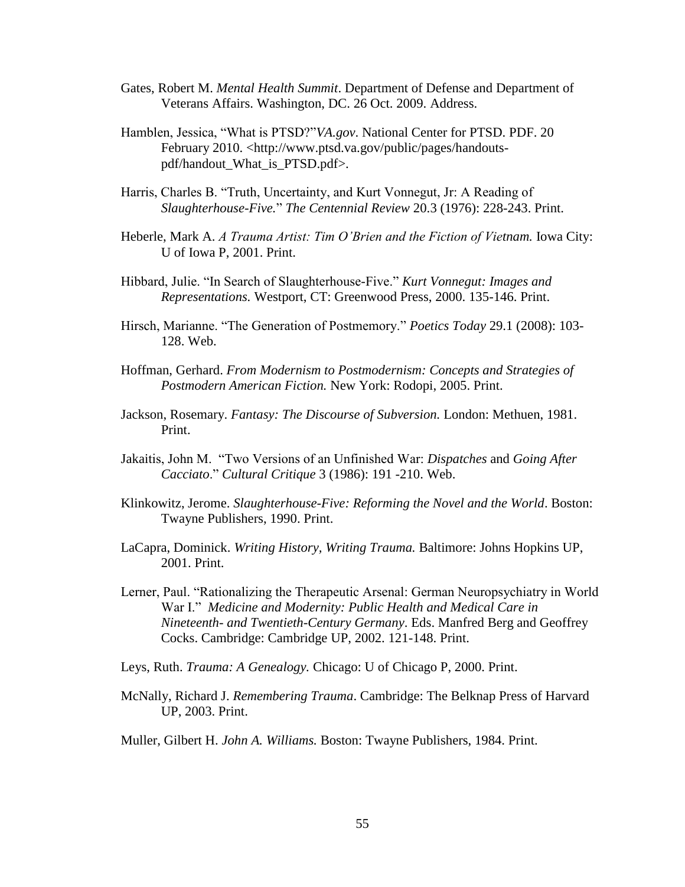Gates, Robert M. *Mental Health Summit*. Department of Defense and Department of Veterans Affairs. Washington, DC. 26 Oct. 2009. Address.

Hamblen, Jessica, "What is PTSD?"*VA.gov*. National Center for PTSD. PDF. 20 February 2010. <http://www.ptsd.va.gov/public/pages/handouts-pdf/handout_What_is_PTSD.pdf>.

Harris, Charles B. "Truth, Uncertainty, and Kurt Vonnegut, Jr: A Reading of *Slaughterhouse-Five.*" *The Centennial Review* 20.3 (1976): 228-243. Print.

Heberle, Mark A. *A Trauma Artist: Tim O'Brien and the Fiction of Vietnam.* Iowa City: U of Iowa P, 2001. Print.

Hibbard, Julie. "In Search of Slaughterhouse-Five." *Kurt Vonnegut: Images and Representations.* Westport, CT: Greenwood Press, 2000. 135-146. Print.

Hirsch, Marianne. "The Generation of Postmemory." *Poetics Today* 29.1 (2008): 103-128. Web.

Hoffman, Gerhard. *From Modernism to Postmodernism: Concepts and Strategies of Postmodern American Fiction.* New York: Rodopi, 2005. Print.

Jackson, Rosemary. *Fantasy: The Discourse of Subversion.* London: Methuen, 1981. Print.

Jakaitis, John M. "Two Versions of an Unfinished War: *Dispatches* and *Going After Cacciato*." *Cultural Critique* 3 (1986): 191 -210. Web.

Klinkowitz, Jerome. *Slaughterhouse-Five: Reforming the Novel and the World*. Boston: Twayne Publishers, 1990. Print.

LaCapra, Dominick. *Writing History, Writing Trauma.* Baltimore: Johns Hopkins UP, 2001. Print.

Lerner, Paul. "Rationalizing the Therapeutic Arsenal: German Neuropsychiatry in World War I." *Medicine and Modernity: Public Health and Medical Care in Nineteenth- and Twentieth-Century Germany*. Eds. Manfred Berg and Geoffrey Cocks. Cambridge: Cambridge UP, 2002. 121-148. Print.

Leys, Ruth. *Trauma: A Genealogy.* Chicago: U of Chicago P, 2000. Print.

McNally, Richard J. *Remembering Trauma*. Cambridge: The Belknap Press of Harvard UP, 2003. Print.

Muller, Gilbert H. *John A. Williams.* Boston: Twayne Publishers, 1984. Print.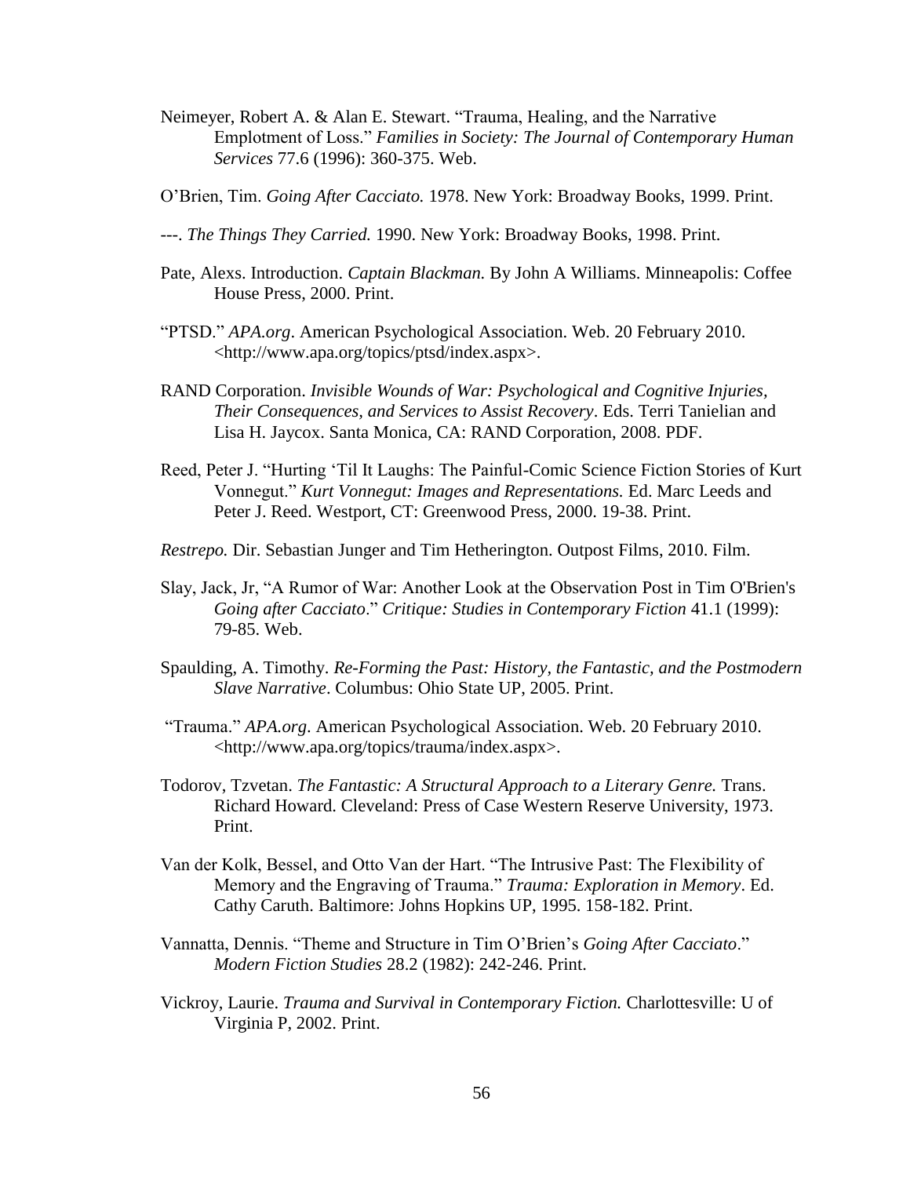Neimeyer, Robert A. & Alan E. Stewart. "Trauma, Healing, and the Narrative Emplotment of Loss." *Families in Society: The Journal of Contemporary Human Services* 77.6 (1996): 360-375. Web.

O'Brien, Tim. *Going After Cacciato.* 1978. New York: Broadway Books, 1999. Print.

---. *The Things They Carried.* 1990. New York: Broadway Books, 1998. Print.

Pate, Alexs. Introduction. *Captain Blackman.* By John A Williams. Minneapolis: Coffee House Press, 2000. Print.

"PTSD." *APA.org*. American Psychological Association. Web. 20 February 2010. <http://www.apa.org/topics/ptsd/index.aspx>.

RAND Corporation. *Invisible Wounds of War: Psychological and Cognitive Injuries, Their Consequences, and Services to Assist Recovery*. Eds. Terri Tanielian and Lisa H. Jaycox. Santa Monica, CA: RAND Corporation, 2008. PDF.

Reed, Peter J. "Hurting 'Til It Laughs: The Painful-Comic Science Fiction Stories of Kurt Vonnegut." *Kurt Vonnegut: Images and Representations.* Ed. Marc Leeds and Peter J. Reed. Westport, CT: Greenwood Press, 2000. 19-38. Print.

*Restrepo.* Dir. Sebastian Junger and Tim Hetherington. Outpost Films, 2010. Film.

Slay, Jack, Jr, "A Rumor of War: Another Look at the Observation Post in Tim O'Brien's *Going after Cacciato*." *Critique: Studies in Contemporary Fiction* 41.1 (1999): 79-85. Web.

Spaulding, A. Timothy. *Re-Forming the Past: History, the Fantastic, and the Postmodern Slave Narrative*. Columbus: Ohio State UP, 2005. Print.

"Trauma." *APA.org*. American Psychological Association. Web. 20 February 2010. <http://www.apa.org/topics/trauma/index.aspx>.

Todorov, Tzvetan. *The Fantastic: A Structural Approach to a Literary Genre.* Trans. Richard Howard. Cleveland: Press of Case Western Reserve University, 1973. Print.

Van der Kolk, Bessel, and Otto Van der Hart. "The Intrusive Past: The Flexibility of Memory and the Engraving of Trauma." *Trauma: Exploration in Memory*. Ed. Cathy Caruth. Baltimore: Johns Hopkins UP, 1995. 158-182. Print.

Vannatta, Dennis. "Theme and Structure in Tim O'Brien's *Going After Cacciato*." *Modern Fiction Studies* 28.2 (1982): 242-246. Print.

Vickroy, Laurie. *Trauma and Survival in Contemporary Fiction.* Charlottesville: U of Virginia P, 2002. Print.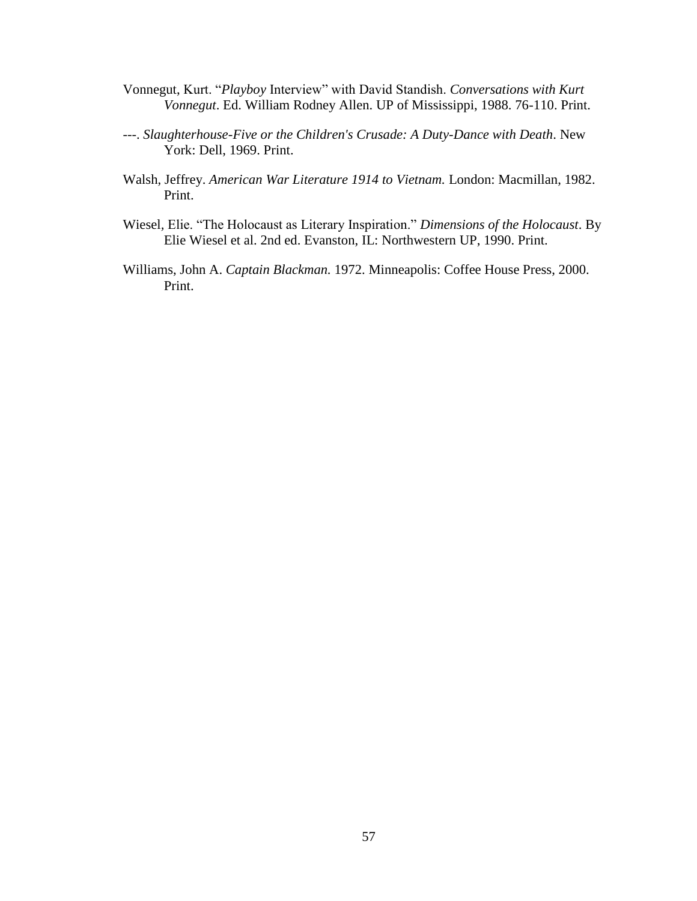Vonnegut, Kurt. "*Playboy* Interview" with David Standish. *Conversations with Kurt Vonnegut*. Ed. William Rodney Allen. UP of Mississippi, 1988. 76-110. Print.

---. *Slaughterhouse-Five or the Children's Crusade: A Duty-Dance with Death*. New York: Dell, 1969. Print.

Walsh, Jeffrey. *American War Literature 1914 to Vietnam.* London: Macmillan, 1982. Print.

Wiesel, Elie. "The Holocaust as Literary Inspiration." *Dimensions of the Holocaust*. By Elie Wiesel et al. 2nd ed. Evanston, IL: Northwestern UP, 1990. Print.

Williams, John A. *Captain Blackman.* 1972. Minneapolis: Coffee House Press, 2000. Print.